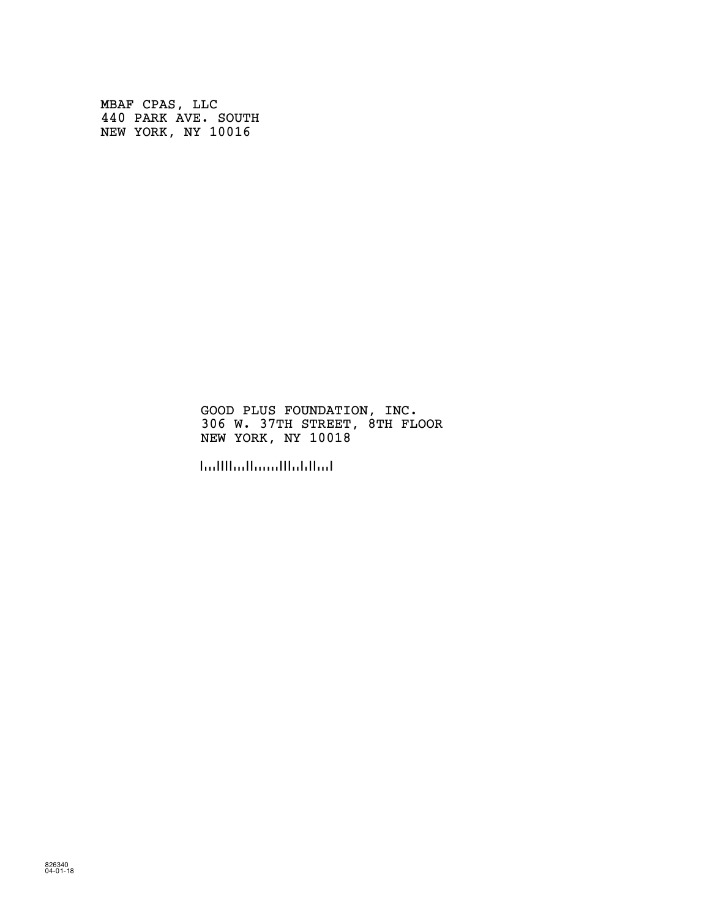MBAF CPAS, LLC
440 PARK AVE. SOUTH
NEW YORK, NY 10016

GOOD PLUS FOUNDATION, INC.
306 W. 37TH STREET, 8TH FLOOR
NEW YORK, NY 10018

826340
04-01-18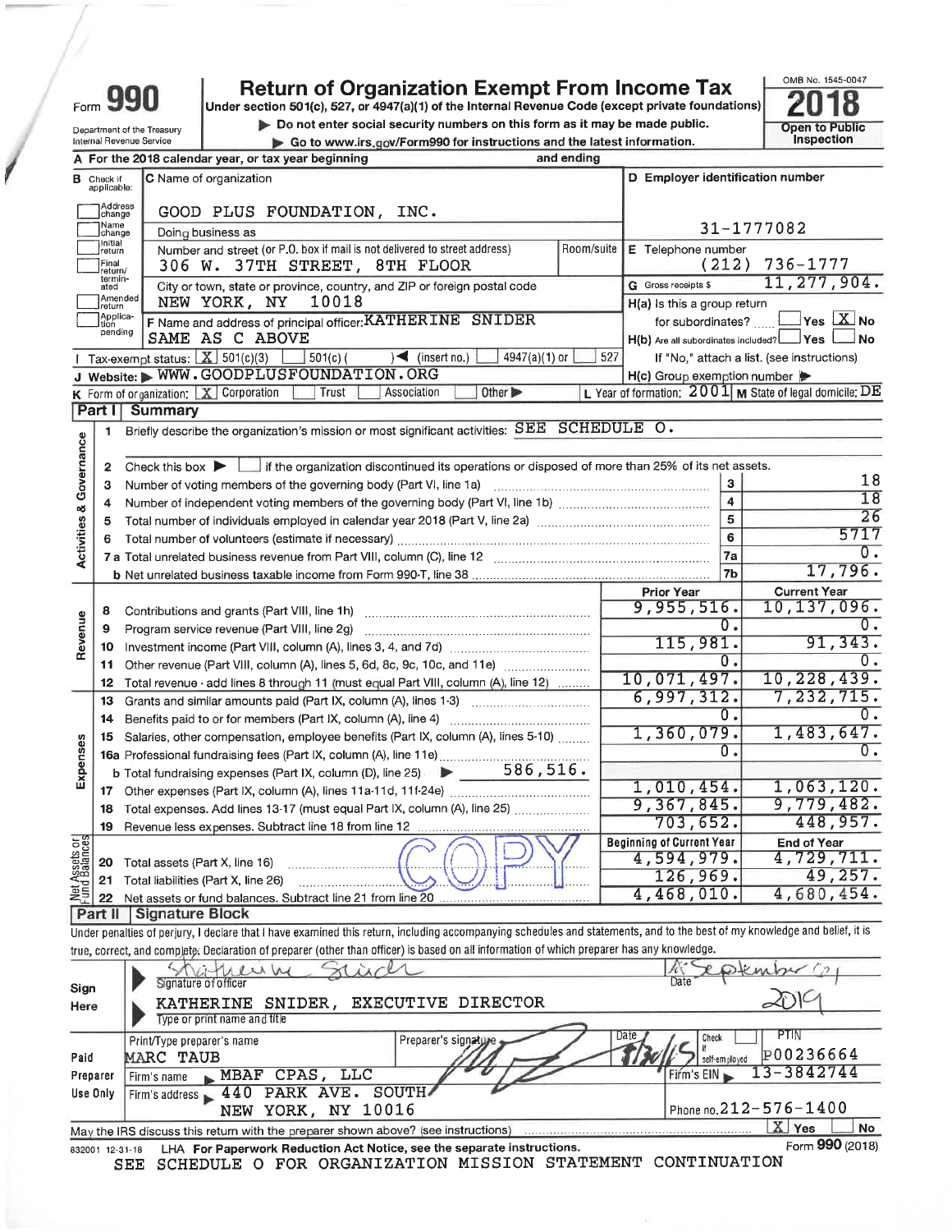Form **990** | **Return of Organization Exempt From Income Tax** | OMB No. 1545-0047

Under section 501(c), 527, or 4947(a)(1) of the Internal Revenue Code (except private foundations)

▶ Do not enter social security numbers on this form as it may be made public.

▶ Go to www.irs.gov/Form990 for instructions and the latest information.

Department of the Treasury
Internal Revenue Service

**2018**

**Open to Public Inspection**

**A** For the 2018 calendar year, or tax year beginning and ending

**B** Check if applicable: Address change, Name change, Initial return, Final return/terminated, Amended return, Application pending

**C** Name of organization: GOOD PLUS FOUNDATION, INC.

Doing business as

Number and street (or P.O. box if mail is not delivered to street address): 306 W. 37TH STREET, 8TH FLOOR | Room/suite

City or town, state or province, country, and ZIP or foreign postal code: NEW YORK, NY 10018

**D** Employer identification number: 31-1777082

**E** Telephone number: (212) 736-1777

**G** Gross receipts $ 11,277,904.

**F** Name and address of principal officer: KATHERINE SNIDER
SAME AS C ABOVE

**H(a)** Is this a group return for subordinates? ☐ Yes ☒ No

**H(b)** Are all subordinates included? ☐ Yes ☐ No
If "No," attach a list. (see instructions)

**H(c)** Group exemption number ▶

**I** Tax-exempt status: ☒ 501(c)(3) ☐ 501(c)( ) ◀ (insert no.) ☐ 4947(a)(1) or ☐ 527

**J** Website: ▶ WWW.GOODPLUSFOUNDATION.ORG

**K** Form of organization: ☒ Corporation ☐ Trust ☐ Association ☐ Other ▶

**L** Year of formation: 2001 **M** State of legal domicile: DE

## Part I Summary

**Activities & Governance**

1 Briefly describe the organization's mission or most significant activities: SEE SCHEDULE O.

2 Check this box ▶ ☐ if the organization discontinued its operations or disposed of more than 25% of its net assets.

| | | | |
|---|---|---|---|
| 3 | Number of voting members of the governing body (Part VI, line 1a) | 3 | 18 |
| 4 | Number of independent voting members of the governing body (Part VI, line 1b) | 4 | 18 |
| 5 | Total number of individuals employed in calendar year 2018 (Part V, line 2a) | 5 | 26 |
| 6 | Total number of volunteers (estimate if necessary) | 6 | 5717 |
| 7a | Total unrelated business revenue from Part VIII, column (C), line 12 | 7a | 0. |
| b | Net unrelated business taxable income from Form 990-T, line 38 | 7b | 17,796. |

| | | | Prior Year | Current Year |
|---|---|---|---|---|
| **Revenue** | 8 | Contributions and grants (Part VIII, line 1h) | 9,955,516. | 10,137,096. |
| | 9 | Program service revenue (Part VIII, line 2g) | 0. | 0. |
| | 10 | Investment income (Part VIII, column (A), lines 3, 4, and 7d) | 115,981. | 91,343. |
| | 11 | Other revenue (Part VIII, column (A), lines 5, 6d, 8c, 9c, 10c, and 11e) | 0. | 0. |
| | 12 | Total revenue - add lines 8 through 11 (must equal Part VIII, column (A), line 12) | 10,071,497. | 10,228,439. |
| **Expenses** | 13 | Grants and similar amounts paid (Part IX, column (A), lines 1-3) | 6,997,312. | 7,232,715. |
| | 14 | Benefits paid to or for members (Part IX, column (A), line 4) | 0. | 0. |
| | 15 | Salaries, other compensation, employee benefits (Part IX, column (A), lines 5-10) | 1,360,079. | 1,483,647. |
| | 16a | Professional fundraising fees (Part IX, column (A), line 11e) | 0. | 0. |
| | b | Total fundraising expenses (Part IX, column (D), line 25) ▶ 586,516. | | |
| | 17 | Other expenses (Part IX, column (A), lines 11a-11d, 11f-24e) | 1,010,454. | 1,063,120. |
| | 18 | Total expenses. Add lines 13-17 (must equal Part IX, column (A), line 25) | 9,367,845. | 9,779,482. |
| | 19 | Revenue less expenses. Subtract line 18 from line 12 | 703,652. | 448,957. |
| | | | **Beginning of Current Year** | **End of Year** |
| **Net Assets or Fund Balances** | 20 | Total assets (Part X, line 16) | 4,594,979. | 4,729,711. |
| | 21 | Total liabilities (Part X, line 26) | 126,969. | 49,257. |
| | 22 | Net assets or fund balances. Subtract line 21 from line 20 | 4,468,010. | 4,680,454. |

## Part II Signature Block

Under penalties of perjury, I declare that I have examined this return, including accompanying schedules and statements, and to the best of my knowledge and belief, it is true, correct, and complete. Declaration of preparer (other than officer) is based on all information of which preparer has any knowledge.

**Sign Here**

Signature of officer: Katherine Snider | Date: 4 September 2019

KATHERINE SNIDER, EXECUTIVE DIRECTOR
Type or print name and title

**Paid Preparer Use Only**

| Print/Type preparer's name | Preparer's signature | Date | Check ☐ if self-employed | PTIN |
|---|---|---|---|---|
| MARC TAUB | | 9/30/19 | | P00236664 |

Firm's name ▶ MBAF CPAS, LLC | Firm's EIN ▶ 13-3842744

Firm's address ▶ 440 PARK AVE. SOUTH
NEW YORK, NY 10016 | Phone no. 212-576-1400

May the IRS discuss this return with the preparer shown above? (see instructions) ☒ Yes ☐ No

832001 12-31-18 LHA For Paperwork Reduction Act Notice, see the separate instructions. Form **990** (2018)

SEE SCHEDULE O FOR ORGANIZATION MISSION STATEMENT CONTINUATION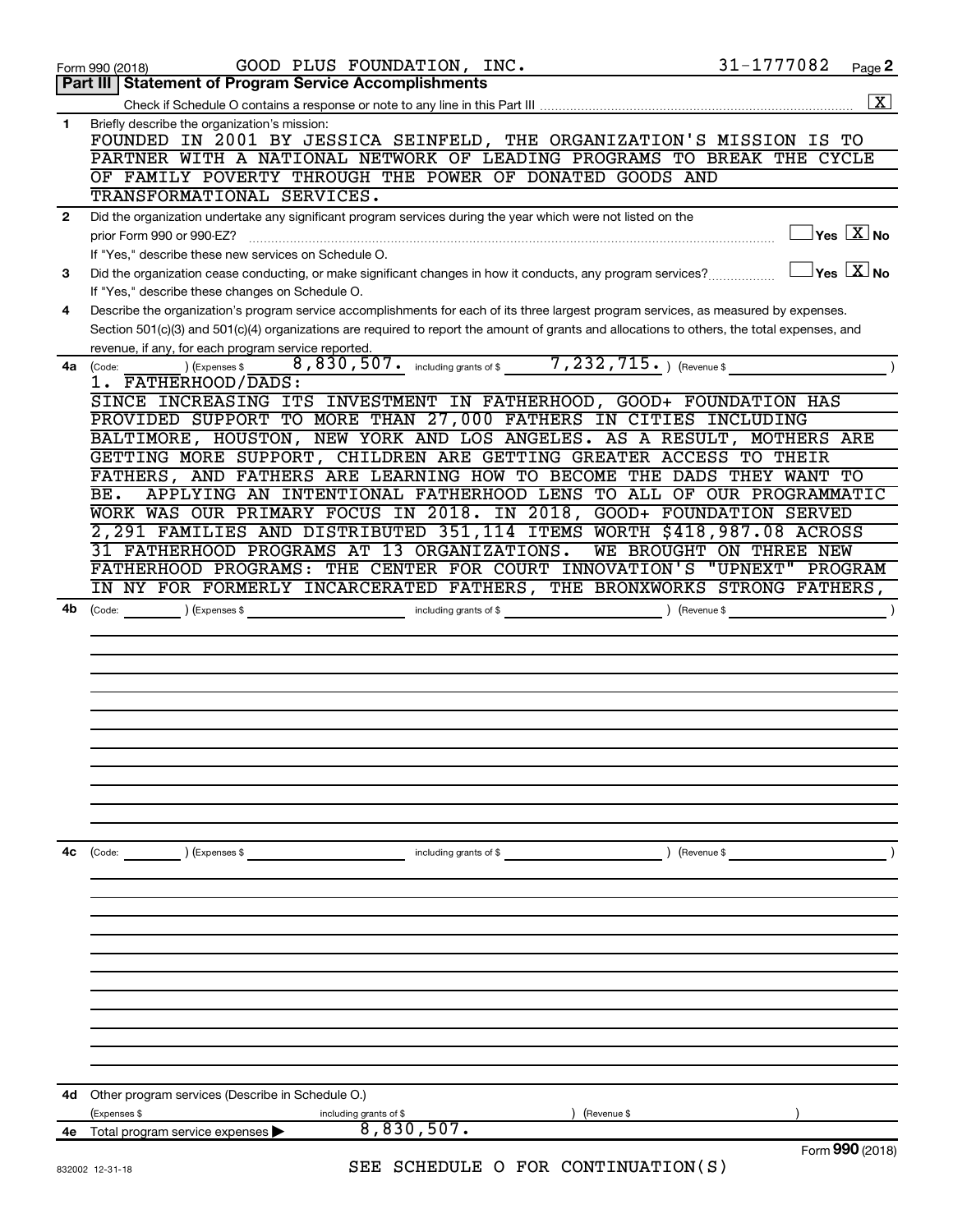Form 990 (2018) GOOD PLUS FOUNDATION, INC. 31-1777082 Page **2**

## Part III | Statement of Program Service Accomplishments

Check if Schedule O contains a response or note to any line in this Part III ..... [X]

**1** Briefly describe the organization's mission:

FOUNDED IN 2001 BY JESSICA SEINFELD, THE ORGANIZATION'S MISSION IS TO PARTNER WITH A NATIONAL NETWORK OF LEADING PROGRAMS TO BREAK THE CYCLE OF FAMILY POVERTY THROUGH THE POWER OF DONATED GOODS AND TRANSFORMATIONAL SERVICES.

**2** Did the organization undertake any significant program services during the year which were not listed on the prior Form 990 or 990-EZ? ..... [ ] Yes [X] No

If "Yes," describe these new services on Schedule O.

**3** Did the organization cease conducting, or make significant changes in how it conducts, any program services? ..... [ ] Yes [X] No

If "Yes," describe these changes on Schedule O.

**4** Describe the organization's program service accomplishments for each of its three largest program services, as measured by expenses. Section 501(c)(3) and 501(c)(4) organizations are required to report the amount of grants and allocations to others, the total expenses, and revenue, if any, for each program service reported.

**4a** (Code: ) (Expenses $ 8,830,507. including grants of $ 7,232,715. ) (Revenue $ )

1. FATHERHOOD/DADS:
SINCE INCREASING ITS INVESTMENT IN FATHERHOOD, GOOD+ FOUNDATION HAS PROVIDED SUPPORT TO MORE THAN 27,000 FATHERS IN CITIES INCLUDING BALTIMORE, HOUSTON, NEW YORK AND LOS ANGELES. AS A RESULT, MOTHERS ARE GETTING MORE SUPPORT, CHILDREN ARE GETTING GREATER ACCESS TO THEIR FATHERS, AND FATHERS ARE LEARNING HOW TO BECOME THE DADS THEY WANT TO BE. APPLYING AN INTENTIONAL FATHERHOOD LENS TO ALL OF OUR PROGRAMMATIC WORK WAS OUR PRIMARY FOCUS IN 2018. IN 2018, GOOD+ FOUNDATION SERVED 2,291 FAMILIES AND DISTRIBUTED 351,114 ITEMS WORTH $418,987.08 ACROSS 31 FATHERHOOD PROGRAMS AT 13 ORGANIZATIONS. WE BROUGHT ON THREE NEW FATHERHOOD PROGRAMS: THE CENTER FOR COURT INNOVATION'S "UPNEXT" PROGRAM IN NY FOR FORMERLY INCARCERATED FATHERS, THE BRONXWORKS STRONG FATHERS,

**4b** (Code: ) (Expenses $ including grants of $ ) (Revenue $ )

**4c** (Code: ) (Expenses $ including grants of $ ) (Revenue $ )

**4d** Other program services (Describe in Schedule O.)
(Expenses $ including grants of $ ) (Revenue $ )

**4e** Total program service expenses ▶ 8,830,507.

Form **990** (2018)

832002 12-31-18

SEE SCHEDULE O FOR CONTINUATION(S)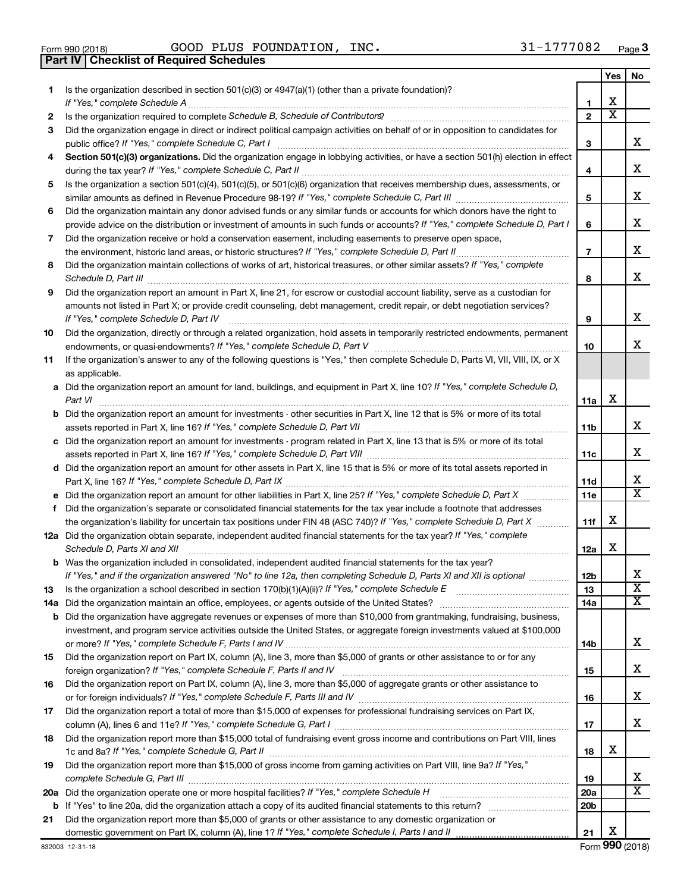Form 990 (2018) GOOD PLUS FOUNDATION, INC. 31-1777082 Page 3

**Part IV | Checklist of Required Schedules**

| | | | Yes | No |
|---|---|---|---|---|
| 1 | Is the organization described in section 501(c)(3) or 4947(a)(1) (other than a private foundation)? *If "Yes," complete Schedule A* | 1 | X | |
| 2 | Is the organization required to complete *Schedule B, Schedule of Contributors*? | 2 | X | |
| 3 | Did the organization engage in direct or indirect political campaign activities on behalf of or in opposition to candidates for public office? *If "Yes," complete Schedule C, Part I* | 3 | | X |
| 4 | **Section 501(c)(3) organizations.** Did the organization engage in lobbying activities, or have a section 501(h) election in effect during the tax year? *If "Yes," complete Schedule C, Part II* | 4 | | X |
| 5 | Is the organization a section 501(c)(4), 501(c)(5), or 501(c)(6) organization that receives membership dues, assessments, or similar amounts as defined in Revenue Procedure 98-19? *If "Yes," complete Schedule C, Part III* | 5 | | X |
| 6 | Did the organization maintain any donor advised funds or any similar funds or accounts for which donors have the right to provide advice on the distribution or investment of amounts in such funds or accounts? *If "Yes," complete Schedule D, Part I* | 6 | | X |
| 7 | Did the organization receive or hold a conservation easement, including easements to preserve open space, the environment, historic land areas, or historic structures? *If "Yes," complete Schedule D, Part II* | 7 | | X |
| 8 | Did the organization maintain collections of works of art, historical treasures, or other similar assets? *If "Yes," complete Schedule D, Part III* | 8 | | X |
| 9 | Did the organization report an amount in Part X, line 21, for escrow or custodial account liability, serve as a custodian for amounts not listed in Part X; or provide credit counseling, debt management, credit repair, or debt negotiation services? *If "Yes," complete Schedule D, Part IV* | 9 | | X |
| 10 | Did the organization, directly or through a related organization, hold assets in temporarily restricted endowments, permanent endowments, or quasi-endowments? *If "Yes," complete Schedule D, Part V* | 10 | | X |
| 11 | If the organization's answer to any of the following questions is "Yes," then complete Schedule D, Parts VI, VII, VIII, IX, or X as applicable. | | | |
| a | Did the organization report an amount for land, buildings, and equipment in Part X, line 10? *If "Yes," complete Schedule D, Part VI* | 11a | X | |
| b | Did the organization report an amount for investments - other securities in Part X, line 12 that is 5% or more of its total assets reported in Part X, line 16? *If "Yes," complete Schedule D, Part VII* | 11b | | X |
| c | Did the organization report an amount for investments - program related in Part X, line 13 that is 5% or more of its total assets reported in Part X, line 16? *If "Yes," complete Schedule D, Part VIII* | 11c | | X |
| d | Did the organization report an amount for other assets in Part X, line 15 that is 5% or more of its total assets reported in Part X, line 16? *If "Yes," complete Schedule D, Part IX* | 11d | | X |
| e | Did the organization report an amount for other liabilities in Part X, line 25? *If "Yes," complete Schedule D, Part X* | 11e | | X |
| f | Did the organization's separate or consolidated financial statements for the tax year include a footnote that addresses the organization's liability for uncertain tax positions under FIN 48 (ASC 740)? *If "Yes," complete Schedule D, Part X* | 11f | X | |
| 12a | Did the organization obtain separate, independent audited financial statements for the tax year? *If "Yes," complete Schedule D, Parts XI and XII* | 12a | X | |
| b | Was the organization included in consolidated, independent audited financial statements for the tax year? *If "Yes," and if the organization answered "No" to line 12a, then completing Schedule D, Parts XI and XII is optional* | 12b | | X |
| 13 | Is the organization a school described in section 170(b)(1)(A)(ii)? *If "Yes," complete Schedule E* | 13 | | X |
| 14a | Did the organization maintain an office, employees, or agents outside of the United States? | 14a | | X |
| b | Did the organization have aggregate revenues or expenses of more than $10,000 from grantmaking, fundraising, business, investment, and program service activities outside the United States, or aggregate foreign investments valued at $100,000 or more? *If "Yes," complete Schedule F, Parts I and IV* | 14b | | X |
| 15 | Did the organization report on Part IX, column (A), line 3, more than $5,000 of grants or other assistance to or for any foreign organization? *If "Yes," complete Schedule F, Parts II and IV* | 15 | | X |
| 16 | Did the organization report on Part IX, column (A), line 3, more than $5,000 of aggregate grants or other assistance to or for foreign individuals? *If "Yes," complete Schedule F, Parts III and IV* | 16 | | X |
| 17 | Did the organization report a total of more than $15,000 of expenses for professional fundraising services on Part IX, column (A), lines 6 and 11e? *If "Yes," complete Schedule G, Part I* | 17 | | X |
| 18 | Did the organization report more than $15,000 total of fundraising event gross income and contributions on Part VIII, lines 1c and 8a? *If "Yes," complete Schedule G, Part II* | 18 | X | |
| 19 | Did the organization report more than $15,000 of gross income from gaming activities on Part VIII, line 9a? *If "Yes," complete Schedule G, Part III* | 19 | | X |
| 20a | Did the organization operate one or more hospital facilities? *If "Yes," complete Schedule H* | 20a | | X |
| b | If "Yes" to line 20a, did the organization attach a copy of its audited financial statements to this return? | 20b | | |
| 21 | Did the organization report more than $5,000 of grants or other assistance to any domestic organization or domestic government on Part IX, column (A), line 1? *If "Yes," complete Schedule I, Parts I and II* | 21 | X | |

832003 12-31-18 Form **990** (2018)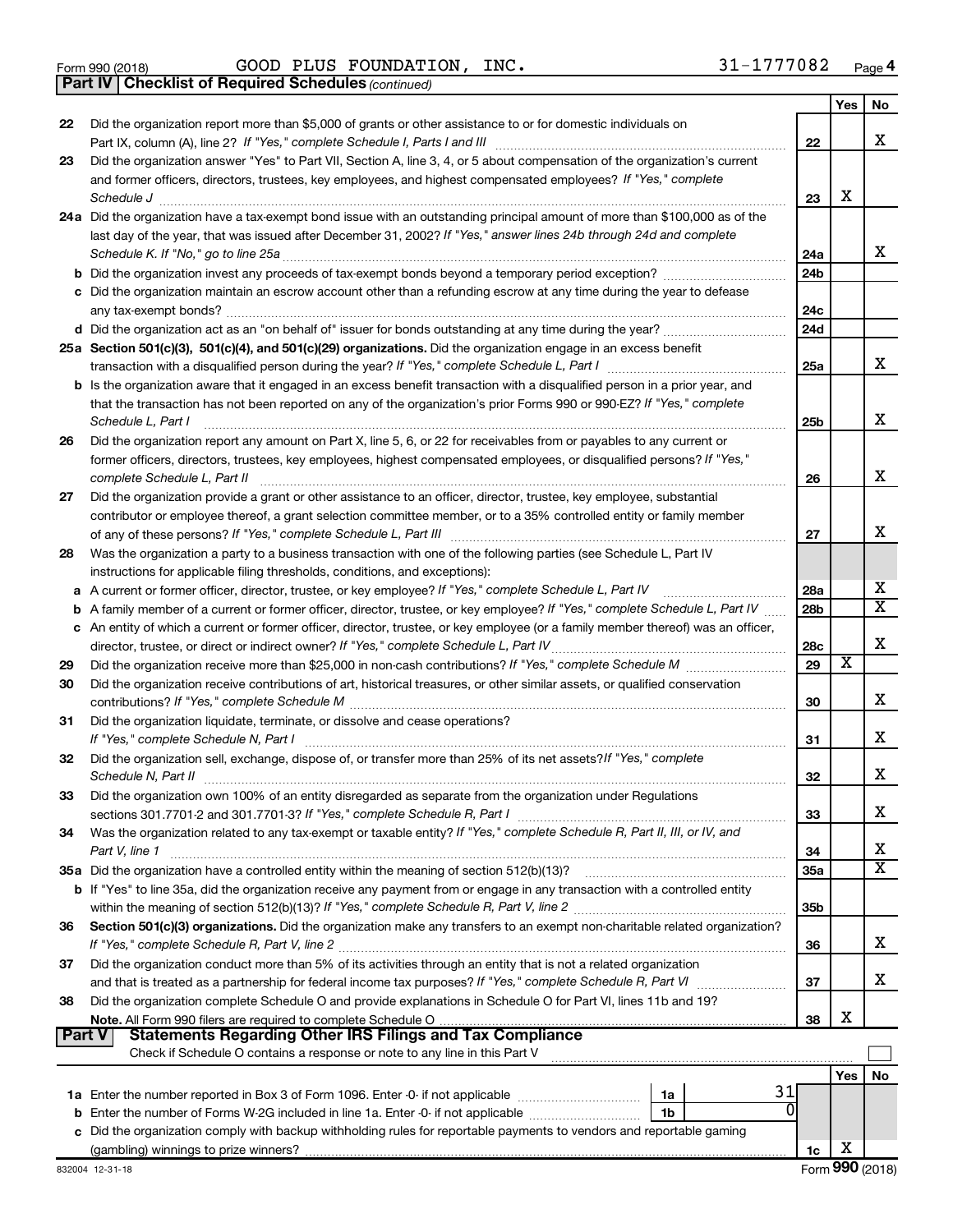Form 990 (2018) GOOD PLUS FOUNDATION, INC. 31-1777082 Page 4

**Part IV | Checklist of Required Schedules** *(continued)*

| | | | Yes | No |
|---|---|---|---|---|
| 22 | Did the organization report more than $5,000 of grants or other assistance to or for domestic individuals on Part IX, column (A), line 2? *If "Yes," complete Schedule I, Parts I and III* | 22 | | X |
| 23 | Did the organization answer "Yes" to Part VII, Section A, line 3, 4, or 5 about compensation of the organization's current and former officers, directors, trustees, key employees, and highest compensated employees? *If "Yes," complete Schedule J* | 23 | X | |
| 24a | Did the organization have a tax-exempt bond issue with an outstanding principal amount of more than $100,000 as of the last day of the year, that was issued after December 31, 2002? *If "Yes," answer lines 24b through 24d and complete Schedule K. If "No," go to line 25a* | 24a | | X |
| b | Did the organization invest any proceeds of tax-exempt bonds beyond a temporary period exception? | 24b | | |
| c | Did the organization maintain an escrow account other than a refunding escrow at any time during the year to defease any tax-exempt bonds? | 24c | | |
| d | Did the organization act as an "on behalf of" issuer for bonds outstanding at any time during the year? | 24d | | |
| 25a | **Section 501(c)(3), 501(c)(4), and 501(c)(29) organizations.** Did the organization engage in an excess benefit transaction with a disqualified person during the year? *If "Yes," complete Schedule L, Part I* | 25a | | X |
| b | Is the organization aware that it engaged in an excess benefit transaction with a disqualified person in a prior year, and that the transaction has not been reported on any of the organization's prior Forms 990 or 990-EZ? *If "Yes," complete Schedule L, Part I* | 25b | | X |
| 26 | Did the organization report any amount on Part X, line 5, 6, or 22 for receivables from or payables to any current or former officers, directors, trustees, key employees, highest compensated employees, or disqualified persons? *If "Yes," complete Schedule L, Part II* | 26 | | X |
| 27 | Did the organization provide a grant or other assistance to an officer, director, trustee, key employee, substantial contributor or employee thereof, a grant selection committee member, or to a 35% controlled entity or family member of any of these persons? *If "Yes," complete Schedule L, Part III* | 27 | | X |
| 28 | Was the organization a party to a business transaction with one of the following parties (see Schedule L, Part IV instructions for applicable filing thresholds, conditions, and exceptions): | | | |
| a | A current or former officer, director, trustee, or key employee? *If "Yes," complete Schedule L, Part IV* | 28a | | X |
| b | A family member of a current or former officer, director, trustee, or key employee? *If "Yes," complete Schedule L, Part IV* | 28b | | X |
| c | An entity of which a current or former officer, director, trustee, or key employee (or a family member thereof) was an officer, director, trustee, or direct or indirect owner? *If "Yes," complete Schedule L, Part IV* | 28c | | X |
| 29 | Did the organization receive more than $25,000 in non-cash contributions? *If "Yes," complete Schedule M* | 29 | X | |
| 30 | Did the organization receive contributions of art, historical treasures, or other similar assets, or qualified conservation contributions? *If "Yes," complete Schedule M* | 30 | | X |
| 31 | Did the organization liquidate, terminate, or dissolve and cease operations? *If "Yes," complete Schedule N, Part I* | 31 | | X |
| 32 | Did the organization sell, exchange, dispose of, or transfer more than 25% of its net assets? *If "Yes," complete Schedule N, Part II* | 32 | | X |
| 33 | Did the organization own 100% of an entity disregarded as separate from the organization under Regulations sections 301.7701-2 and 301.7701-3? *If "Yes," complete Schedule R, Part I* | 33 | | X |
| 34 | Was the organization related to any tax-exempt or taxable entity? *If "Yes," complete Schedule R, Part II, III, or IV, and Part V, line 1* | 34 | | X |
| 35a | Did the organization have a controlled entity within the meaning of section 512(b)(13)? | 35a | | X |
| b | If "Yes" to line 35a, did the organization receive any payment from or engage in any transaction with a controlled entity within the meaning of section 512(b)(13)? *If "Yes," complete Schedule R, Part V, line 2* | 35b | | |
| 36 | **Section 501(c)(3) organizations.** Did the organization make any transfers to an exempt non-charitable related organization? *If "Yes," complete Schedule R, Part V, line 2* | 36 | | X |
| 37 | Did the organization conduct more than 5% of its activities through an entity that is not a related organization and that is treated as a partnership for federal income tax purposes? *If "Yes," complete Schedule R, Part VI* | 37 | | X |
| 38 | Did the organization complete Schedule O and provide explanations in Schedule O for Part VI, lines 11b and 19? **Note.** All Form 990 filers are required to complete Schedule O | 38 | X | |

**Part V | Statements Regarding Other IRS Filings and Tax Compliance**

Check if Schedule O contains a response or note to any line in this Part V ☐

| | | | | | Yes | No |
|---|---|---|---|---|---|---|
| 1a | Enter the number reported in Box 3 of Form 1096. Enter -0- if not applicable | 1a | 31 | | | |
| b | Enter the number of Forms W-2G included in line 1a. Enter -0- if not applicable | 1b | 0 | | | |
| c | Did the organization comply with backup withholding rules for reportable payments to vendors and reportable gaming (gambling) winnings to prize winners? | | | 1c | X | |

832004 12-31-18 Form **990** (2018)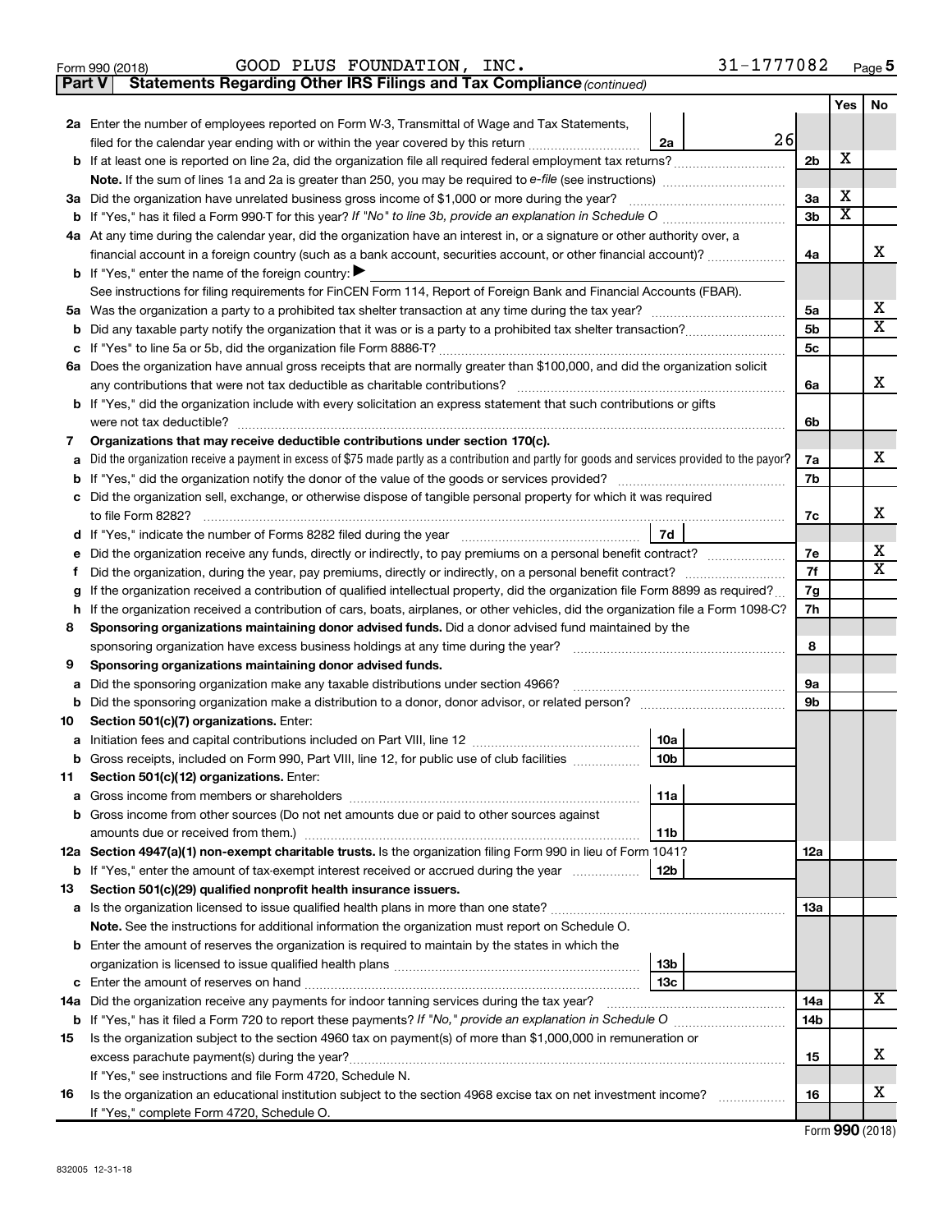Form 990 (2018) GOOD PLUS FOUNDATION, INC. 31-1777082

**Part V Statements Regarding Other IRS Filings and Tax Compliance** *(continued)*

| | | | | Yes | No |
|---|---|---|---|---|---|
| **2a** | Enter the number of employees reported on Form W-3, Transmittal of Wage and Tax Statements, filed for the calendar year ending with or within the year covered by this return | 2a | 26 | | |
| **b** | If at least one is reported on line 2a, did the organization file all required federal employment tax returns? | | 2b | X | |
| | **Note.** If the sum of lines 1a and 2a is greater than 250, you may be required to *e-file* (see instructions) | | | | |
| **3a** | Did the organization have unrelated business gross income of $1,000 or more during the year? | | 3a | X | |
| **b** | If "Yes," has it filed a Form 990-T for this year? *If "No" to line 3b, provide an explanation in Schedule O* | | 3b | X | |
| **4a** | At any time during the calendar year, did the organization have an interest in, or a signature or other authority over, a financial account in a foreign country (such as a bank account, securities account, or other financial account)? | | 4a | | X |
| **b** | If "Yes," enter the name of the foreign country: ▶ | | | | |
| | See instructions for filing requirements for FinCEN Form 114, Report of Foreign Bank and Financial Accounts (FBAR). | | | | |
| **5a** | Was the organization a party to a prohibited tax shelter transaction at any time during the tax year? | | 5a | | X |
| **b** | Did any taxable party notify the organization that it was or is a party to a prohibited tax shelter transaction? | | 5b | | X |
| **c** | If "Yes" to line 5a or 5b, did the organization file Form 8886-T? | | 5c | | |
| **6a** | Does the organization have annual gross receipts that are normally greater than $100,000, and did the organization solicit any contributions that were not tax deductible as charitable contributions? | | 6a | | X |
| **b** | If "Yes," did the organization include with every solicitation an express statement that such contributions or gifts were not tax deductible? | | 6b | | |
| **7** | **Organizations that may receive deductible contributions under section 170(c).** | | | | |
| **a** | Did the organization receive a payment in excess of $75 made partly as a contribution and partly for goods and services provided to the payor? | | 7a | | X |
| **b** | If "Yes," did the organization notify the donor of the value of the goods or services provided? | | 7b | | |
| **c** | Did the organization sell, exchange, or otherwise dispose of tangible personal property for which it was required to file Form 8282? | | 7c | | X |
| **d** | If "Yes," indicate the number of Forms 8282 filed during the year | 7d | | | |
| **e** | Did the organization receive any funds, directly or indirectly, to pay premiums on a personal benefit contract? | | 7e | | X |
| **f** | Did the organization, during the year, pay premiums, directly or indirectly, on a personal benefit contract? | | 7f | | X |
| **g** | If the organization received a contribution of qualified intellectual property, did the organization file Form 8899 as required? | | 7g | | |
| **h** | If the organization received a contribution of cars, boats, airplanes, or other vehicles, did the organization file a Form 1098-C? | | 7h | | |
| **8** | **Sponsoring organizations maintaining donor advised funds.** Did a donor advised fund maintained by the sponsoring organization have excess business holdings at any time during the year? | | 8 | | |
| **9** | **Sponsoring organizations maintaining donor advised funds.** | | | | |
| **a** | Did the sponsoring organization make any taxable distributions under section 4966? | | 9a | | |
| **b** | Did the sponsoring organization make a distribution to a donor, donor advisor, or related person? | | 9b | | |
| **10** | **Section 501(c)(7) organizations.** Enter: | | | | |
| **a** | Initiation fees and capital contributions included on Part VIII, line 12 | 10a | | | |
| **b** | Gross receipts, included on Form 990, Part VIII, line 12, for public use of club facilities | 10b | | | |
| **11** | **Section 501(c)(12) organizations.** Enter: | | | | |
| **a** | Gross income from members or shareholders | 11a | | | |
| **b** | Gross income from other sources (Do not net amounts due or paid to other sources against amounts due or received from them.) | 11b | | | |
| **12a** | **Section 4947(a)(1) non-exempt charitable trusts.** Is the organization filing Form 990 in lieu of Form 1041? | | 12a | | |
| **b** | If "Yes," enter the amount of tax-exempt interest received or accrued during the year | 12b | | | |
| **13** | **Section 501(c)(29) qualified nonprofit health insurance issuers.** | | | | |
| **a** | Is the organization licensed to issue qualified health plans in more than one state? | | 13a | | |
| | **Note.** See the instructions for additional information the organization must report on Schedule O. | | | | |
| **b** | Enter the amount of reserves the organization is required to maintain by the states in which the organization is licensed to issue qualified health plans | 13b | | | |
| **c** | Enter the amount of reserves on hand | 13c | | | |
| **14a** | Did the organization receive any payments for indoor tanning services during the tax year? | | 14a | | X |
| **b** | If "Yes," has it filed a Form 720 to report these payments? *If "No," provide an explanation in Schedule O* | | 14b | | |
| **15** | Is the organization subject to the section 4960 tax on payment(s) of more than $1,000,000 in remuneration or excess parachute payment(s) during the year? | | 15 | | X |
| | If "Yes," see instructions and file Form 4720, Schedule N. | | | | |
| **16** | Is the organization an educational institution subject to the section 4968 excise tax on net investment income? | | 16 | | X |
| | If "Yes," complete Form 4720, Schedule O. | | | | |

Form **990** (2018)

832005 12-31-18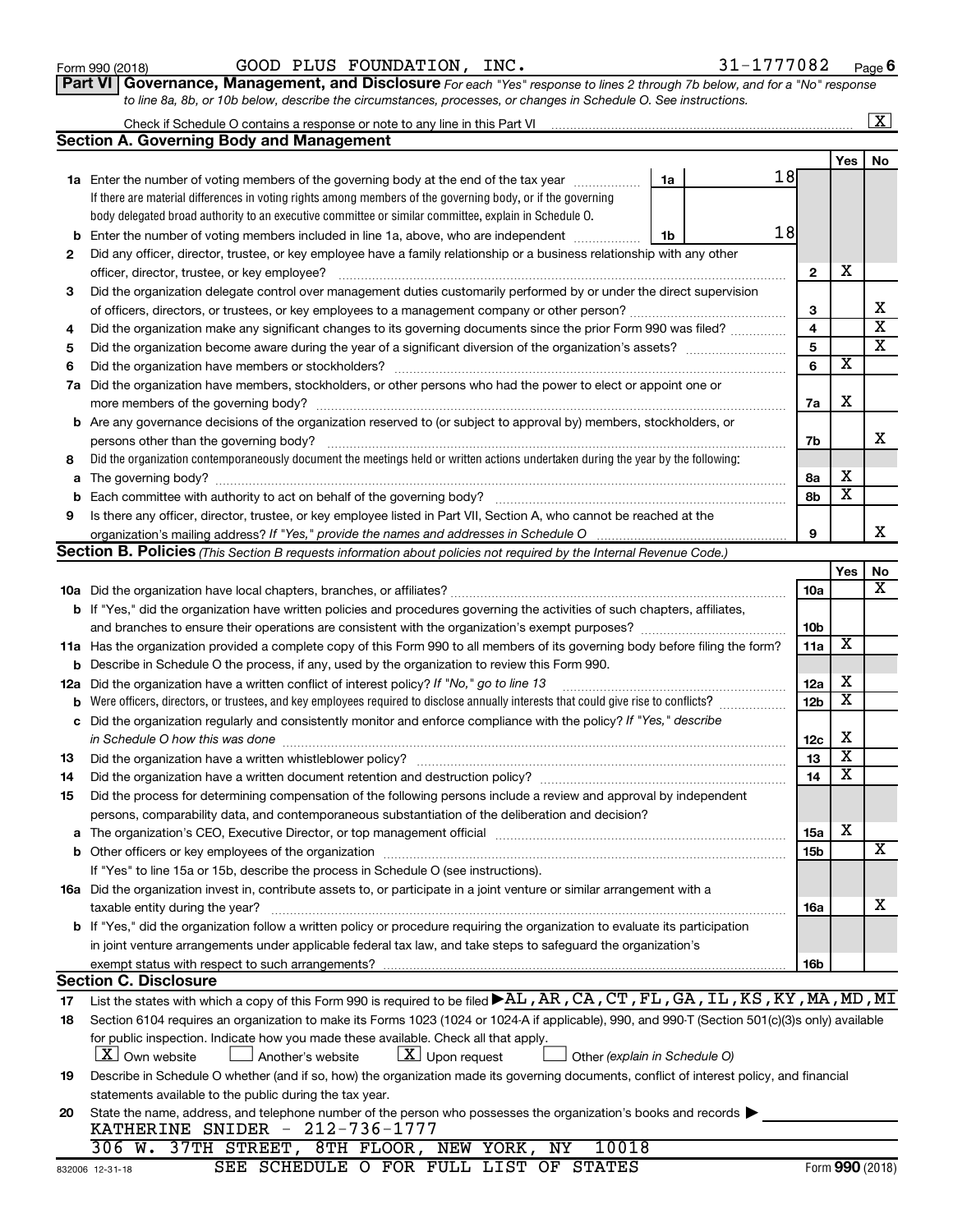Form 990 (2018) GOOD PLUS FOUNDATION, INC. 31-1777082 Page 6

**Part VI Governance, Management, and Disclosure** *For each "Yes" response to lines 2 through 7b below, and for a "No" response to line 8a, 8b, or 10b below, describe the circumstances, processes, or changes in Schedule O. See instructions.*

Check if Schedule O contains a response or note to any line in this Part VI ..... [X]

## Section A. Governing Body and Management

| | | | | Yes | No |
|---|---|---|---|---|---|
| **1a** | Enter the number of voting members of the governing body at the end of the tax year ..... If there are material differences in voting rights among members of the governing body, or if the governing body delegated broad authority to an executive committee or similar committee, explain in Schedule O. | 1a | 18 | | |
| **b** | Enter the number of voting members included in line 1a, above, who are independent ..... | 1b | 18 | | |
| **2** | Did any officer, director, trustee, or key employee have a family relationship or a business relationship with any other officer, director, trustee, or key employee? ..... | | 2 | X | |
| **3** | Did the organization delegate control over management duties customarily performed by or under the direct supervision of officers, directors, or trustees, or key employees to a management company or other person? ..... | | 3 | | X |
| **4** | Did the organization make any significant changes to its governing documents since the prior Form 990 was filed? ..... | | 4 | | X |
| **5** | Did the organization become aware during the year of a significant diversion of the organization's assets? ..... | | 5 | | X |
| **6** | Did the organization have members or stockholders? ..... | | 6 | X | |
| **7a** | Did the organization have members, stockholders, or other persons who had the power to elect or appoint one or more members of the governing body? ..... | | 7a | X | |
| **b** | Are any governance decisions of the organization reserved to (or subject to approval by) members, stockholders, or persons other than the governing body? ..... | | 7b | | X |
| **8** | Did the organization contemporaneously document the meetings held or written actions undertaken during the year by the following: | | | | |
| **a** | The governing body? ..... | | 8a | X | |
| **b** | Each committee with authority to act on behalf of the governing body? ..... | | 8b | X | |
| **9** | Is there any officer, director, trustee, or key employee listed in Part VII, Section A, who cannot be reached at the organization's mailing address? *If "Yes," provide the names and addresses in Schedule O* ..... | | 9 | | X |

## Section B. Policies *(This Section B requests information about policies not required by the Internal Revenue Code.)*

| | | | Yes | No |
|---|---|---|---|---|
| **10a** | Did the organization have local chapters, branches, or affiliates? ..... | 10a | | X |
| **b** | If "Yes," did the organization have written policies and procedures governing the activities of such chapters, affiliates, and branches to ensure their operations are consistent with the organization's exempt purposes? ..... | 10b | | |
| **11a** | Has the organization provided a complete copy of this Form 990 to all members of its governing body before filing the form? | 11a | X | |
| **b** | Describe in Schedule O the process, if any, used by the organization to review this Form 990. | | | |
| **12a** | Did the organization have a written conflict of interest policy? *If "No," go to line 13* ..... | 12a | X | |
| **b** | Were officers, directors, or trustees, and key employees required to disclose annually interests that could give rise to conflicts? ..... | 12b | X | |
| **c** | Did the organization regularly and consistently monitor and enforce compliance with the policy? *If "Yes," describe in Schedule O how this was done* ..... | 12c | X | |
| **13** | Did the organization have a written whistleblower policy? ..... | 13 | X | |
| **14** | Did the organization have a written document retention and destruction policy? ..... | 14 | X | |
| **15** | Did the process for determining compensation of the following persons include a review and approval by independent persons, comparability data, and contemporaneous substantiation of the deliberation and decision? | | | |
| **a** | The organization's CEO, Executive Director, or top management official ..... | 15a | X | |
| **b** | Other officers or key employees of the organization ..... If "Yes" to line 15a or 15b, describe the process in Schedule O (see instructions). | 15b | | X |
| **16a** | Did the organization invest in, contribute assets to, or participate in a joint venture or similar arrangement with a taxable entity during the year? ..... | 16a | | X |
| **b** | If "Yes," did the organization follow a written policy or procedure requiring the organization to evaluate its participation in joint venture arrangements under applicable federal tax law, and take steps to safeguard the organization's exempt status with respect to such arrangements? ..... | 16b | | |

## Section C. Disclosure

**17** List the states with which a copy of this Form 990 is required to be filed ▶ AL,AR,CA,CT,FL,GA,IL,KS,KY,MA,MD,MI

**18** Section 6104 requires an organization to make its Forms 1023 (1024 or 1024-A if applicable), 990, and 990-T (Section 501(c)(3)s only) available for public inspection. Indicate how you made these available. Check all that apply.

[X] Own website [ ] Another's website [X] Upon request [ ] Other *(explain in Schedule O)*

**19** Describe in Schedule O whether (and if so, how) the organization made its governing documents, conflict of interest policy, and financial statements available to the public during the tax year.

**20** State the name, address, and telephone number of the person who possesses the organization's books and records ▶

KATHERINE SNIDER - 212-736-1777
306 W. 37TH STREET, 8TH FLOOR, NEW YORK, NY 10018

SEE SCHEDULE O FOR FULL LIST OF STATES

832006 12-31-18 Form **990** (2018)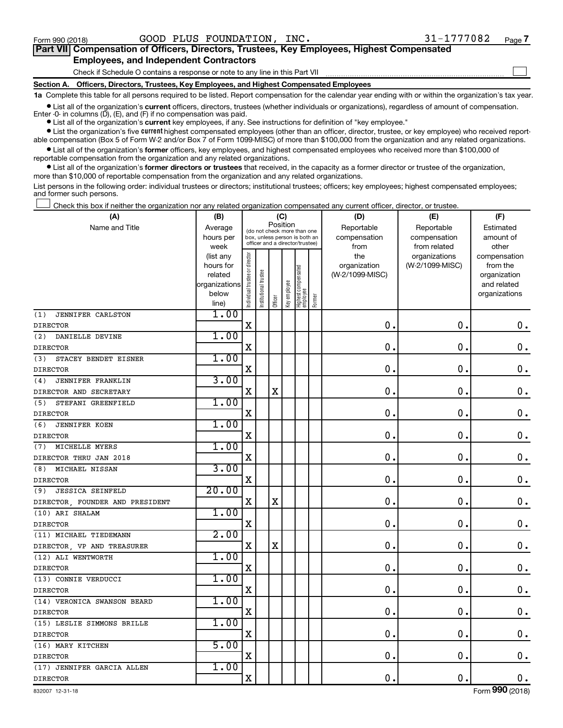Form 990 (2018) GOOD PLUS FOUNDATION, INC. 31-1777082 Page 7

**Part VII Compensation of Officers, Directors, Trustees, Key Employees, Highest Compensated Employees, and Independent Contractors**

Check if Schedule O contains a response or note to any line in this Part VII ☐

**Section A. Officers, Directors, Trustees, Key Employees, and Highest Compensated Employees**

**1a** Complete this table for all persons required to be listed. Report compensation for the calendar year ending with or within the organization's tax year.

- List all of the organization's **current** officers, directors, trustees (whether individuals or organizations), regardless of amount of compensation. Enter -0- in columns (D), (E), and (F) if no compensation was paid.
- List all of the organization's **current** key employees, if any. See instructions for definition of "key employee."
- List the organization's five **current** highest compensated employees (other than an officer, director, trustee, or key employee) who received reportable compensation (Box 5 of Form W-2 and/or Box 7 of Form 1099-MISC) of more than $100,000 from the organization and any related organizations.
- List all of the organization's **former** officers, key employees, and highest compensated employees who received more than $100,000 of reportable compensation from the organization and any related organizations.
- List all of the organization's **former directors or trustees** that received, in the capacity as a former director or trustee of the organization, more than $10,000 of reportable compensation from the organization and any related organizations.

List persons in the following order: individual trustees or directors; institutional trustees; officers; key employees; highest compensated employees; and former such persons.

☐ Check this box if neither the organization nor any related organization compensated any current officer, director, or trustee.

| (A) Name and Title | (B) Average hours per week (list any hours for related organizations below line) | (C) Position: Individual trustee or director | Institutional trustee | Officer | Key employee | Highest compensated employee | Former | (D) Reportable compensation from the organization (W-2/1099-MISC) | (E) Reportable compensation from related organizations (W-2/1099-MISC) | (F) Estimated amount of other compensation from the organization and related organizations |
|---|---|---|---|---|---|---|---|---|---|---|
| (1) JENNIFER CARLSTON<br>DIRECTOR | 1.00 | X | | | | | | 0. | 0. | 0. |
| (2) DANIELLE DEVINE<br>DIRECTOR | 1.00 | X | | | | | | 0. | 0. | 0. |
| (3) STACEY BENDET EISNER<br>DIRECTOR | 1.00 | X | | | | | | 0. | 0. | 0. |
| (4) JENNIFER FRANKLIN<br>DIRECTOR AND SECRETARY | 3.00 | X | | X | | | | 0. | 0. | 0. |
| (5) STEFANI GREENFIELD<br>DIRECTOR | 1.00 | X | | | | | | 0. | 0. | 0. |
| (6) JENNIFER KOEN<br>DIRECTOR | 1.00 | X | | | | | | 0. | 0. | 0. |
| (7) MICHELLE MYERS<br>DIRECTOR THRU JAN 2018 | 1.00 | X | | | | | | 0. | 0. | 0. |
| (8) MICHAEL NISSAN<br>DIRECTOR | 3.00 | X | | | | | | 0. | 0. | 0. |
| (9) JESSICA SEINFELD<br>DIRECTOR, FOUNDER AND PRESIDENT | 20.00 | X | | X | | | | 0. | 0. | 0. |
| (10) ARI SHALAM<br>DIRECTOR | 1.00 | X | | | | | | 0. | 0. | 0. |
| (11) MICHAEL TIEDEMANN<br>DIRECTOR, VP AND TREASURER | 2.00 | X | | X | | | | 0. | 0. | 0. |
| (12) ALI WENTWORTH<br>DIRECTOR | 1.00 | X | | | | | | 0. | 0. | 0. |
| (13) CONNIE VERDUCCI<br>DIRECTOR | 1.00 | X | | | | | | 0. | 0. | 0. |
| (14) VERONICA SWANSON BEARD<br>DIRECTOR | 1.00 | X | | | | | | 0. | 0. | 0. |
| (15) LESLIE SIMMONS BRILLE<br>DIRECTOR | 1.00 | X | | | | | | 0. | 0. | 0. |
| (16) MARY KITCHEN<br>DIRECTOR | 5.00 | X | | | | | | 0. | 0. | 0. |
| (17) JENNIFER GARCIA ALLEN<br>DIRECTOR | 1.00 | X | | | | | | 0. | 0. | 0. |

832007 12-31-18 Form **990** (2018)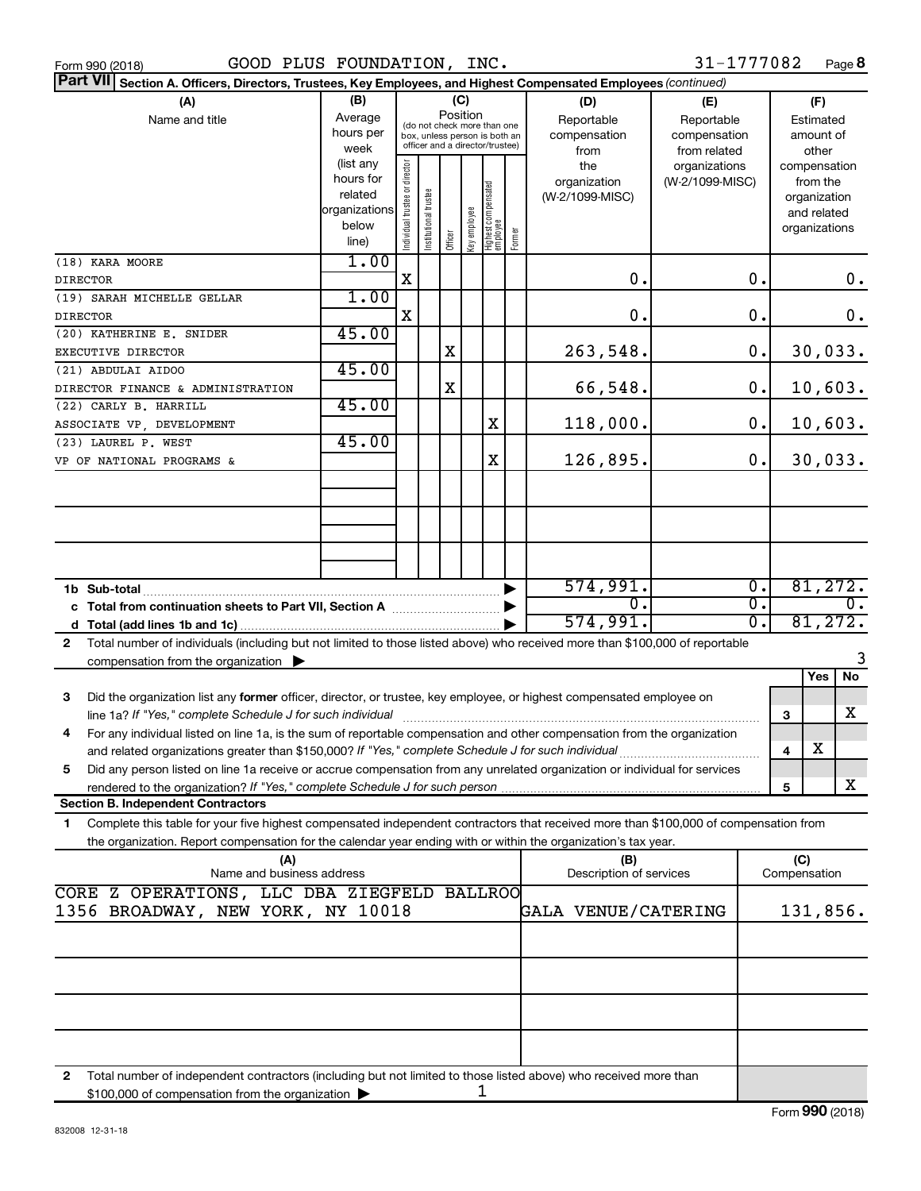Form 990 (2018) GOOD PLUS FOUNDATION, INC. 31-1777082 Page **8**

**Part VII** **Section A. Officers, Directors, Trustees, Key Employees, and Highest Compensated Employees** *(continued)*

| (A) Name and title | (B) Average hours per week (list any hours for related organizations below line) | (C) Position: Individual trustee or director | Institutional trustee | Officer | Key employee | Highest compensated employee | Former | (D) Reportable compensation from the organization (W-2/1099-MISC) | (E) Reportable compensation from related organizations (W-2/1099-MISC) | (F) Estimated amount of other compensation from the organization and related organizations |
|---|---|---|---|---|---|---|---|---|---|---|
| (18) KARA MOORE<br>DIRECTOR | 1.00 | X | | | | | | 0. | 0. | 0. |
| (19) SARAH MICHELLE GELLAR<br>DIRECTOR | 1.00 | X | | | | | | 0. | 0. | 0. |
| (20) KATHERINE E. SNIDER<br>EXECUTIVE DIRECTOR | 45.00 | | | X | | | | 263,548. | 0. | 30,033. |
| (21) ABDULAI AIDOO<br>DIRECTOR FINANCE & ADMINISTRATION | 45.00 | | | X | | | | 66,548. | 0. | 10,603. |
| (22) CARLY B. HARRILL<br>ASSOCIATE VP, DEVELOPMENT | 45.00 | | | | | X | | 118,000. | 0. | 10,603. |
| (23) LAUREL P. WEST<br>VP OF NATIONAL PROGRAMS & | 45.00 | | | | | X | | 126,895. | 0. | 30,033. |
| | | | | | | | | | | |
| | | | | | | | | | | |
| | | | | | | | | | | |
| **1b Sub-total** | | | | | | | | 574,991. | 0. | 81,272. |
| **c Total from continuation sheets to Part VII, Section A** | | | | | | | | 0. | 0. | 0. |
| **d Total (add lines 1b and 1c)** | | | | | | | | 574,991. | 0. | 81,272. |

**2** Total number of individuals (including but not limited to those listed above) who received more than $100,000 of reportable compensation from the organization ▶ 3

| | | Yes | No |
|---|---|---|---|
| **3** Did the organization list any **former** officer, director, or trustee, key employee, or highest compensated employee on line 1a? *If "Yes," complete Schedule J for such individual* | 3 | | X |
| **4** For any individual listed on line 1a, is the sum of reportable compensation and other compensation from the organization and related organizations greater than $150,000? *If "Yes," complete Schedule J for such individual* | 4 | X | |
| **5** Did any person listed on line 1a receive or accrue compensation from any unrelated organization or individual for services rendered to the organization? *If "Yes," complete Schedule J for such person* | 5 | | X |

**Section B. Independent Contractors**

**1** Complete this table for your five highest compensated independent contractors that received more than $100,000 of compensation from the organization. Report compensation for the calendar year ending with or within the organization's tax year.

| (A) Name and business address | (B) Description of services | (C) Compensation |
|---|---|---|
| CORE Z OPERATIONS, LLC DBA ZIEGFELD BALLROO<br>1356 BROADWAY, NEW YORK, NY 10018 | GALA VENUE/CATERING | 131,856. |
| | | |
| | | |
| | | |
| | | |

**2** Total number of independent contractors (including but not limited to those listed above) who received more than $100,000 of compensation from the organization ▶ 1

Form **990** (2018)

832008 12-31-18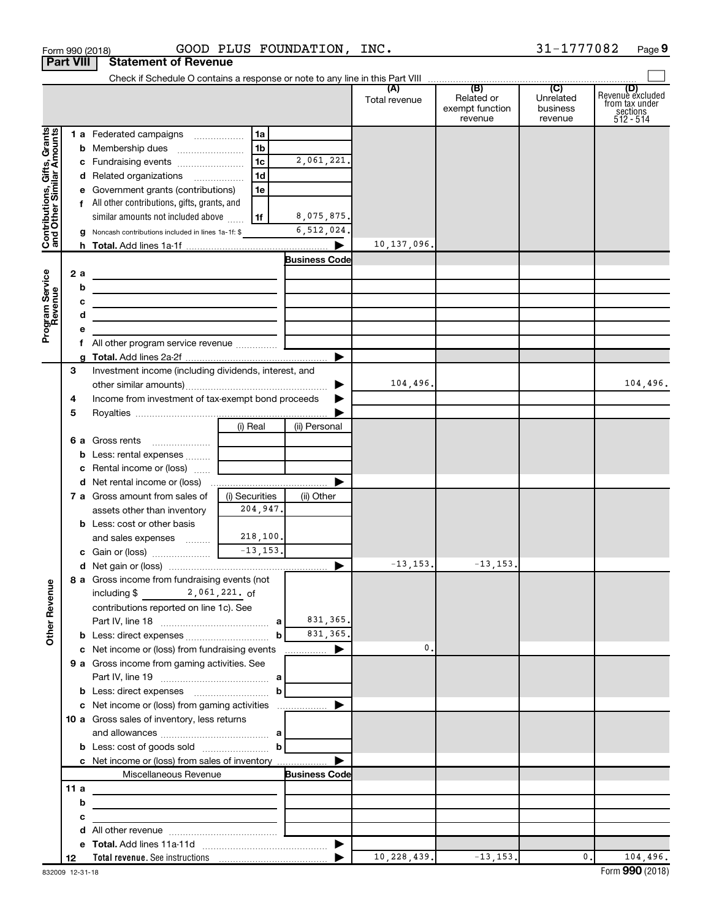Form 990 (2018) GOOD PLUS FOUNDATION, INC. 31-1777082 Page 9

**Part VIII Statement of Revenue**

Check if Schedule O contains a response or note to any line in this Part VIII

| | | | | (A) Total revenue | (B) Related or exempt function revenue | (C) Unrelated business revenue | (D) Revenue excluded from tax under sections 512 - 514 |
|---|---|---|---|---|---|---|---|
| **Contributions, Gifts, Grants and Other Similar Amounts** | 1 a Federated campaigns | 1a | | | | | |
| | b Membership dues | 1b | | | | | |
| | c Fundraising events | 1c | 2,061,221. | | | | |
| | d Related organizations | 1d | | | | | |
| | e Government grants (contributions) | 1e | | | | | |
| | f All other contributions, gifts, grants, and similar amounts not included above | 1f | 8,075,875. | | | | |
| | g Noncash contributions included in lines 1a-1f: $ | | 6,512,024. | | | | |
| | h **Total.** Add lines 1a-1f | | | 10,137,096. | | | |
| **Program Service Revenue** | | | Business Code | | | | |
| | 2 a | | | | | | |
| | b | | | | | | |
| | c | | | | | | |
| | d | | | | | | |
| | e | | | | | | |
| | f All other program service revenue | | | | | | |
| | g **Total.** Add lines 2a-2f | | | | | | |
| | 3 Investment income (including dividends, interest, and other similar amounts) | | | 104,496. | | | 104,496. |
| | 4 Income from investment of tax-exempt bond proceeds | | | | | | |
| | 5 Royalties | | | | | | |
| | | (i) Real | (ii) Personal | | | | |
| | 6 a Gross rents | | | | | | |
| | b Less: rental expenses | | | | | | |
| | c Rental income or (loss) | | | | | | |
| | d Net rental income or (loss) | | | | | | |
| | | (i) Securities | (ii) Other | | | | |
| | 7 a Gross amount from sales of assets other than inventory | 204,947. | | | | | |
| | b Less: cost or other basis and sales expenses | 218,100. | | | | | |
| | c Gain or (loss) | -13,153. | | | | | |
| | d Net gain or (loss) | | | -13,153. | -13,153. | | |
| **Other Revenue** | 8 a Gross income from fundraising events (not including $ 2,061,221. of contributions reported on line 1c). See Part IV, line 18 | a | 831,365. | | | | |
| | b Less: direct expenses | b | 831,365. | | | | |
| | c Net income or (loss) from fundraising events | | | 0. | | | |
| | 9 a Gross income from gaming activities. See Part IV, line 19 | a | | | | | |
| | b Less: direct expenses | b | | | | | |
| | c Net income or (loss) from gaming activities | | | | | | |
| | 10 a Gross sales of inventory, less returns and allowances | a | | | | | |
| | b Less: cost of goods sold | b | | | | | |
| | c Net income or (loss) from sales of inventory | | | | | | |
| | Miscellaneous Revenue | | Business Code | | | | |
| | 11 a | | | | | | |
| | b | | | | | | |
| | c | | | | | | |
| | d All other revenue | | | | | | |
| | e **Total.** Add lines 11a-11d | | | | | | |
| | 12 **Total revenue.** See instructions | | | 10,228,439. | -13,153. | 0. | 104,496. |

832009 12-31-18 Form **990** (2018)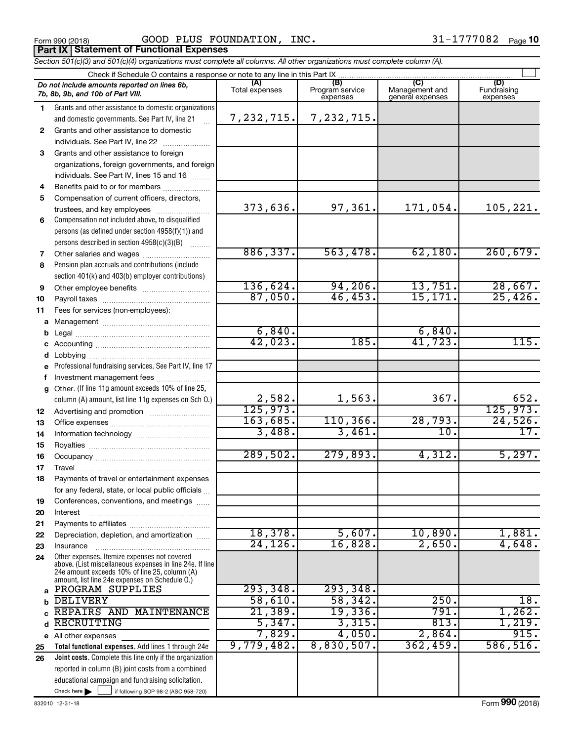Form 990 (2018) GOOD PLUS FOUNDATION, INC. 31-1777082 Page 10

**Part IX Statement of Functional Expenses**

*Section 501(c)(3) and 501(c)(4) organizations must complete all columns. All other organizations must complete column (A).*

Check if Schedule O contains a response or note to any line in this Part IX

| | *Do not include amounts reported on lines 6b, 7b, 8b, 9b, and 10b of Part VIII.* | (A) Total expenses | (B) Program service expenses | (C) Management and general expenses | (D) Fundraising expenses |
|---|---|---|---|---|---|
| 1 | Grants and other assistance to domestic organizations and domestic governments. See Part IV, line 21 | 7,232,715. | 7,232,715. | | |
| 2 | Grants and other assistance to domestic individuals. See Part IV, line 22 | | | | |
| 3 | Grants and other assistance to foreign organizations, foreign governments, and foreign individuals. See Part IV, lines 15 and 16 | | | | |
| 4 | Benefits paid to or for members | | | | |
| 5 | Compensation of current officers, directors, trustees, and key employees | 373,636. | 97,361. | 171,054. | 105,221. |
| 6 | Compensation not included above, to disqualified persons (as defined under section 4958(f)(1)) and persons described in section 4958(c)(3)(B) | | | | |
| 7 | Other salaries and wages | 886,337. | 563,478. | 62,180. | 260,679. |
| 8 | Pension plan accruals and contributions (include section 401(k) and 403(b) employer contributions) | | | | |
| 9 | Other employee benefits | 136,624. | 94,206. | 13,751. | 28,667. |
| 10 | Payroll taxes | 87,050. | 46,453. | 15,171. | 25,426. |
| 11 | Fees for services (non-employees): | | | | |
| a | Management | | | | |
| b | Legal | 6,840. | | 6,840. | |
| c | Accounting | 42,023. | 185. | 41,723. | 115. |
| d | Lobbying | | | | |
| e | Professional fundraising services. See Part IV, line 17 | | | | |
| f | Investment management fees | | | | |
| g | Other. (If line 11g amount exceeds 10% of line 25, column (A) amount, list line 11g expenses on Sch O.) | 2,582. | 1,563. | 367. | 652. |
| 12 | Advertising and promotion | 125,973. | | | 125,973. |
| 13 | Office expenses | 163,685. | 110,366. | 28,793. | 24,526. |
| 14 | Information technology | 3,488. | 3,461. | 10. | 17. |
| 15 | Royalties | | | | |
| 16 | Occupancy | 289,502. | 279,893. | 4,312. | 5,297. |
| 17 | Travel | | | | |
| 18 | Payments of travel or entertainment expenses for any federal, state, or local public officials | | | | |
| 19 | Conferences, conventions, and meetings | | | | |
| 20 | Interest | | | | |
| 21 | Payments to affiliates | | | | |
| 22 | Depreciation, depletion, and amortization | 18,378. | 5,607. | 10,890. | 1,881. |
| 23 | Insurance | 24,126. | 16,828. | 2,650. | 4,648. |
| 24 | Other expenses. Itemize expenses not covered above. (List miscellaneous expenses in line 24e. If line 24e amount exceeds 10% of line 25, column (A) amount, list line 24e expenses on Schedule O.) | | | | |
| a | PROGRAM SUPPLIES | 293,348. | 293,348. | | |
| b | DELIVERY | 58,610. | 58,342. | 250. | 18. |
| c | REPAIRS AND MAINTENANCE | 21,389. | 19,336. | 791. | 1,262. |
| d | RECRUITING | 5,347. | 3,315. | 813. | 1,219. |
| e | All other expenses | 7,829. | 4,050. | 2,864. | 915. |
| 25 | **Total functional expenses.** Add lines 1 through 24e | 9,779,482. | 8,830,507. | 362,459. | 586,516. |
| 26 | **Joint costs.** Complete this line only if the organization reported in column (B) joint costs from a combined educational campaign and fundraising solicitation. Check here ☐ if following SOP 98-2 (ASC 958-720) | | | | |

832010 12-31-18 Form **990** (2018)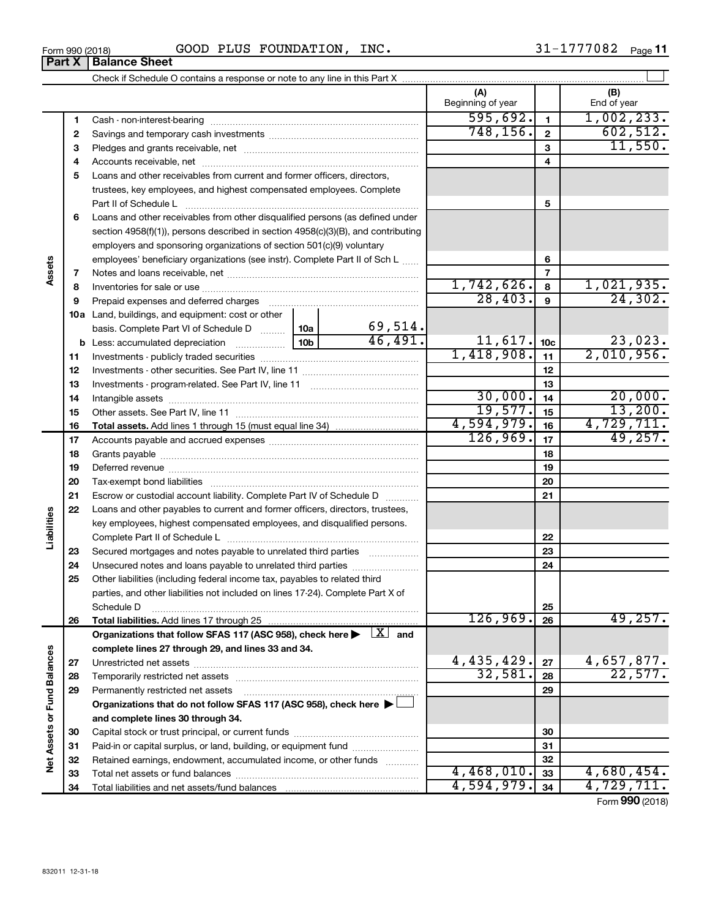Form 990 (2018) GOOD PLUS FOUNDATION, INC. 31-1777082 Page **11**

## Part X Balance Sheet

Check if Schedule O contains a response or note to any line in this Part X ☐

| | | | | (A) Beginning of year | | (B) End of year |
|---|---|---|---|---|---|---|
| **Assets** | 1 | Cash - non-interest-bearing | | 595,692. | 1 | 1,002,233. |
| | 2 | Savings and temporary cash investments | | 748,156. | 2 | 602,512. |
| | 3 | Pledges and grants receivable, net | | | 3 | 11,550. |
| | 4 | Accounts receivable, net | | | 4 | |
| | 5 | Loans and other receivables from current and former officers, directors, trustees, key employees, and highest compensated employees. Complete Part II of Schedule L | | | 5 | |
| | 6 | Loans and other receivables from other disqualified persons (as defined under section 4958(f)(1)), persons described in section 4958(c)(3)(B), and contributing employers and sponsoring organizations of section 501(c)(9) voluntary employees' beneficiary organizations (see instr). Complete Part II of Sch L | | | 6 | |
| | 7 | Notes and loans receivable, net | | | 7 | |
| | 8 | Inventories for sale or use | | 1,742,626. | 8 | 1,021,935. |
| | 9 | Prepaid expenses and deferred charges | | 28,403. | 9 | 24,302. |
| | 10a | Land, buildings, and equipment: cost or other basis. Complete Part VI of Schedule D | 10a 69,514. | | | |
| | b | Less: accumulated depreciation | 10b 46,491. | 11,617. | 10c | 23,023. |
| | 11 | Investments - publicly traded securities | | 1,418,908. | 11 | 2,010,956. |
| | 12 | Investments - other securities. See Part IV, line 11 | | | 12 | |
| | 13 | Investments - program-related. See Part IV, line 11 | | | 13 | |
| | 14 | Intangible assets | | 30,000. | 14 | 20,000. |
| | 15 | Other assets. See Part IV, line 11 | | 19,577. | 15 | 13,200. |
| | 16 | **Total assets.** Add lines 1 through 15 (must equal line 34) | | 4,594,979. | 16 | 4,729,711. |
| **Liabilities** | 17 | Accounts payable and accrued expenses | | 126,969. | 17 | 49,257. |
| | 18 | Grants payable | | | 18 | |
| | 19 | Deferred revenue | | | 19 | |
| | 20 | Tax-exempt bond liabilities | | | 20 | |
| | 21 | Escrow or custodial account liability. Complete Part IV of Schedule D | | | 21 | |
| | 22 | Loans and other payables to current and former officers, directors, trustees, key employees, highest compensated employees, and disqualified persons. Complete Part II of Schedule L | | | 22 | |
| | 23 | Secured mortgages and notes payable to unrelated third parties | | | 23 | |
| | 24 | Unsecured notes and loans payable to unrelated third parties | | | 24 | |
| | 25 | Other liabilities (including federal income tax, payables to related third parties, and other liabilities not included on lines 17-24). Complete Part X of Schedule D | | | 25 | |
| | 26 | **Total liabilities.** Add lines 17 through 25 | | 126,969. | 26 | 49,257. |
| **Net Assets or Fund Balances** | | **Organizations that follow SFAS 117 (ASC 958), check here ▶ [X] and complete lines 27 through 29, and lines 33 and 34.** | | | | |
| | 27 | Unrestricted net assets | | 4,435,429. | 27 | 4,657,877. |
| | 28 | Temporarily restricted net assets | | 32,581. | 28 | 22,577. |
| | 29 | Permanently restricted net assets | | | 29 | |
| | | **Organizations that do not follow SFAS 117 (ASC 958), check here ▶ ☐ and complete lines 30 through 34.** | | | | |
| | 30 | Capital stock or trust principal, or current funds | | | 30 | |
| | 31 | Paid-in or capital surplus, or land, building, or equipment fund | | | 31 | |
| | 32 | Retained earnings, endowment, accumulated income, or other funds | | | 32 | |
| | 33 | Total net assets or fund balances | | 4,468,010. | 33 | 4,680,454. |
| | 34 | Total liabilities and net assets/fund balances | | 4,594,979. | 34 | 4,729,711. |

Form **990** (2018)

832011 12-31-18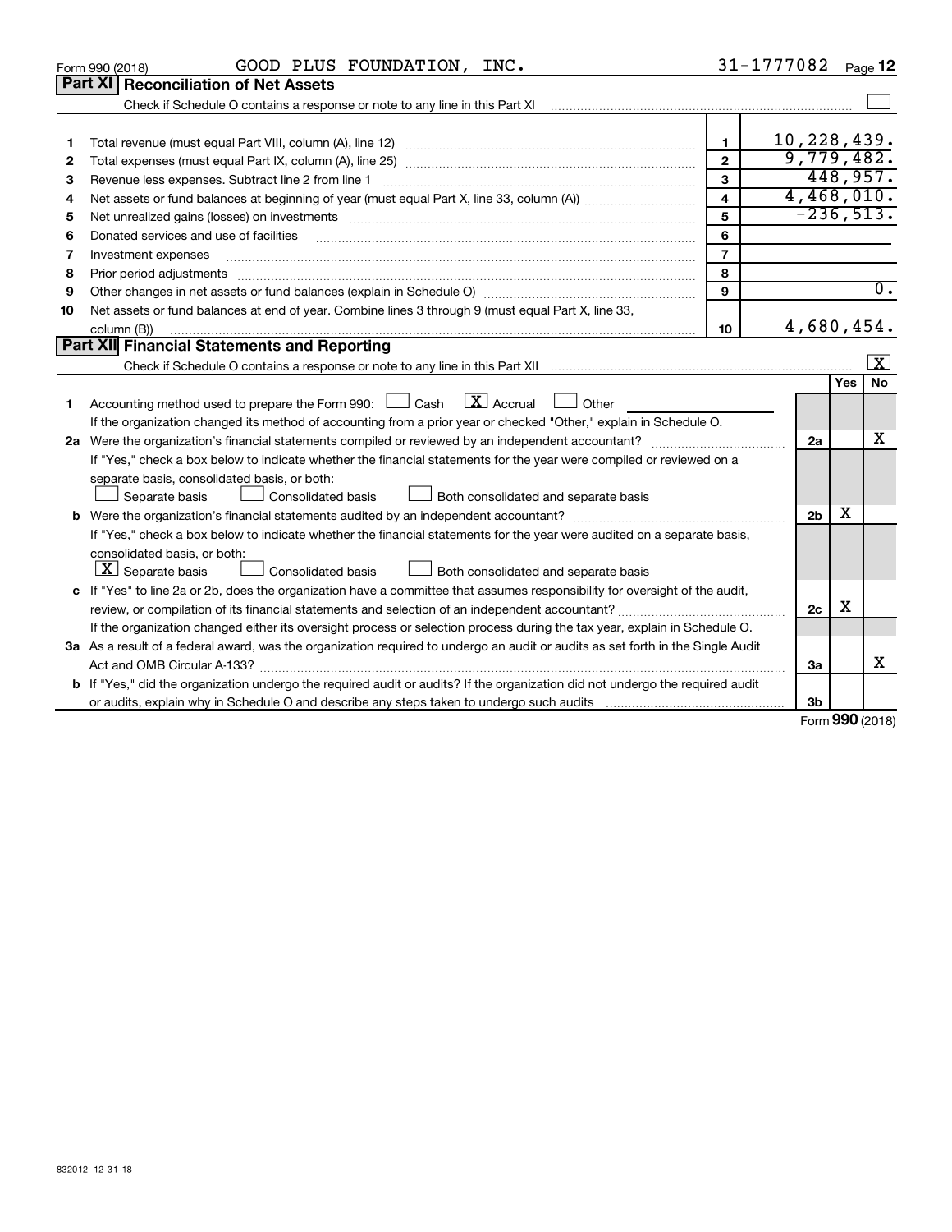Form 990 (2018) GOOD PLUS FOUNDATION, INC. 31-1777082 Page 12

## Part XI Reconciliation of Net Assets

Check if Schedule O contains a response or note to any line in this Part XI [ ]

| | | | |
|---|---|---|---|
| 1 | Total revenue (must equal Part VIII, column (A), line 12) | 1 | 10,228,439. |
| 2 | Total expenses (must equal Part IX, column (A), line 25) | 2 | 9,779,482. |
| 3 | Revenue less expenses. Subtract line 2 from line 1 | 3 | 448,957. |
| 4 | Net assets or fund balances at beginning of year (must equal Part X, line 33, column (A)) | 4 | 4,468,010. |
| 5 | Net unrealized gains (losses) on investments | 5 | -236,513. |
| 6 | Donated services and use of facilities | 6 | |
| 7 | Investment expenses | 7 | |
| 8 | Prior period adjustments | 8 | |
| 9 | Other changes in net assets or fund balances (explain in Schedule O) | 9 | 0. |
| 10 | Net assets or fund balances at end of year. Combine lines 3 through 9 (must equal Part X, line 33, column (B)) | 10 | 4,680,454. |

## Part XII Financial Statements and Reporting

Check if Schedule O contains a response or note to any line in this Part XII [X]

| | | | Yes | No |
|---|---|---|---|---|
| 1 | Accounting method used to prepare the Form 990: [ ] Cash [X] Accrual [ ] Other<br>If the organization changed its method of accounting from a prior year or checked "Other," explain in Schedule O. | | | |
| 2a | Were the organization's financial statements compiled or reviewed by an independent accountant?<br>If "Yes," check a box below to indicate whether the financial statements for the year were compiled or reviewed on a separate basis, consolidated basis, or both:<br>[ ] Separate basis [ ] Consolidated basis [ ] Both consolidated and separate basis | 2a | | X |
| b | Were the organization's financial statements audited by an independent accountant?<br>If "Yes," check a box below to indicate whether the financial statements for the year were audited on a separate basis, consolidated basis, or both:<br>[X] Separate basis [ ] Consolidated basis [ ] Both consolidated and separate basis | 2b | X | |
| c | If "Yes" to line 2a or 2b, does the organization have a committee that assumes responsibility for oversight of the audit, review, or compilation of its financial statements and selection of an independent accountant?<br>If the organization changed either its oversight process or selection process during the tax year, explain in Schedule O. | 2c | X | |
| 3a | As a result of a federal award, was the organization required to undergo an audit or audits as set forth in the Single Audit Act and OMB Circular A-133? | 3a | | X |
| b | If "Yes," did the organization undergo the required audit or audits? If the organization did not undergo the required audit or audits, explain why in Schedule O and describe any steps taken to undergo such audits | 3b | | |

Form 990 (2018)

832012 12-31-18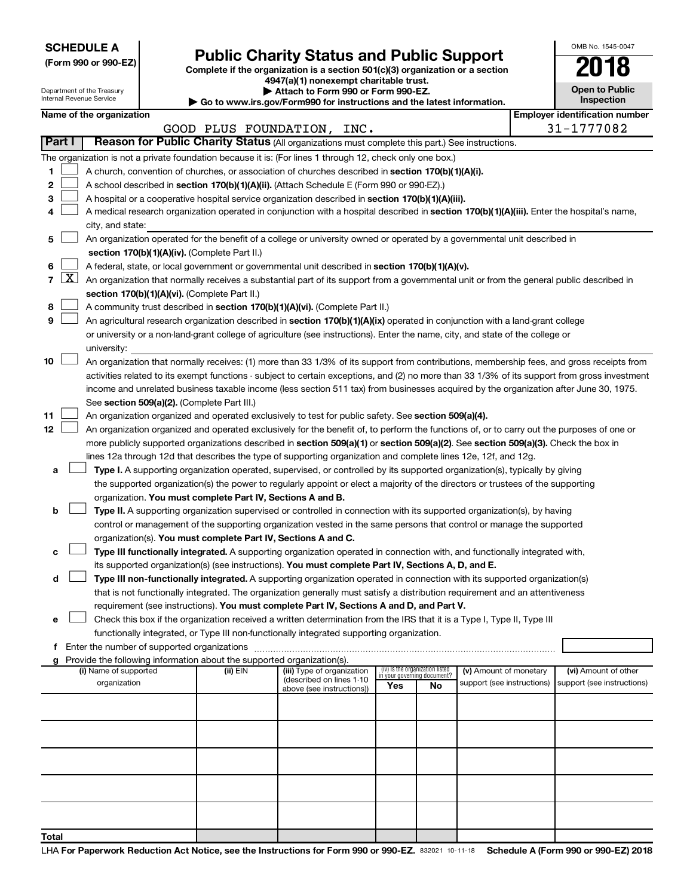**SCHEDULE A**
**(Form 990 or 990-EZ)**

Department of the Treasury
Internal Revenue Service

# Public Charity Status and Public Support

**Complete if the organization is a section 501(c)(3) organization or a section 4947(a)(1) nonexempt charitable trust.**
**▶ Attach to Form 990 or Form 990-EZ.**
**▶ Go to www.irs.gov/Form990 for instructions and the latest information.**

OMB No. 1545-0047
**2018**
**Open to Public Inspection**

**Name of the organization:** GOOD PLUS FOUNDATION, INC.
**Employer identification number:** 31-1777082

## Part I — Reason for Public Charity Status (All organizations must complete this part.) See instructions.

The organization is not a private foundation because it is: (For lines 1 through 12, check only one box.)

1. ☐ A church, convention of churches, or association of churches described in **section 170(b)(1)(A)(i).**
2. ☐ A school described in **section 170(b)(1)(A)(ii).** (Attach Schedule E (Form 990 or 990-EZ).)
3. ☐ A hospital or a cooperative hospital service organization described in **section 170(b)(1)(A)(iii).**
4. ☐ A medical research organization operated in conjunction with a hospital described in **section 170(b)(1)(A)(iii).** Enter the hospital's name, city, and state: ______
5. ☐ An organization operated for the benefit of a college or university owned or operated by a governmental unit described in **section 170(b)(1)(A)(iv).** (Complete Part II.)
6. ☐ A federal, state, or local government or governmental unit described in **section 170(b)(1)(A)(v).**
7. ☒ An organization that normally receives a substantial part of its support from a governmental unit or from the general public described in **section 170(b)(1)(A)(vi).** (Complete Part II.)
8. ☐ A community trust described in **section 170(b)(1)(A)(vi).** (Complete Part II.)
9. ☐ An agricultural research organization described in **section 170(b)(1)(A)(ix)** operated in conjunction with a land-grant college or university or a non-land-grant college of agriculture (see instructions). Enter the name, city, and state of the college or university: ______
10. ☐ An organization that normally receives: (1) more than 33 1/3% of its support from contributions, membership fees, and gross receipts from activities related to its exempt functions - subject to certain exceptions, and (2) no more than 33 1/3% of its support from gross investment income and unrelated business taxable income (less section 511 tax) from businesses acquired by the organization after June 30, 1975. See **section 509(a)(2).** (Complete Part III.)
11. ☐ An organization organized and operated exclusively to test for public safety. See **section 509(a)(4).**
12. ☐ An organization organized and operated exclusively for the benefit of, to perform the functions of, or to carry out the purposes of one or more publicly supported organizations described in **section 509(a)(1)** or **section 509(a)(2)**. See **section 509(a)(3).** Check the box in lines 12a through 12d that describes the type of supporting organization and complete lines 12e, 12f, and 12g.
   - **a** ☐ **Type I.** A supporting organization operated, supervised, or controlled by its supported organization(s), typically by giving the supported organization(s) the power to regularly appoint or elect a majority of the directors or trustees of the supporting organization. **You must complete Part IV, Sections A and B.**
   - **b** ☐ **Type II.** A supporting organization supervised or controlled in connection with its supported organization(s), by having control or management of the supporting organization vested in the same persons that control or manage the supported organization(s). **You must complete Part IV, Sections A and C.**
   - **c** ☐ **Type III functionally integrated.** A supporting organization operated in connection with, and functionally integrated with, its supported organization(s) (see instructions). **You must complete Part IV, Sections A, D, and E.**
   - **d** ☐ **Type III non-functionally integrated.** A supporting organization operated in connection with its supported organization(s) that is not functionally integrated. The organization generally must satisfy a distribution requirement and an attentiveness requirement (see instructions). **You must complete Part IV, Sections A and D, and Part V.**
   - **e** ☐ Check this box if the organization received a written determination from the IRS that it is a Type I, Type II, Type III functionally integrated, or Type III non-functionally integrated supporting organization.
   - **f** Enter the number of supported organizations ______
   - **g** Provide the following information about the supported organization(s).

| (i) Name of supported organization | (ii) EIN | (iii) Type of organization (described on lines 1-10 above (see instructions)) | (iv) Is the organization listed in your governing document? Yes | No | (v) Amount of monetary support (see instructions) | (vi) Amount of other support (see instructions) |
|---|---|---|---|---|---|---|
| | | | | | | |
| | | | | | | |
| | | | | | | |
| | | | | | | |
| | | | | | | |
| **Total** | | | | | | |

LHA **For Paperwork Reduction Act Notice, see the Instructions for Form 990 or 990-EZ.** 832021 10-11-18 **Schedule A (Form 990 or 990-EZ) 2018**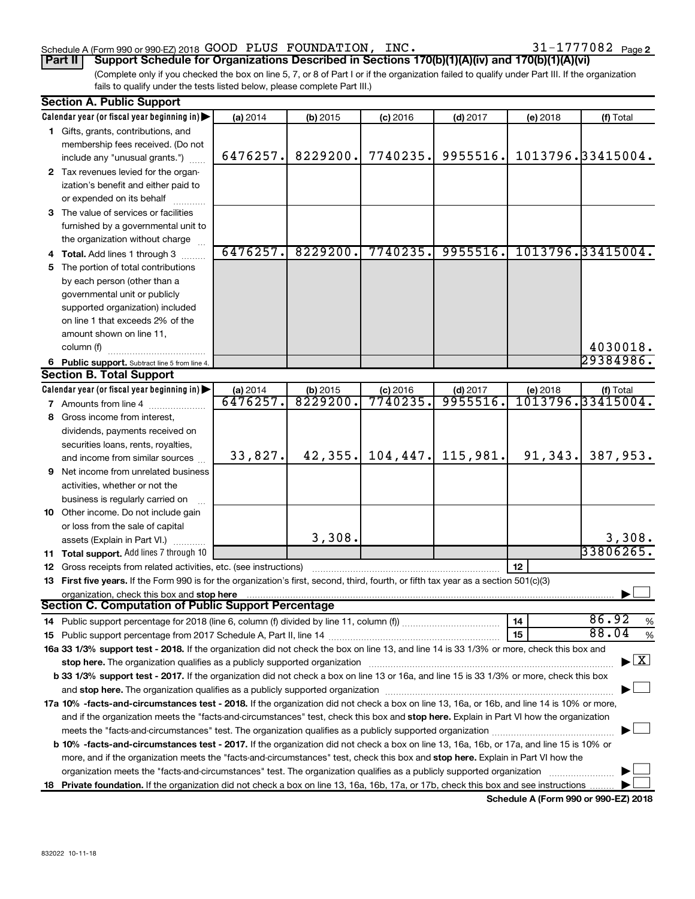Schedule A (Form 990 or 990-EZ) 2018 GOOD PLUS FOUNDATION, INC. 31-1777082 Page 2

**Part II** **Support Schedule for Organizations Described in Sections 170(b)(1)(A)(iv) and 170(b)(1)(A)(vi)**

(Complete only if you checked the box on line 5, 7, or 8 of Part I or if the organization failed to qualify under Part III. If the organization fails to qualify under the tests listed below, please complete Part III.)

**Section A. Public Support**

| Calendar year (or fiscal year beginning in) | (a) 2014 | (b) 2015 | (c) 2016 | (d) 2017 | (e) 2018 | (f) Total |
|---|---|---|---|---|---|---|
| **1** Gifts, grants, contributions, and membership fees received. (Do not include any "unusual grants.") | 6476257. | 8229200. | 7740235. | 9955516. | 1013796. | 33415004. |
| **2** Tax revenues levied for the organization's benefit and either paid to or expended on its behalf | | | | | | |
| **3** The value of services or facilities furnished by a governmental unit to the organization without charge | | | | | | |
| **4 Total.** Add lines 1 through 3 | 6476257. | 8229200. | 7740235. | 9955516. | 1013796. | 33415004. |
| **5** The portion of total contributions by each person (other than a governmental unit or publicly supported organization) included on line 1 that exceeds 2% of the amount shown on line 11, column (f) | | | | | | 4030018. |
| **6 Public support.** Subtract line 5 from line 4. | | | | | | 29384986. |

**Section B. Total Support**

| Calendar year (or fiscal year beginning in) | (a) 2014 | (b) 2015 | (c) 2016 | (d) 2017 | (e) 2018 | (f) Total |
|---|---|---|---|---|---|---|
| **7** Amounts from line 4 | 6476257. | 8229200. | 7740235. | 9955516. | 1013796. | 33415004. |
| **8** Gross income from interest, dividends, payments received on securities loans, rents, royalties, and income from similar sources | 33,827. | 42,355. | 104,447. | 115,981. | 91,343. | 387,953. |
| **9** Net income from unrelated business activities, whether or not the business is regularly carried on | | | | | | |
| **10** Other income. Do not include gain or loss from the sale of capital assets (Explain in Part VI.) | | 3,308. | | | | 3,308. |
| **11 Total support.** Add lines 7 through 10 | | | | | | 33806265. |

**12** Gross receipts from related activities, etc. (see instructions) | **12** |

**13 First five years.** If the Form 990 is for the organization's first, second, third, fourth, or fifth tax year as a section 501(c)(3) organization, check this box and **stop here** ☐

**Section C. Computation of Public Support Percentage**

**14** Public support percentage for 2018 (line 6, column (f) divided by line 11, column (f)) | **14** | 86.92 %

**15** Public support percentage from 2017 Schedule A, Part II, line 14 | **15** | 88.04 %

**16a 33 1/3% support test - 2018.** If the organization did not check the box on line 13, and line 14 is 33 1/3% or more, check this box and **stop here.** The organization qualifies as a publicly supported organization ☒

**b 33 1/3% support test - 2017.** If the organization did not check a box on line 13 or 16a, and line 15 is 33 1/3% or more, check this box and **stop here.** The organization qualifies as a publicly supported organization ☐

**17a 10% -facts-and-circumstances test - 2018.** If the organization did not check a box on line 13, 16a, or 16b, and line 14 is 10% or more, and if the organization meets the "facts-and-circumstances" test, check this box and **stop here.** Explain in Part VI how the organization meets the "facts-and-circumstances" test. The organization qualifies as a publicly supported organization ☐

**b 10% -facts-and-circumstances test - 2017.** If the organization did not check a box on line 13, 16a, 16b, or 17a, and line 15 is 10% or more, and if the organization meets the "facts-and-circumstances" test, check this box and **stop here.** Explain in Part VI how the organization meets the "facts-and-circumstances" test. The organization qualifies as a publicly supported organization ☐

**18 Private foundation.** If the organization did not check a box on line 13, 16a, 16b, 17a, or 17b, check this box and see instructions ☐

**Schedule A (Form 990 or 990-EZ) 2018**

832022 10-11-18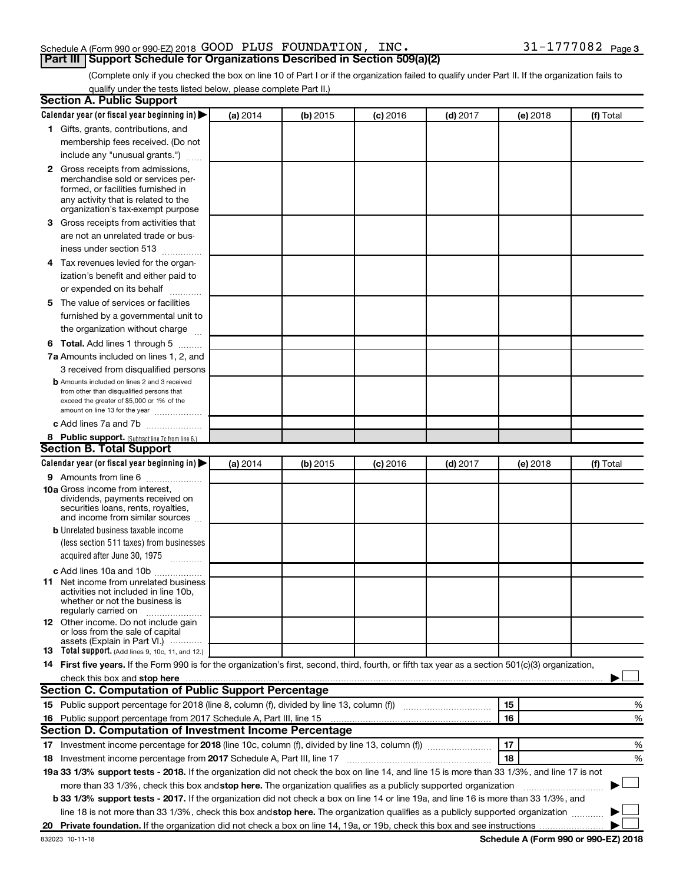Schedule A (Form 990 or 990-EZ) 2018 GOOD PLUS FOUNDATION, INC. 31-1777082 Page 3

## Part III Support Schedule for Organizations Described in Section 509(a)(2)

(Complete only if you checked the box on line 10 of Part I or if the organization failed to qualify under Part II. If the organization fails to qualify under the tests listed below, please complete Part II.)

### Section A. Public Support

| Calendar year (or fiscal year beginning in) ▶ | (a) 2014 | (b) 2015 | (c) 2016 | (d) 2017 | (e) 2018 | (f) Total |
|---|---|---|---|---|---|---|
| 1 Gifts, grants, contributions, and membership fees received. (Do not include any "unusual grants.") | | | | | | |
| 2 Gross receipts from admissions, merchandise sold or services performed, or facilities furnished in any activity that is related to the organization's tax-exempt purpose | | | | | | |
| 3 Gross receipts from activities that are not an unrelated trade or business under section 513 | | | | | | |
| 4 Tax revenues levied for the organization's benefit and either paid to or expended on its behalf | | | | | | |
| 5 The value of services or facilities furnished by a governmental unit to the organization without charge | | | | | | |
| 6 **Total.** Add lines 1 through 5 | | | | | | |
| 7a Amounts included on lines 1, 2, and 3 received from disqualified persons | | | | | | |
| b Amounts included on lines 2 and 3 received from other than disqualified persons that exceed the greater of $5,000 or 1% of the amount on line 13 for the year | | | | | | |
| c Add lines 7a and 7b | | | | | | |
| 8 **Public support.** (Subtract line 7c from line 6.) | | | | | | |

### Section B. Total Support

| Calendar year (or fiscal year beginning in) ▶ | (a) 2014 | (b) 2015 | (c) 2016 | (d) 2017 | (e) 2018 | (f) Total |
|---|---|---|---|---|---|---|
| 9 Amounts from line 6 | | | | | | |
| 10a Gross income from interest, dividends, payments received on securities loans, rents, royalties, and income from similar sources | | | | | | |
| b Unrelated business taxable income (less section 511 taxes) from businesses acquired after June 30, 1975 | | | | | | |
| c Add lines 10a and 10b | | | | | | |
| 11 Net income from unrelated business activities not included in line 10b, whether or not the business is regularly carried on | | | | | | |
| 12 Other income. Do not include gain or loss from the sale of capital assets (Explain in Part VI.) | | | | | | |
| 13 **Total support.** (Add lines 9, 10c, 11, and 12.) | | | | | | |

14 **First five years.** If the Form 990 is for the organization's first, second, third, fourth, or fifth tax year as a section 501(c)(3) organization, check this box and **stop here** ▶ ☐

### Section C. Computation of Public Support Percentage

| | | | |
|---|---|---|---|
| 15 | Public support percentage for 2018 (line 8, column (f), divided by line 13, column (f)) | 15 | % |
| 16 | Public support percentage from 2017 Schedule A, Part III, line 15 | 16 | % |

### Section D. Computation of Investment Income Percentage

| | | | |
|---|---|---|---|
| 17 | Investment income percentage for **2018** (line 10c, column (f), divided by line 13, column (f)) | 17 | % |
| 18 | Investment income percentage from **2017** Schedule A, Part III, line 17 | 18 | % |

**19a 33 1/3% support tests - 2018.** If the organization did not check the box on line 14, and line 15 is more than 33 1/3%, and line 17 is not more than 33 1/3%, check this box and **stop here.** The organization qualifies as a publicly supported organization ▶ ☐

**b 33 1/3% support tests - 2017.** If the organization did not check a box on line 14 or line 19a, and line 16 is more than 33 1/3%, and line 18 is not more than 33 1/3%, check this box and **stop here.** The organization qualifies as a publicly supported organization ▶ ☐

**20 Private foundation.** If the organization did not check a box on line 14, 19a, or 19b, check this box and see instructions ▶ ☐

832023 10-11-18 **Schedule A (Form 990 or 990-EZ) 2018**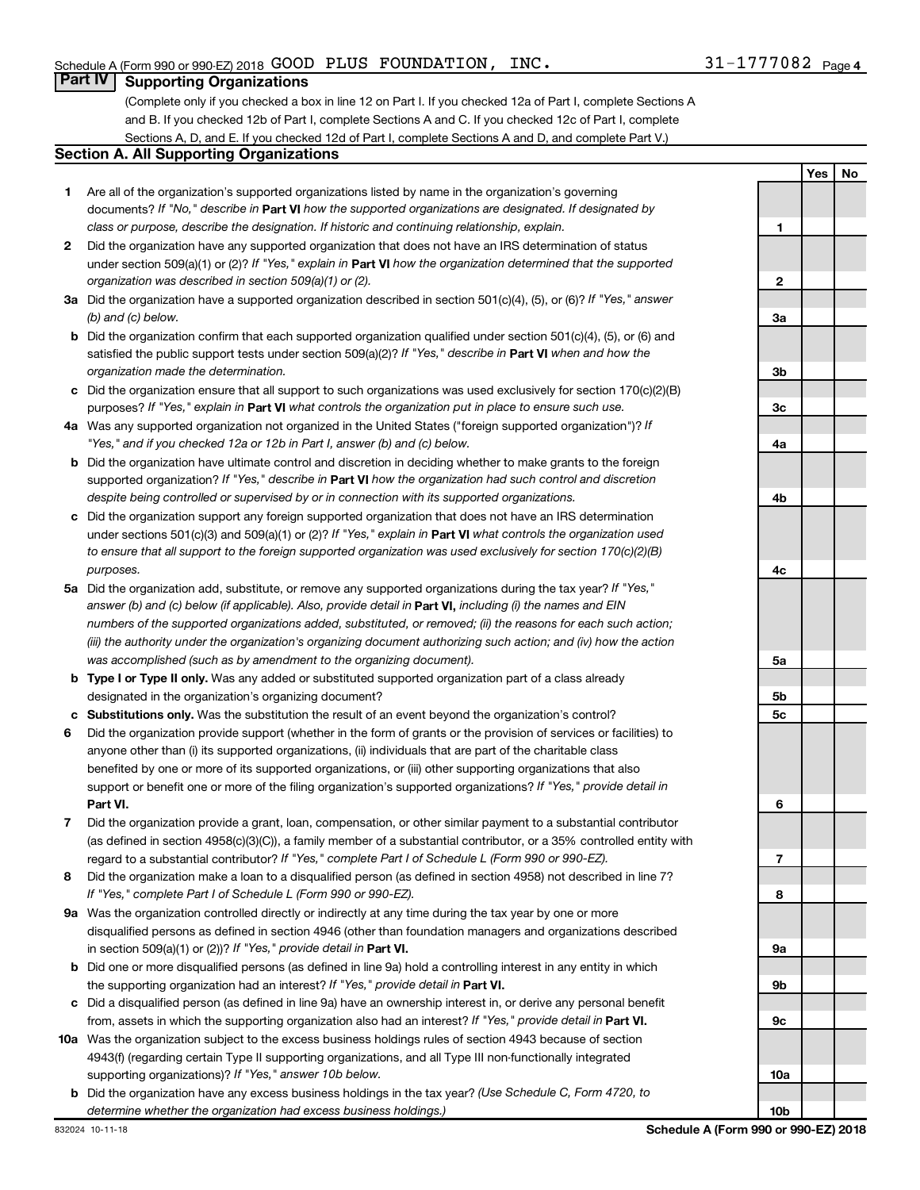## Part IV Supporting Organizations

(Complete only if you checked a box in line 12 on Part I. If you checked 12a of Part I, complete Sections A and B. If you checked 12b of Part I, complete Sections A and C. If you checked 12c of Part I, complete Sections A, D, and E. If you checked 12d of Part I, complete Sections A and D, and complete Part V.)

### Section A. All Supporting Organizations

| | | | Yes | No |
|---|---|---|---|---|
| **1** | Are all of the organization's supported organizations listed by name in the organization's governing documents? *If "No," describe in* **Part VI** *how the supported organizations are designated. If designated by class or purpose, describe the designation. If historic and continuing relationship, explain.* | 1 | | |
| **2** | Did the organization have any supported organization that does not have an IRS determination of status under section 509(a)(1) or (2)? *If "Yes," explain in* **Part VI** *how the organization determined that the supported organization was described in section 509(a)(1) or (2).* | 2 | | |
| **3a** | Did the organization have a supported organization described in section 501(c)(4), (5), or (6)? *If "Yes," answer (b) and (c) below.* | 3a | | |
| **b** | Did the organization confirm that each supported organization qualified under section 501(c)(4), (5), or (6) and satisfied the public support tests under section 509(a)(2)? *If "Yes," describe in* **Part VI** *when and how the organization made the determination.* | 3b | | |
| **c** | Did the organization ensure that all support to such organizations was used exclusively for section 170(c)(2)(B) purposes? *If "Yes," explain in* **Part VI** *what controls the organization put in place to ensure such use.* | 3c | | |
| **4a** | Was any supported organization not organized in the United States ("foreign supported organization")? *If "Yes," and if you checked 12a or 12b in Part I, answer (b) and (c) below.* | 4a | | |
| **b** | Did the organization have ultimate control and discretion in deciding whether to make grants to the foreign supported organization? *If "Yes," describe in* **Part VI** *how the organization had such control and discretion despite being controlled or supervised by or in connection with its supported organizations.* | 4b | | |
| **c** | Did the organization support any foreign supported organization that does not have an IRS determination under sections 501(c)(3) and 509(a)(1) or (2)? *If "Yes," explain in* **Part VI** *what controls the organization used to ensure that all support to the foreign supported organization was used exclusively for section 170(c)(2)(B) purposes.* | 4c | | |
| **5a** | Did the organization add, substitute, or remove any supported organizations during the tax year? *If "Yes," answer (b) and (c) below (if applicable). Also, provide detail in* **Part VI,** *including (i) the names and EIN numbers of the supported organizations added, substituted, or removed; (ii) the reasons for each such action; (iii) the authority under the organization's organizing document authorizing such action; and (iv) how the action was accomplished (such as by amendment to the organizing document).* | 5a | | |
| **b** | **Type I or Type II only.** Was any added or substituted supported organization part of a class already designated in the organization's organizing document? | 5b | | |
| **c** | **Substitutions only.** Was the substitution the result of an event beyond the organization's control? | 5c | | |
| **6** | Did the organization provide support (whether in the form of grants or the provision of services or facilities) to anyone other than (i) its supported organizations, (ii) individuals that are part of the charitable class benefited by one or more of its supported organizations, or (iii) other supporting organizations that also support or benefit one or more of the filing organization's supported organizations? *If "Yes," provide detail in* **Part VI.** | 6 | | |
| **7** | Did the organization provide a grant, loan, compensation, or other similar payment to a substantial contributor (as defined in section 4958(c)(3)(C)), a family member of a substantial contributor, or a 35% controlled entity with regard to a substantial contributor? *If "Yes," complete Part I of Schedule L (Form 990 or 990-EZ).* | 7 | | |
| **8** | Did the organization make a loan to a disqualified person (as defined in section 4958) not described in line 7? *If "Yes," complete Part I of Schedule L (Form 990 or 990-EZ).* | 8 | | |
| **9a** | Was the organization controlled directly or indirectly at any time during the tax year by one or more disqualified persons as defined in section 4946 (other than foundation managers and organizations described in section 509(a)(1) or (2))? *If "Yes," provide detail in* **Part VI.** | 9a | | |
| **b** | Did one or more disqualified persons (as defined in line 9a) hold a controlling interest in any entity in which the supporting organization had an interest? *If "Yes," provide detail in* **Part VI.** | 9b | | |
| **c** | Did a disqualified person (as defined in line 9a) have an ownership interest in, or derive any personal benefit from, assets in which the supporting organization also had an interest? *If "Yes," provide detail in* **Part VI.** | 9c | | |
| **10a** | Was the organization subject to the excess business holdings rules of section 4943 because of section 4943(f) (regarding certain Type II supporting organizations, and all Type III non-functionally integrated supporting organizations)? *If "Yes," answer 10b below.* | 10a | | |
| **b** | Did the organization have any excess business holdings in the tax year? *(Use Schedule C, Form 4720, to determine whether the organization had excess business holdings.)* | 10b | | |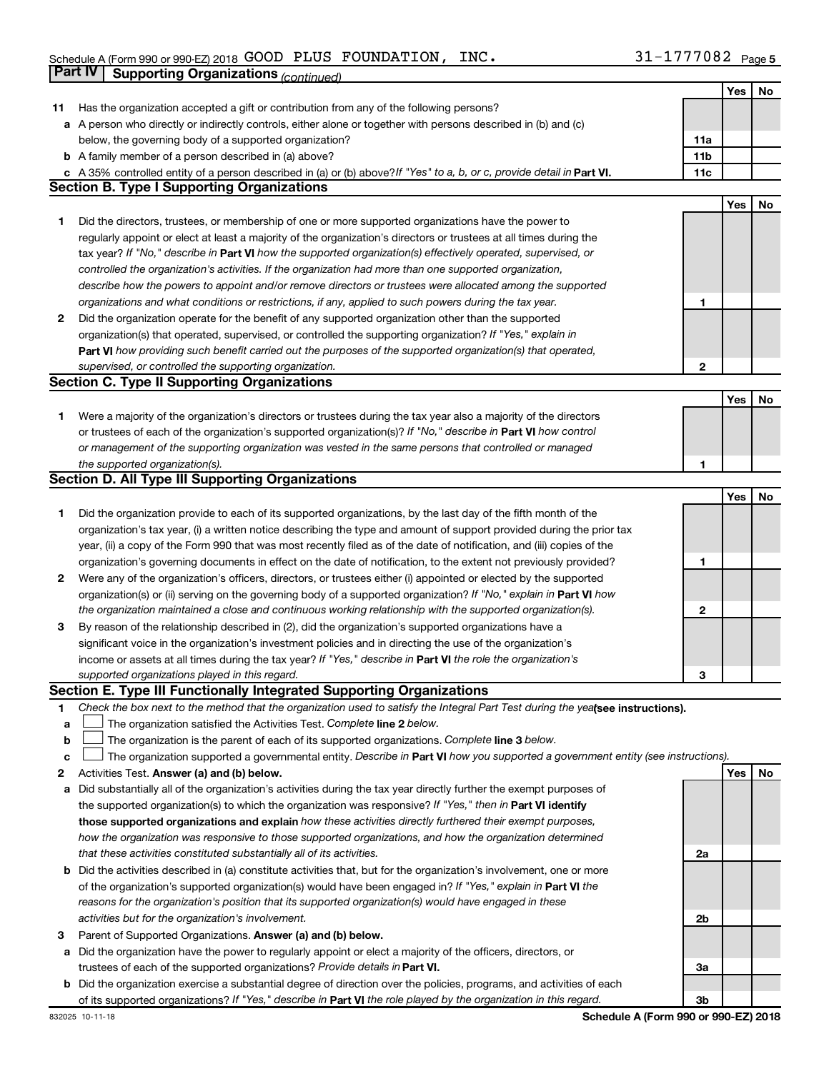Schedule A (Form 990 or 990-EZ) 2018 GOOD PLUS FOUNDATION, INC. 31-1777082 Page 5

## Part IV Supporting Organizations *(continued)*

| | | | Yes | No |
|---|---|---|---|---|
| **11** | Has the organization accepted a gift or contribution from any of the following persons? | | | |
| **a** | A person who directly or indirectly controls, either alone or together with persons described in (b) and (c) below, the governing body of a supported organization? | **11a** | | |
| **b** | A family member of a person described in (a) above? | **11b** | | |
| **c** | A 35% controlled entity of a person described in (a) or (b) above? *If "Yes" to a, b, or c, provide detail in* **Part VI.** | **11c** | | |

### Section B. Type I Supporting Organizations

| | | | Yes | No |
|---|---|---|---|---|
| **1** | Did the directors, trustees, or membership of one or more supported organizations have the power to regularly appoint or elect at least a majority of the organization's directors or trustees at all times during the tax year? *If "No," describe in* **Part VI** *how the supported organization(s) effectively operated, supervised, or controlled the organization's activities. If the organization had more than one supported organization, describe how the powers to appoint and/or remove directors or trustees were allocated among the supported organizations and what conditions or restrictions, if any, applied to such powers during the tax year.* | **1** | | |
| **2** | Did the organization operate for the benefit of any supported organization other than the supported organization(s) that operated, supervised, or controlled the supporting organization? *If "Yes," explain in* **Part VI** *how providing such benefit carried out the purposes of the supported organization(s) that operated, supervised, or controlled the supporting organization.* | **2** | | |

### Section C. Type II Supporting Organizations

| | | | Yes | No |
|---|---|---|---|---|
| **1** | Were a majority of the organization's directors or trustees during the tax year also a majority of the directors or trustees of each of the organization's supported organization(s)? *If "No," describe in* **Part VI** *how control or management of the supporting organization was vested in the same persons that controlled or managed the supported organization(s).* | **1** | | |

### Section D. All Type III Supporting Organizations

| | | | Yes | No |
|---|---|---|---|---|
| **1** | Did the organization provide to each of its supported organizations, by the last day of the fifth month of the organization's tax year, (i) a written notice describing the type and amount of support provided during the prior tax year, (ii) a copy of the Form 990 that was most recently filed as of the date of notification, and (iii) copies of the organization's governing documents in effect on the date of notification, to the extent not previously provided? | **1** | | |
| **2** | Were any of the organization's officers, directors, or trustees either (i) appointed or elected by the supported organization(s) or (ii) serving on the governing body of a supported organization? *If "No," explain in* **Part VI** *how the organization maintained a close and continuous working relationship with the supported organization(s).* | **2** | | |
| **3** | By reason of the relationship described in (2), did the organization's supported organizations have a significant voice in the organization's investment policies and in directing the use of the organization's income or assets at all times during the tax year? *If "Yes," describe in* **Part VI** *the role the organization's supported organizations played in this regard.* | **3** | | |

### Section E. Type III Functionally Integrated Supporting Organizations

**1** *Check the box next to the method that the organization used to satisfy the Integral Part Test during the year* **(see instructions).**

- **a** ☐ The organization satisfied the Activities Test. *Complete* **line 2** *below.*
- **b** ☐ The organization is the parent of each of its supported organizations. *Complete* **line 3** *below.*
- **c** ☐ The organization supported a governmental entity. *Describe in* **Part VI** *how you supported a government entity (see instructions).*

| | | | Yes | No |
|---|---|---|---|---|
| **2** | Activities Test. **Answer (a) and (b) below.** | | | |
| **a** | Did substantially all of the organization's activities during the tax year directly further the exempt purposes of the supported organization(s) to which the organization was responsive? *If "Yes," then in* **Part VI identify those supported organizations and explain** *how these activities directly furthered their exempt purposes, how the organization was responsive to those supported organizations, and how the organization determined that these activities constituted substantially all of its activities.* | **2a** | | |
| **b** | Did the activities described in (a) constitute activities that, but for the organization's involvement, one or more of the organization's supported organization(s) would have been engaged in? *If "Yes," explain in* **Part VI** *the reasons for the organization's position that its supported organization(s) would have engaged in these activities but for the organization's involvement.* | **2b** | | |
| **3** | Parent of Supported Organizations. **Answer (a) and (b) below.** | | | |
| **a** | Did the organization have the power to regularly appoint or elect a majority of the officers, directors, or trustees of each of the supported organizations? *Provide details in* **Part VI.** | **3a** | | |
| **b** | Did the organization exercise a substantial degree of direction over the policies, programs, and activities of each of its supported organizations? *If "Yes," describe in* **Part VI** *the role played by the organization in this regard.* | **3b** | | |

832025 10-11-18 **Schedule A (Form 990 or 990-EZ) 2018**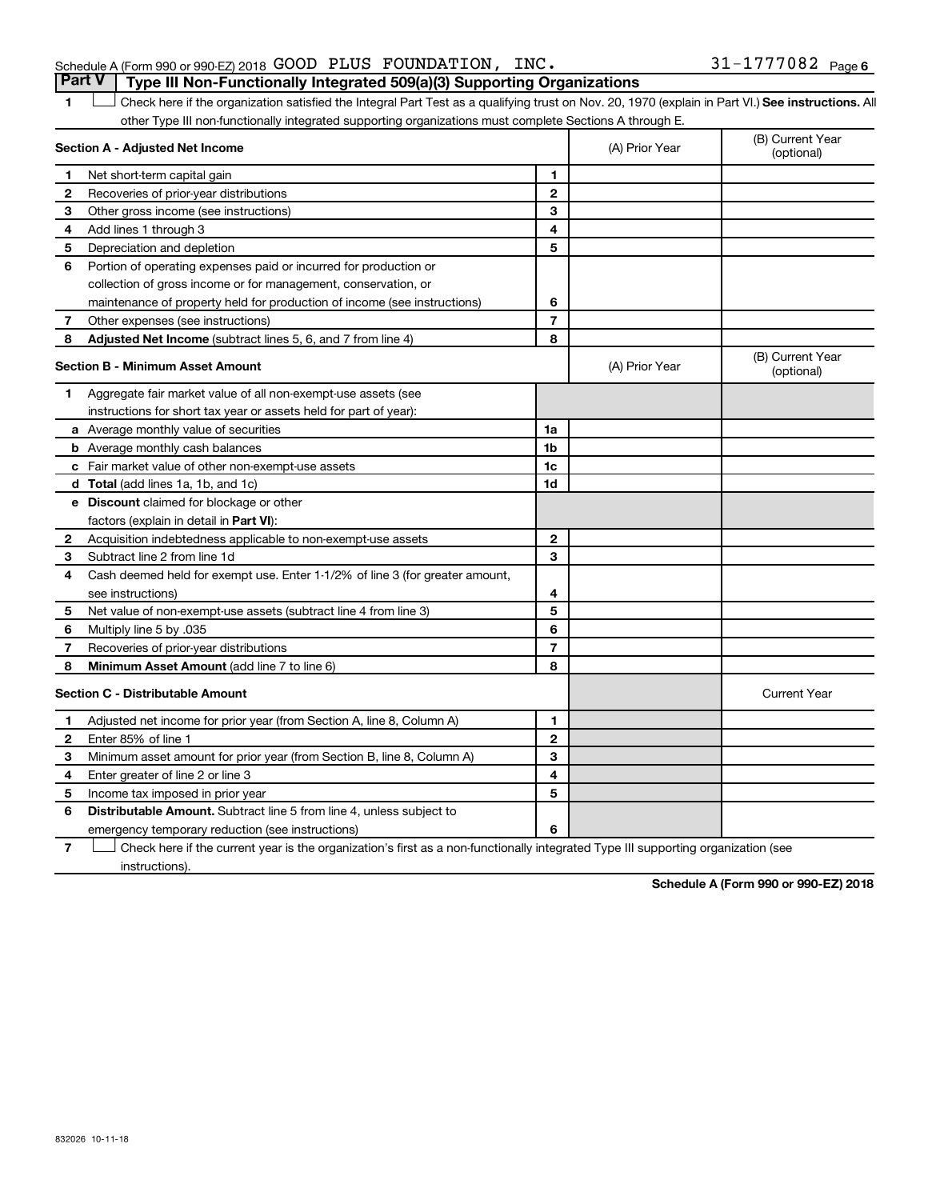Schedule A (Form 990 or 990-EZ) 2018 GOOD PLUS FOUNDATION, INC. 31-1777082 Page 6

## Part V Type III Non-Functionally Integrated 509(a)(3) Supporting Organizations

1 ☐ Check here if the organization satisfied the Integral Part Test as a qualifying trust on Nov. 20, 1970 (explain in Part VI.) **See instructions.** All other Type III non-functionally integrated supporting organizations must complete Sections A through E.

| **Section A - Adjusted Net Income** | | (A) Prior Year | (B) Current Year (optional) |
|---|---|---|---|
| **1** Net short-term capital gain | 1 | | |
| **2** Recoveries of prior-year distributions | 2 | | |
| **3** Other gross income (see instructions) | 3 | | |
| **4** Add lines 1 through 3 | 4 | | |
| **5** Depreciation and depletion | 5 | | |
| **6** Portion of operating expenses paid or incurred for production or collection of gross income or for management, conservation, or maintenance of property held for production of income (see instructions) | 6 | | |
| **7** Other expenses (see instructions) | 7 | | |
| **8** **Adjusted Net Income** (subtract lines 5, 6, and 7 from line 4) | 8 | | |

| **Section B - Minimum Asset Amount** | | (A) Prior Year | (B) Current Year (optional) |
|---|---|---|---|
| **1** Aggregate fair market value of all non-exempt-use assets (see instructions for short tax year or assets held for part of year): | | | |
| **a** Average monthly value of securities | 1a | | |
| **b** Average monthly cash balances | 1b | | |
| **c** Fair market value of other non-exempt-use assets | 1c | | |
| **d** **Total** (add lines 1a, 1b, and 1c) | 1d | | |
| **e** **Discount** claimed for blockage or other factors (explain in detail in **Part VI**): | | | |
| **2** Acquisition indebtedness applicable to non-exempt-use assets | 2 | | |
| **3** Subtract line 2 from line 1d | 3 | | |
| **4** Cash deemed held for exempt use. Enter 1-1/2% of line 3 (for greater amount, see instructions) | 4 | | |
| **5** Net value of non-exempt-use assets (subtract line 4 from line 3) | 5 | | |
| **6** Multiply line 5 by .035 | 6 | | |
| **7** Recoveries of prior-year distributions | 7 | | |
| **8** **Minimum Asset Amount** (add line 7 to line 6) | 8 | | |

| **Section C - Distributable Amount** | | | Current Year |
|---|---|---|---|
| **1** Adjusted net income for prior year (from Section A, line 8, Column A) | 1 | | |
| **2** Enter 85% of line 1 | 2 | | |
| **3** Minimum asset amount for prior year (from Section B, line 8, Column A) | 3 | | |
| **4** Enter greater of line 2 or line 3 | 4 | | |
| **5** Income tax imposed in prior year | 5 | | |
| **6** **Distributable Amount.** Subtract line 5 from line 4, unless subject to emergency temporary reduction (see instructions) | 6 | | |

7 ☐ Check here if the current year is the organization's first as a non-functionally integrated Type III supporting organization (see instructions).

**Schedule A (Form 990 or 990-EZ) 2018**

832026 10-11-18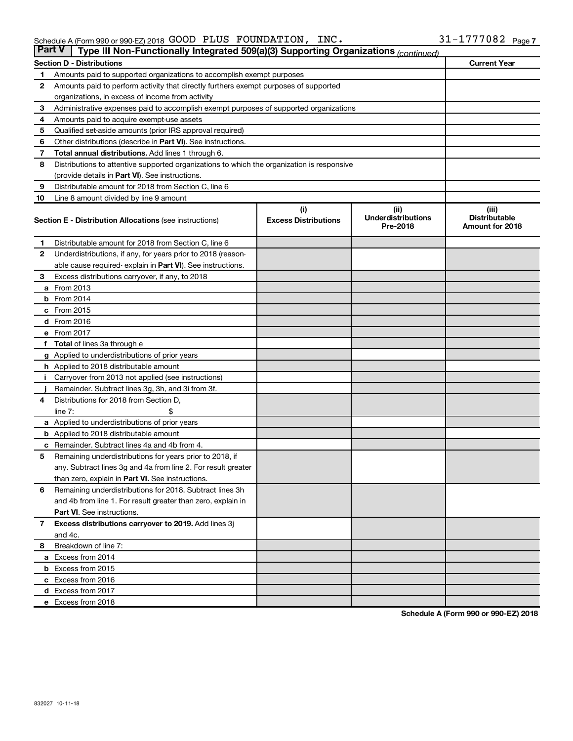Schedule A (Form 990 or 990-EZ) 2018 GOOD PLUS FOUNDATION, INC. 31-1777082 Page 7

**Part V** | **Type III Non-Functionally Integrated 509(a)(3) Supporting Organizations** *(continued)*

| **Section D - Distributions** | | **Current Year** |
|---|---|---|
| **1** | Amounts paid to supported organizations to accomplish exempt purposes | |
| **2** | Amounts paid to perform activity that directly furthers exempt purposes of supported organizations, in excess of income from activity | |
| **3** | Administrative expenses paid to accomplish exempt purposes of supported organizations | |
| **4** | Amounts paid to acquire exempt-use assets | |
| **5** | Qualified set-aside amounts (prior IRS approval required) | |
| **6** | Other distributions (describe in **Part VI**). See instructions. | |
| **7** | **Total annual distributions.** Add lines 1 through 6. | |
| **8** | Distributions to attentive supported organizations to which the organization is responsive (provide details in **Part VI**). See instructions. | |
| **9** | Distributable amount for 2018 from Section C, line 6 | |
| **10** | Line 8 amount divided by line 9 amount | |

| | **Section E - Distribution Allocations** (see instructions) | **(i) Excess Distributions** | **(ii) Underdistributions Pre-2018** | **(iii) Distributable Amount for 2018** |
|---|---|---|---|---|
| **1** | Distributable amount for 2018 from Section C, line 6 | | | |
| **2** | Underdistributions, if any, for years prior to 2018 (reasonable cause required- explain in **Part VI**). See instructions. | | | |
| **3** | Excess distributions carryover, if any, to 2018 | | | |
| **a** | From 2013 | | | |
| **b** | From 2014 | | | |
| **c** | From 2015 | | | |
| **d** | From 2016 | | | |
| **e** | From 2017 | | | |
| **f** | **Total** of lines 3a through e | | | |
| **g** | Applied to underdistributions of prior years | | | |
| **h** | Applied to 2018 distributable amount | | | |
| **i** | Carryover from 2013 not applied (see instructions) | | | |
| **j** | Remainder. Subtract lines 3g, 3h, and 3i from 3f. | | | |
| **4** | Distributions for 2018 from Section D, line 7: $ | | | |
| **a** | Applied to underdistributions of prior years | | | |
| **b** | Applied to 2018 distributable amount | | | |
| **c** | Remainder. Subtract lines 4a and 4b from 4. | | | |
| **5** | Remaining underdistributions for years prior to 2018, if any. Subtract lines 3g and 4a from line 2. For result greater than zero, explain in **Part VI**. See instructions. | | | |
| **6** | Remaining underdistributions for 2018. Subtract lines 3h and 4b from line 1. For result greater than zero, explain in **Part VI**. See instructions. | | | |
| **7** | **Excess distributions carryover to 2019.** Add lines 3j and 4c. | | | |
| **8** | Breakdown of line 7: | | | |
| **a** | Excess from 2014 | | | |
| **b** | Excess from 2015 | | | |
| **c** | Excess from 2016 | | | |
| **d** | Excess from 2017 | | | |
| **e** | Excess from 2018 | | | |

**Schedule A (Form 990 or 990-EZ) 2018**

832027 10-11-18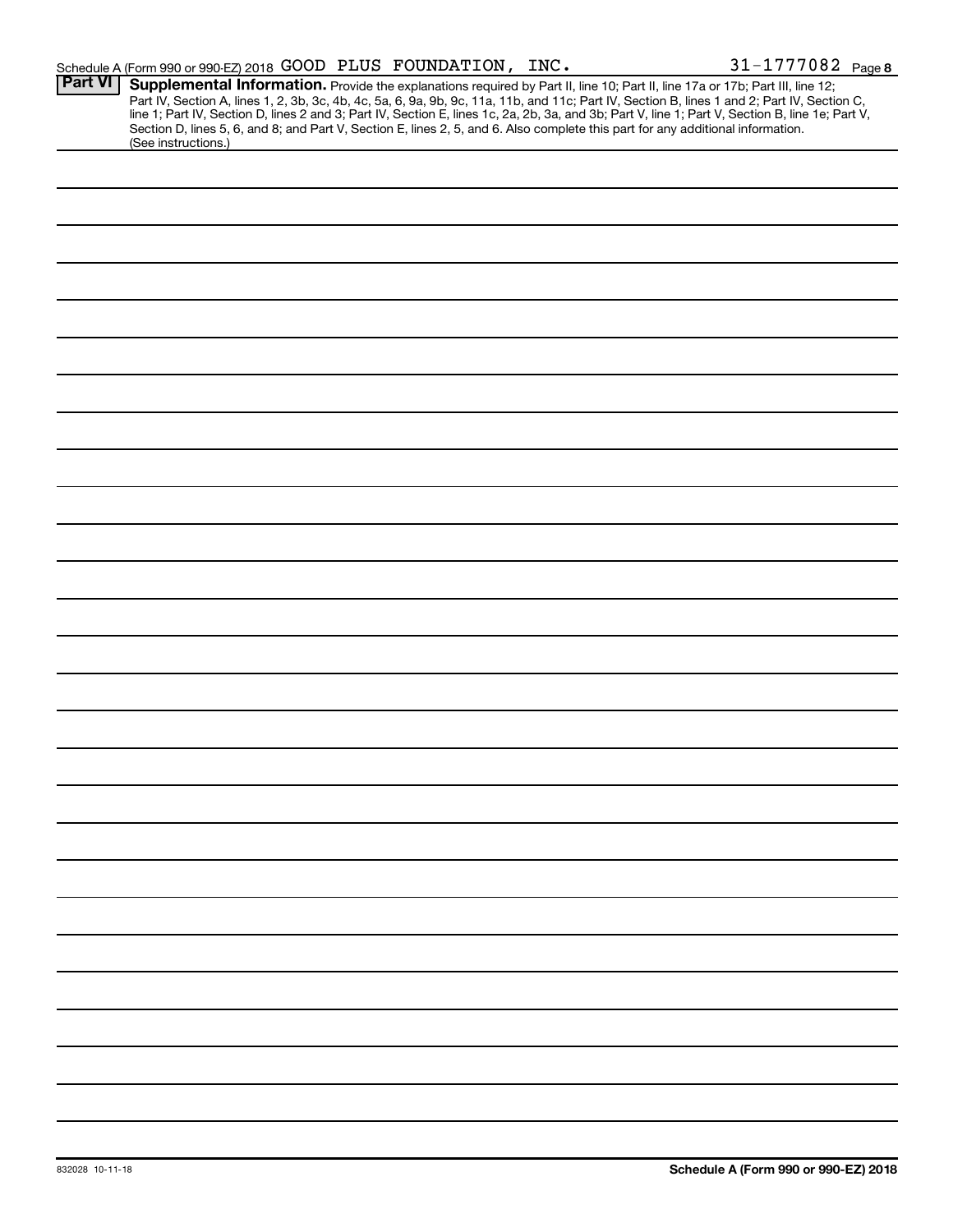Schedule A (Form 990 or 990-EZ) 2018 GOOD PLUS FOUNDATION, INC. 31-1777082 Page 8

**Part VI** **Supplemental Information.** Provide the explanations required by Part II, line 10; Part II, line 17a or 17b; Part III, line 12; Part IV, Section A, lines 1, 2, 3b, 3c, 4b, 4c, 5a, 6, 9a, 9b, 9c, 11a, 11b, and 11c; Part IV, Section B, lines 1 and 2; Part IV, Section C, line 1; Part IV, Section D, lines 2 and 3; Part IV, Section E, lines 1c, 2a, 2b, 3a, and 3b; Part V, line 1; Part V, Section B, line 1e; Part V, Section D, lines 5, 6, and 8; and Part V, Section E, lines 2, 5, and 6. Also complete this part for any additional information. (See instructions.)

832028 10-11-18

**Schedule A (Form 990 or 990-EZ) 2018**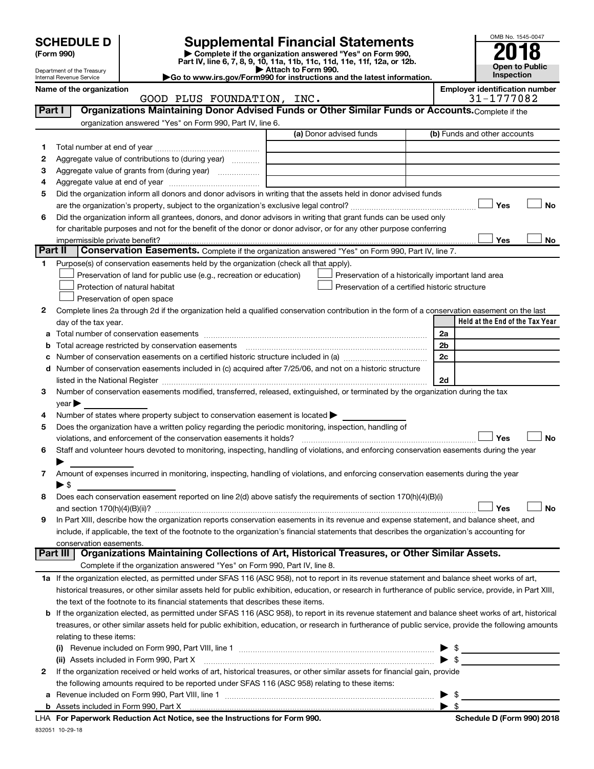# SCHEDULE D (Form 990)

Department of the Treasury
Internal Revenue Service

## Supplemental Financial Statements

▶ Complete if the organization answered "Yes" on Form 990, Part IV, line 6, 7, 8, 9, 10, 11a, 11b, 11c, 11d, 11e, 11f, 12a, or 12b.
▶ Attach to Form 990.
▶Go to www.irs.gov/Form990 for instructions and the latest information.

OMB No. 1545-0047

**2018**

**Open to Public Inspection**

**Name of the organization**
GOOD PLUS FOUNDATION, INC.

**Employer identification number**
31-1777082

### Part I — Organizations Maintaining Donor Advised Funds or Other Similar Funds or Accounts. Complete if the organization answered "Yes" on Form 990, Part IV, line 6.

| | | (a) Donor advised funds | (b) Funds and other accounts |
|---|---|---|---|
| 1 | Total number at end of year | | |
| 2 | Aggregate value of contributions to (during year) | | |
| 3 | Aggregate value of grants from (during year) | | |
| 4 | Aggregate value at end of year | | |

5 Did the organization inform all donors and donor advisors in writing that the assets held in donor advised funds are the organization's property, subject to the organization's exclusive legal control? ☐ Yes ☐ No

6 Did the organization inform all grantees, donors, and donor advisors in writing that grant funds can be used only for charitable purposes and not for the benefit of the donor or donor advisor, or for any other purpose conferring impermissible private benefit? ☐ Yes ☐ No

### Part II — Conservation Easements. Complete if the organization answered "Yes" on Form 990, Part IV, line 7.

1 Purpose(s) of conservation easements held by the organization (check all that apply).

☐ Preservation of land for public use (e.g., recreation or education)
☐ Preservation of a historically important land area
☐ Protection of natural habitat
☐ Preservation of a certified historic structure
☐ Preservation of open space

2 Complete lines 2a through 2d if the organization held a qualified conservation contribution in the form of a conservation easement on the last day of the tax year.

| | | | Held at the End of the Tax Year |
|---|---|---|---|
| a | Total number of conservation easements | 2a | |
| b | Total acreage restricted by conservation easements | 2b | |
| c | Number of conservation easements on a certified historic structure included in (a) | 2c | |
| d | Number of conservation easements included in (c) acquired after 7/25/06, and not on a historic structure listed in the National Register | 2d | |

3 Number of conservation easements modified, transferred, released, extinguished, or terminated by the organization during the tax year ▶

4 Number of states where property subject to conservation easement is located ▶

5 Does the organization have a written policy regarding the periodic monitoring, inspection, handling of violations, and enforcement of the conservation easements it holds? ☐ Yes ☐ No

6 Staff and volunteer hours devoted to monitoring, inspecting, handling of violations, and enforcing conservation easements during the year ▶

7 Amount of expenses incurred in monitoring, inspecting, handling of violations, and enforcing conservation easements during the year ▶ $

8 Does each conservation easement reported on line 2(d) above satisfy the requirements of section 170(h)(4)(B)(i) and section 170(h)(4)(B)(ii)? ☐ Yes ☐ No

9 In Part XIII, describe how the organization reports conservation easements in its revenue and expense statement, and balance sheet, and include, if applicable, the text of the footnote to the organization's financial statements that describes the organization's accounting for conservation easements.

### Part III — Organizations Maintaining Collections of Art, Historical Treasures, or Other Similar Assets. Complete if the organization answered "Yes" on Form 990, Part IV, line 8.

1a If the organization elected, as permitted under SFAS 116 (ASC 958), not to report in its revenue statement and balance sheet works of art, historical treasures, or other similar assets held for public exhibition, education, or research in furtherance of public service, provide, in Part XIII, the text of the footnote to its financial statements that describes these items.

b If the organization elected, as permitted under SFAS 116 (ASC 958), to report in its revenue statement and balance sheet works of art, historical treasures, or other similar assets held for public exhibition, education, or research in furtherance of public service, provide the following amounts relating to these items:

(i) Revenue included on Form 990, Part VIII, line 1 ▶ $

(ii) Assets included in Form 990, Part X ▶ $

2 If the organization received or held works of art, historical treasures, or other similar assets for financial gain, provide the following amounts required to be reported under SFAS 116 (ASC 958) relating to these items:

a Revenue included on Form 990, Part VIII, line 1 ▶ $

b Assets included in Form 990, Part X ▶ $

LHA For Paperwork Reduction Act Notice, see the Instructions for Form 990. Schedule D (Form 990) 2018

832051 10-29-18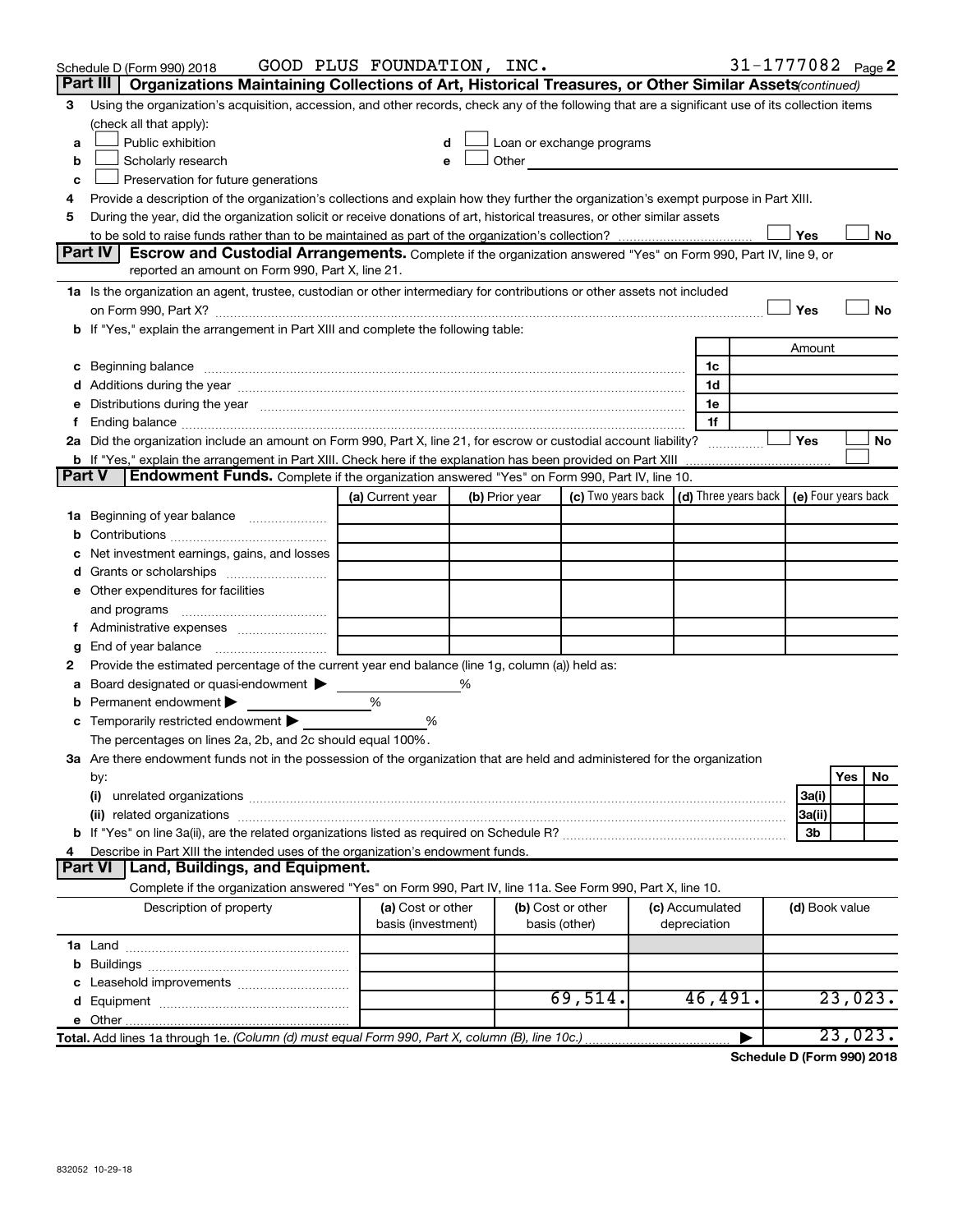Schedule D (Form 990) 2018 GOOD PLUS FOUNDATION, INC. 31-1777082 Page **2**

**Part III** **Organizations Maintaining Collections of Art, Historical Treasures, or Other Similar Assets** *(continued)*

3 Using the organization's acquisition, accession, and other records, check any of the following that are a significant use of its collection items (check all that apply):

a ☐ Public exhibition
b ☐ Scholarly research
c ☐ Preservation for future generations
d ☐ Loan or exchange programs
e ☐ Other

4 Provide a description of the organization's collections and explain how they further the organization's exempt purpose in Part XIII.

5 During the year, did the organization solicit or receive donations of art, historical treasures, or other similar assets to be sold to raise funds rather than to be maintained as part of the organization's collection? ☐ Yes ☐ No

**Part IV** **Escrow and Custodial Arrangements.** Complete if the organization answered "Yes" on Form 990, Part IV, line 9, or reported an amount on Form 990, Part X, line 21.

1a Is the organization an agent, trustee, custodian or other intermediary for contributions or other assets not included on Form 990, Part X? ☐ Yes ☐ No

b If "Yes," explain the arrangement in Part XIII and complete the following table:

| | | Amount |
|---|---|---|
| c Beginning balance | 1c | |
| d Additions during the year | 1d | |
| e Distributions during the year | 1e | |
| f Ending balance | 1f | |

2a Did the organization include an amount on Form 990, Part X, line 21, for escrow or custodial account liability? ☐ Yes ☐ No

b If "Yes," explain the arrangement in Part XIII. Check here if the explanation has been provided on Part XIII ☐

**Part V** **Endowment Funds.** Complete if the organization answered "Yes" on Form 990, Part IV, line 10.

| | (a) Current year | (b) Prior year | (c) Two years back | (d) Three years back | (e) Four years back |
|---|---|---|---|---|---|
| 1a Beginning of year balance | | | | | |
| b Contributions | | | | | |
| c Net investment earnings, gains, and losses | | | | | |
| d Grants or scholarships | | | | | |
| e Other expenditures for facilities and programs | | | | | |
| f Administrative expenses | | | | | |
| g End of year balance | | | | | |

2 Provide the estimated percentage of the current year end balance (line 1g, column (a)) held as:

a Board designated or quasi-endowment ▶ %
b Permanent endowment ▶ %
c Temporarily restricted endowment ▶ %

The percentages on lines 2a, 2b, and 2c should equal 100%.

3a Are there endowment funds not in the possession of the organization that are held and administered for the organization by:

| | | Yes | No |
|---|---|---|---|
| (i) unrelated organizations | 3a(i) | | |
| (ii) related organizations | 3a(ii) | | |
| b If "Yes" on line 3a(ii), are the related organizations listed as required on Schedule R? | 3b | | |

4 Describe in Part XIII the intended uses of the organization's endowment funds.

**Part VI** **Land, Buildings, and Equipment.**

Complete if the organization answered "Yes" on Form 990, Part IV, line 11a. See Form 990, Part X, line 10.

| Description of property | (a) Cost or other basis (investment) | (b) Cost or other basis (other) | (c) Accumulated depreciation | (d) Book value |
|---|---|---|---|---|
| 1a Land | | | | |
| b Buildings | | | | |
| c Leasehold improvements | | | | |
| d Equipment | | 69,514. | 46,491. | 23,023. |
| e Other | | | | |
| **Total.** Add lines 1a through 1e. *(Column (d) must equal Form 990, Part X, column (B), line 10c.)* | | | ▶ | 23,023. |

**Schedule D (Form 990) 2018**

832052 10-29-18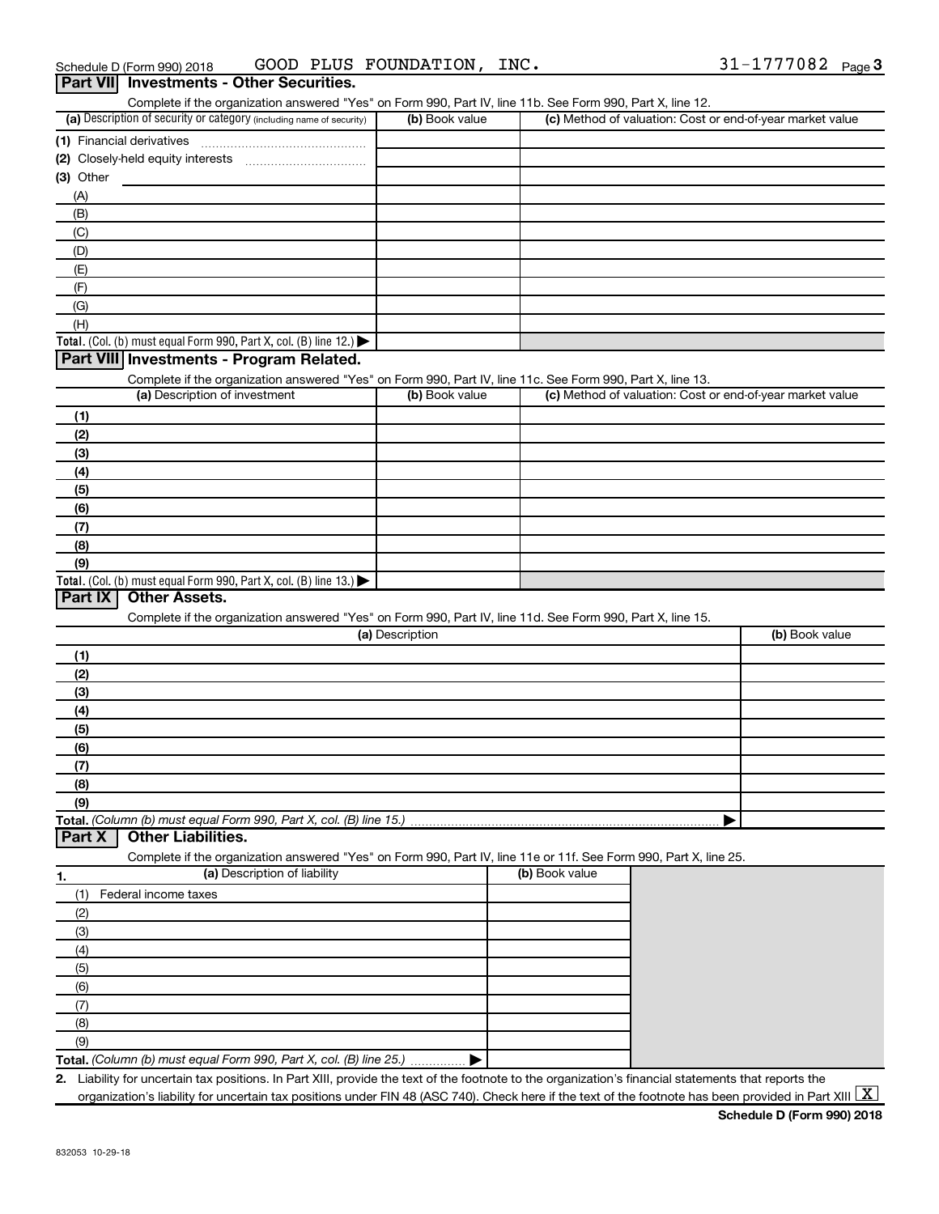Schedule D (Form 990) 2018 GOOD PLUS FOUNDATION, INC. 31-1777082

## Part VII Investments - Other Securities.

Complete if the organization answered "Yes" on Form 990, Part IV, line 11b. See Form 990, Part X, line 12.

| (a) Description of security or category (including name of security) | (b) Book value | (c) Method of valuation: Cost or end-of-year market value |
|---|---|---|
| (1) Financial derivatives | | |
| (2) Closely-held equity interests | | |
| (3) Other | | |
| (A) | | |
| (B) | | |
| (C) | | |
| (D) | | |
| (E) | | |
| (F) | | |
| (G) | | |
| (H) | | |
| **Total.** (Col. (b) must equal Form 990, Part X, col. (B) line 12.) ▶ | | |

## Part VIII Investments - Program Related.

Complete if the organization answered "Yes" on Form 990, Part IV, line 11c. See Form 990, Part X, line 13.

| (a) Description of investment | (b) Book value | (c) Method of valuation: Cost or end-of-year market value |
|---|---|---|
| (1) | | |
| (2) | | |
| (3) | | |
| (4) | | |
| (5) | | |
| (6) | | |
| (7) | | |
| (8) | | |
| (9) | | |
| **Total.** (Col. (b) must equal Form 990, Part X, col. (B) line 13.) ▶ | | |

## Part IX Other Assets.

Complete if the organization answered "Yes" on Form 990, Part IV, line 11d. See Form 990, Part X, line 15.

| (a) Description | (b) Book value |
|---|---|
| (1) | |
| (2) | |
| (3) | |
| (4) | |
| (5) | |
| (6) | |
| (7) | |
| (8) | |
| (9) | |
| **Total.** *(Column (b) must equal Form 990, Part X, col. (B) line 15.)* ▶ | |

## Part X Other Liabilities.

Complete if the organization answered "Yes" on Form 990, Part IV, line 11e or 11f. See Form 990, Part X, line 25.

| 1. (a) Description of liability | (b) Book value |
|---|---|
| (1) Federal income taxes | |
| (2) | |
| (3) | |
| (4) | |
| (5) | |
| (6) | |
| (7) | |
| (8) | |
| (9) | |
| **Total.** *(Column (b) must equal Form 990, Part X, col. (B) line 25.)* ▶ | |

2. Liability for uncertain tax positions. In Part XIII, provide the text of the footnote to the organization's financial statements that reports the organization's liability for uncertain tax positions under FIN 48 (ASC 740). Check here if the text of the footnote has been provided in Part XIII [X]

832053 10-29-18

**Schedule D (Form 990) 2018**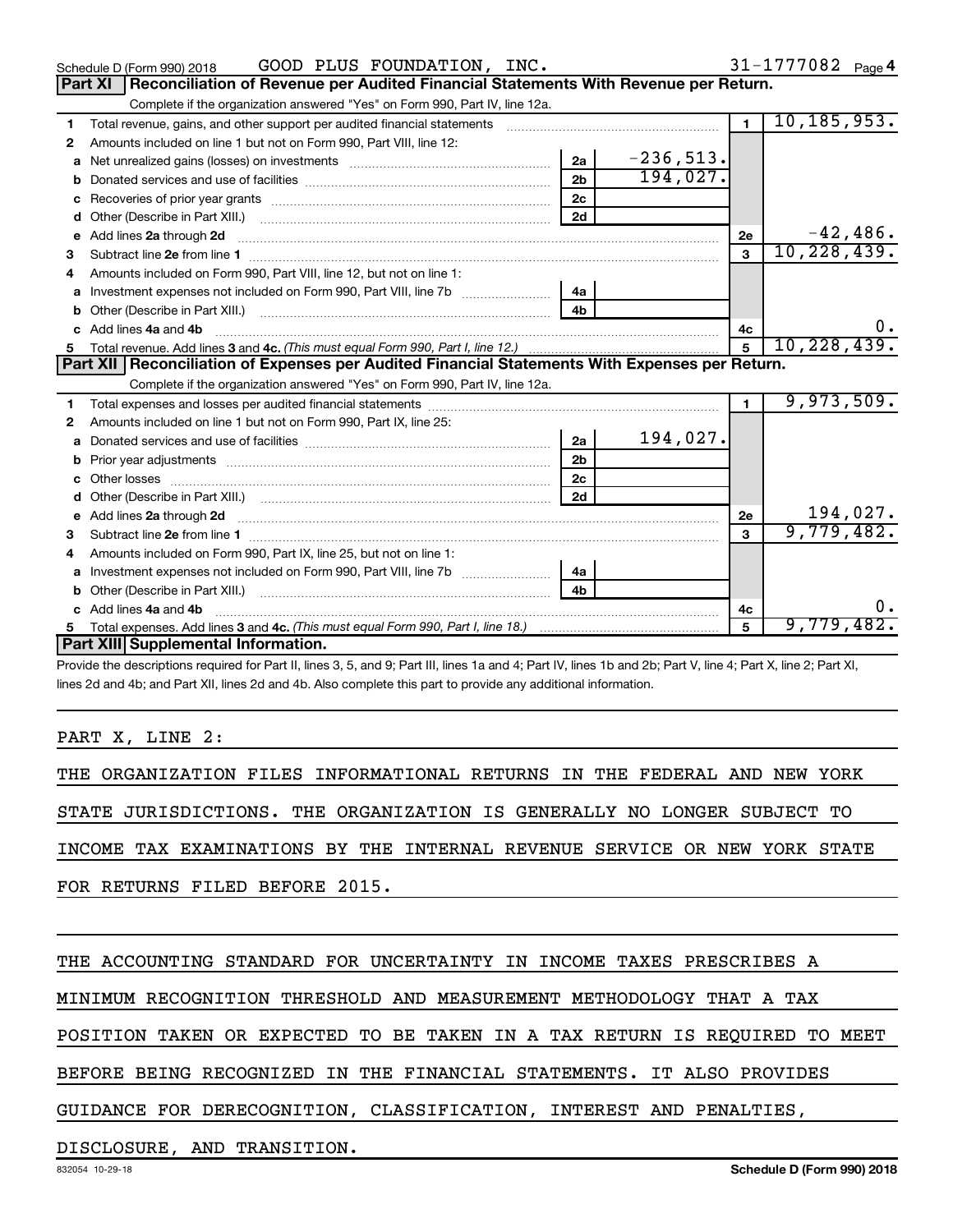Schedule D (Form 990) 2018 GOOD PLUS FOUNDATION, INC. 31-1777082 Page 4

## Part XI Reconciliation of Revenue per Audited Financial Statements With Revenue per Return.

Complete if the organization answered "Yes" on Form 990, Part IV, line 12a.

| | | | | | |
|---|---|---|---|---|---|
| 1 | Total revenue, gains, and other support per audited financial statements | | | 1 | 10,185,953. |
| 2 | Amounts included on line 1 but not on Form 990, Part VIII, line 12: | | | | |
| a | Net unrealized gains (losses) on investments | 2a | -236,513. | | |
| b | Donated services and use of facilities | 2b | 194,027. | | |
| c | Recoveries of prior year grants | 2c | | | |
| d | Other (Describe in Part XIII.) | 2d | | | |
| e | Add lines 2a through 2d | | | 2e | -42,486. |
| 3 | Subtract line 2e from line 1 | | | 3 | 10,228,439. |
| 4 | Amounts included on Form 990, Part VIII, line 12, but not on line 1: | | | | |
| a | Investment expenses not included on Form 990, Part VIII, line 7b | 4a | | | |
| b | Other (Describe in Part XIII.) | 4b | | | |
| c | Add lines 4a and 4b | | | 4c | 0. |
| 5 | Total revenue. Add lines 3 and 4c. *(This must equal Form 990, Part I, line 12.)* | | | 5 | 10,228,439. |

## Part XII Reconciliation of Expenses per Audited Financial Statements With Expenses per Return.

Complete if the organization answered "Yes" on Form 990, Part IV, line 12a.

| | | | | | |
|---|---|---|---|---|---|
| 1 | Total expenses and losses per audited financial statements | | | 1 | 9,973,509. |
| 2 | Amounts included on line 1 but not on Form 990, Part IX, line 25: | | | | |
| a | Donated services and use of facilities | 2a | 194,027. | | |
| b | Prior year adjustments | 2b | | | |
| c | Other losses | 2c | | | |
| d | Other (Describe in Part XIII.) | 2d | | | |
| e | Add lines 2a through 2d | | | 2e | 194,027. |
| 3 | Subtract line 2e from line 1 | | | 3 | 9,779,482. |
| 4 | Amounts included on Form 990, Part IX, line 25, but not on line 1: | | | | |
| a | Investment expenses not included on Form 990, Part VIII, line 7b | 4a | | | |
| b | Other (Describe in Part XIII.) | 4b | | | |
| c | Add lines 4a and 4b | | | 4c | 0. |
| 5 | Total expenses. Add lines 3 and 4c. *(This must equal Form 990, Part I, line 18.)* | | | 5 | 9,779,482. |

## Part XIII Supplemental Information.

Provide the descriptions required for Part II, lines 3, 5, and 9; Part III, lines 1a and 4; Part IV, lines 1b and 2b; Part V, line 4; Part X, line 2; Part XI, lines 2d and 4b; and Part XII, lines 2d and 4b. Also complete this part to provide any additional information.

PART X, LINE 2:

THE ORGANIZATION FILES INFORMATIONAL RETURNS IN THE FEDERAL AND NEW YORK STATE JURISDICTIONS. THE ORGANIZATION IS GENERALLY NO LONGER SUBJECT TO INCOME TAX EXAMINATIONS BY THE INTERNAL REVENUE SERVICE OR NEW YORK STATE FOR RETURNS FILED BEFORE 2015.

THE ACCOUNTING STANDARD FOR UNCERTAINTY IN INCOME TAXES PRESCRIBES A MINIMUM RECOGNITION THRESHOLD AND MEASUREMENT METHODOLOGY THAT A TAX POSITION TAKEN OR EXPECTED TO BE TAKEN IN A TAX RETURN IS REQUIRED TO MEET BEFORE BEING RECOGNIZED IN THE FINANCIAL STATEMENTS. IT ALSO PROVIDES GUIDANCE FOR DERECOGNITION, CLASSIFICATION, INTEREST AND PENALTIES, DISCLOSURE, AND TRANSITION.

832054 10-29-18 Schedule D (Form 990) 2018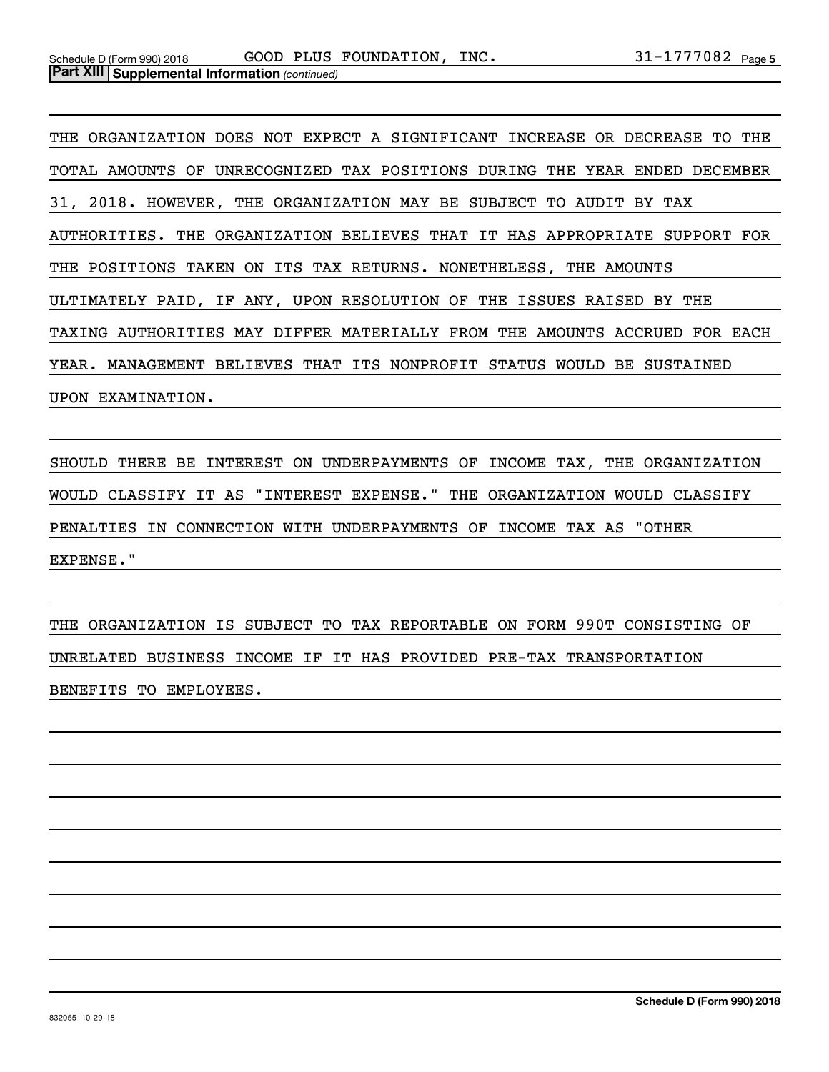**Part XIII Supplemental Information** *(continued)*

THE ORGANIZATION DOES NOT EXPECT A SIGNIFICANT INCREASE OR DECREASE TO THE TOTAL AMOUNTS OF UNRECOGNIZED TAX POSITIONS DURING THE YEAR ENDED DECEMBER 31, 2018. HOWEVER, THE ORGANIZATION MAY BE SUBJECT TO AUDIT BY TAX AUTHORITIES. THE ORGANIZATION BELIEVES THAT IT HAS APPROPRIATE SUPPORT FOR THE POSITIONS TAKEN ON ITS TAX RETURNS. NONETHELESS, THE AMOUNTS ULTIMATELY PAID, IF ANY, UPON RESOLUTION OF THE ISSUES RAISED BY THE TAXING AUTHORITIES MAY DIFFER MATERIALLY FROM THE AMOUNTS ACCRUED FOR EACH YEAR. MANAGEMENT BELIEVES THAT ITS NONPROFIT STATUS WOULD BE SUSTAINED UPON EXAMINATION.

SHOULD THERE BE INTEREST ON UNDERPAYMENTS OF INCOME TAX, THE ORGANIZATION WOULD CLASSIFY IT AS "INTEREST EXPENSE." THE ORGANIZATION WOULD CLASSIFY PENALTIES IN CONNECTION WITH UNDERPAYMENTS OF INCOME TAX AS "OTHER EXPENSE."

THE ORGANIZATION IS SUBJECT TO TAX REPORTABLE ON FORM 990T CONSISTING OF UNRELATED BUSINESS INCOME IF IT HAS PROVIDED PRE-TAX TRANSPORTATION BENEFITS TO EMPLOYEES.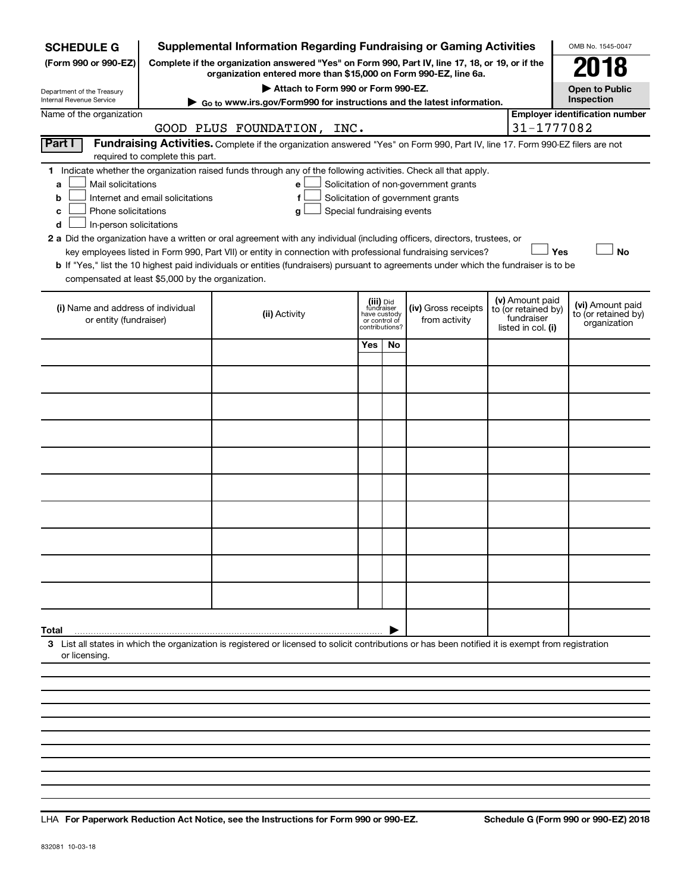**SCHEDULE G**
**(Form 990 or 990-EZ)**

Department of the Treasury
Internal Revenue Service

# Supplemental Information Regarding Fundraising or Gaming Activities

**Complete if the organization answered "Yes" on Form 990, Part IV, line 17, 18, or 19, or if the organization entered more than $15,000 on Form 990-EZ, line 6a.**

**▶ Attach to Form 990 or Form 990-EZ.**

**▶ Go to www.irs.gov/Form990 for instructions and the latest information.**

OMB No. 1545-0047

**2018**

**Open to Public Inspection**

Name of the organization: GOOD PLUS FOUNDATION, INC.

**Employer identification number**: 31-1777082

## Part I Fundraising Activities.

Complete if the organization answered "Yes" on Form 990, Part IV, line 17. Form 990-EZ filers are not required to complete this part.

**1** Indicate whether the organization raised funds through any of the following activities. Check all that apply.

- **a** ☐ Mail solicitations
- **b** ☐ Internet and email solicitations
- **c** ☐ Phone solicitations
- **d** ☐ In-person solicitations
- **e** ☐ Solicitation of non-government grants
- **f** ☐ Solicitation of government grants
- **g** ☐ Special fundraising events

**2 a** Did the organization have a written or oral agreement with any individual (including officers, directors, trustees, or key employees listed in Form 990, Part VII) or entity in connection with professional fundraising services? ☐ **Yes** ☐ **No**

**b** If "Yes," list the 10 highest paid individuals or entities (fundraisers) pursuant to agreements under which the fundraiser is to be compensated at least $5,000 by the organization.

| (i) Name and address of individual or entity (fundraiser) | (ii) Activity | (iii) Did fundraiser have custody or control of contributions? Yes | No | (iv) Gross receipts from activity | (v) Amount paid to (or retained by) fundraiser listed in col. (i) | (vi) Amount paid to (or retained by) organization |
|---|---|---|---|---|---|---|
| | | | | | | |
| | | | | | | |
| | | | | | | |
| | | | | | | |
| | | | | | | |
| | | | | | | |
| | | | | | | |
| | | | | | | |
| | | | | | | |
| | | | | | | |
| **Total** ▶ | | | | | | |

**3** List all states in which the organization is registered or licensed to solicit contributions or has been notified it is exempt from registration or licensing.

LHA **For Paperwork Reduction Act Notice, see the Instructions for Form 990 or 990-EZ.** **Schedule G (Form 990 or 990-EZ) 2018**

832081 10-03-18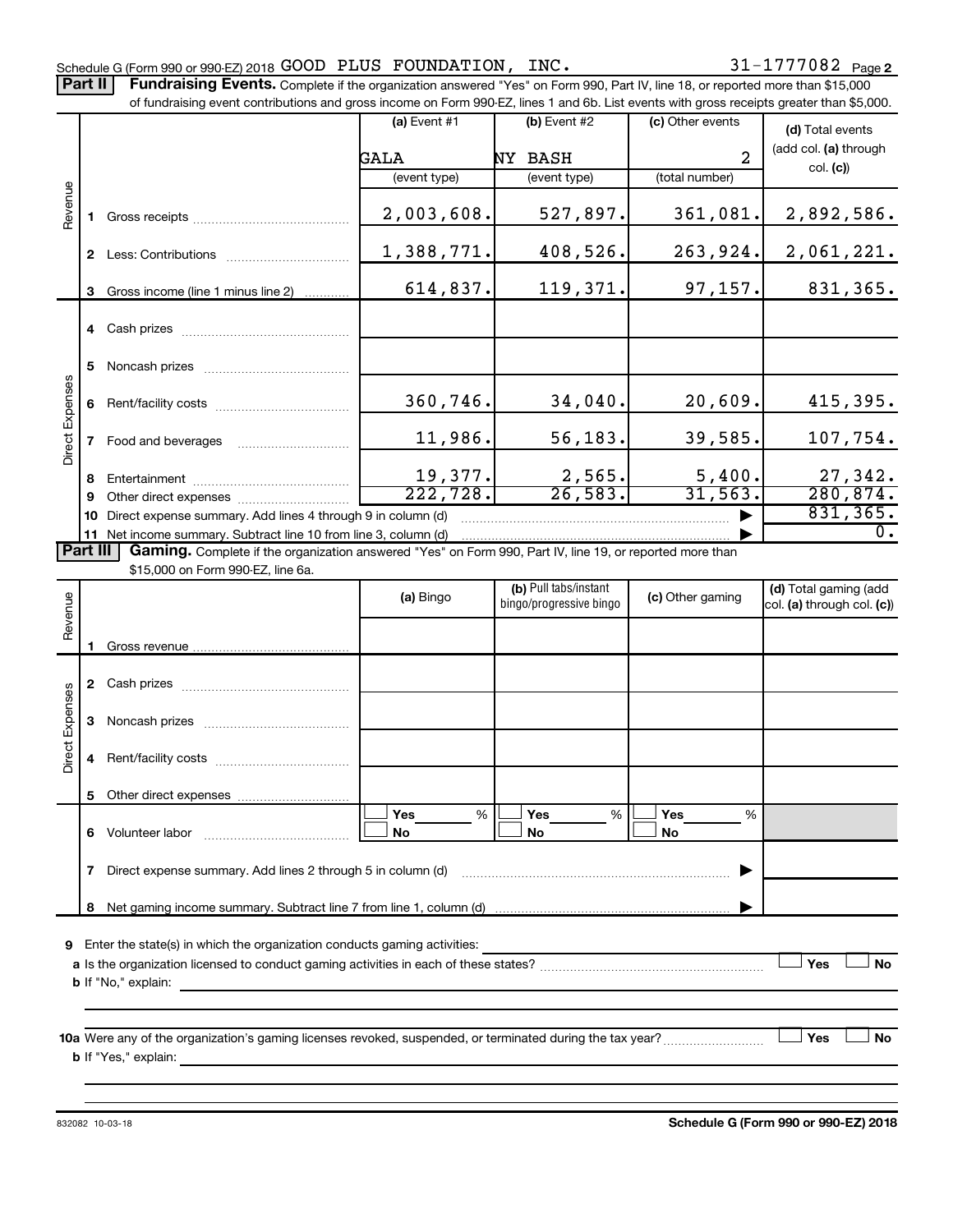Schedule G (Form 990 or 990-EZ) 2018 GOOD PLUS FOUNDATION, INC. 31-1777082 Page 2

**Part II** **Fundraising Events.** Complete if the organization answered "Yes" on Form 990, Part IV, line 18, or reported more than $15,000 of fundraising event contributions and gross income on Form 990-EZ, lines 1 and 6b. List events with gross receipts greater than $5,000.

| | | (a) Event #1 | (b) Event #2 | (c) Other events | (d) Total events (add col. (a) through col. (c)) |
|---|---|---|---|---|---|
| | | GALA | NY BASH | 2 | |
| | | (event type) | (event type) | (total number) | |
| Revenue | 1 Gross receipts | 2,003,608. | 527,897. | 361,081. | 2,892,586. |
| | 2 Less: Contributions | 1,388,771. | 408,526. | 263,924. | 2,061,221. |
| | 3 Gross income (line 1 minus line 2) | 614,837. | 119,371. | 97,157. | 831,365. |
| Direct Expenses | 4 Cash prizes | | | | |
| | 5 Noncash prizes | | | | |
| | 6 Rent/facility costs | 360,746. | 34,040. | 20,609. | 415,395. |
| | 7 Food and beverages | 11,986. | 56,183. | 39,585. | 107,754. |
| | 8 Entertainment | 19,377. | 2,565. | 5,400. | 27,342. |
| | 9 Other direct expenses | 222,728. | 26,583. | 31,563. | 280,874. |
| | 10 Direct expense summary. Add lines 4 through 9 in column (d) | | | | 831,365. |
| | 11 Net income summary. Subtract line 10 from line 3, column (d) | | | | 0. |

**Part III** **Gaming.** Complete if the organization answered "Yes" on Form 990, Part IV, line 19, or reported more than $15,000 on Form 990-EZ, line 6a.

| | | (a) Bingo | (b) Pull tabs/instant bingo/progressive bingo | (c) Other gaming | (d) Total gaming (add col. (a) through col. (c)) |
|---|---|---|---|---|---|
| Revenue | 1 Gross revenue | | | | |
| Direct Expenses | 2 Cash prizes | | | | |
| | 3 Noncash prizes | | | | |
| | 4 Rent/facility costs | | | | |
| | 5 Other direct expenses | | | | |
| | 6 Volunteer labor | ☐ Yes ___% ☐ No | ☐ Yes ___% ☐ No | ☐ Yes ___% ☐ No | |
| | 7 Direct expense summary. Add lines 2 through 5 in column (d) | | | | |
| | 8 Net gaming income summary. Subtract line 7 from line 1, column (d) | | | | |

9 Enter the state(s) in which the organization conducts gaming activities: ____________

a Is the organization licensed to conduct gaming activities in each of these states? ☐ Yes ☐ No

b If "No," explain: ____________

10a Were any of the organization's gaming licenses revoked, suspended, or terminated during the tax year? ☐ Yes ☐ No

b If "Yes," explain: ____________

832082 10-03-18 **Schedule G (Form 990 or 990-EZ) 2018**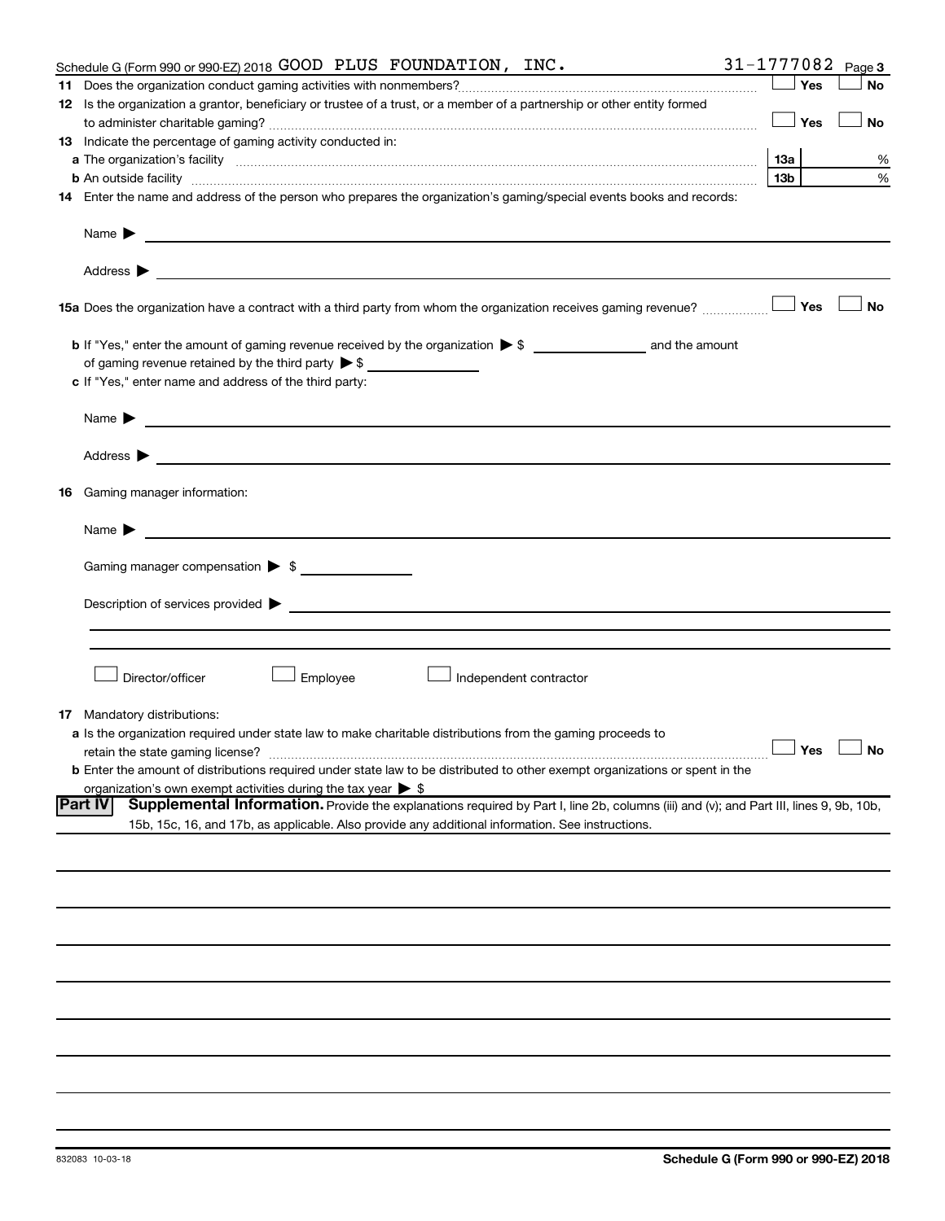Schedule G (Form 990 or 990-EZ) 2018 GOOD PLUS FOUNDATION, INC. 31-1777082 Page 3

**11** Does the organization conduct gaming activities with nonmembers? ☐ Yes ☐ No

**12** Is the organization a grantor, beneficiary or trustee of a trust, or a member of a partnership or other entity formed to administer charitable gaming? ☐ Yes ☐ No

**13** Indicate the percentage of gaming activity conducted in:

**a** The organization's facility **13a** %

**b** An outside facility **13b** %

**14** Enter the name and address of the person who prepares the organization's gaming/special events books and records:

Name ▶

Address ▶

**15a** Does the organization have a contract with a third party from whom the organization receives gaming revenue? ☐ Yes ☐ No

**b** If "Yes," enter the amount of gaming revenue received by the organization ▶ $ and the amount of gaming revenue retained by the third party ▶ $

**c** If "Yes," enter name and address of the third party:

Name ▶

Address ▶

**16** Gaming manager information:

Name ▶

Gaming manager compensation ▶ $

Description of services provided ▶

☐ Director/officer ☐ Employee ☐ Independent contractor

**17** Mandatory distributions:

**a** Is the organization required under state law to make charitable distributions from the gaming proceeds to retain the state gaming license? ☐ Yes ☐ No

**b** Enter the amount of distributions required under state law to be distributed to other exempt organizations or spent in the organization's own exempt activities during the tax year ▶ $

**Part IV** **Supplemental Information.** Provide the explanations required by Part I, line 2b, columns (iii) and (v); and Part III, lines 9, 9b, 10b, 15b, 15c, 16, and 17b, as applicable. Also provide any additional information. See instructions.

832083 10-03-18 **Schedule G (Form 990 or 990-EZ) 2018**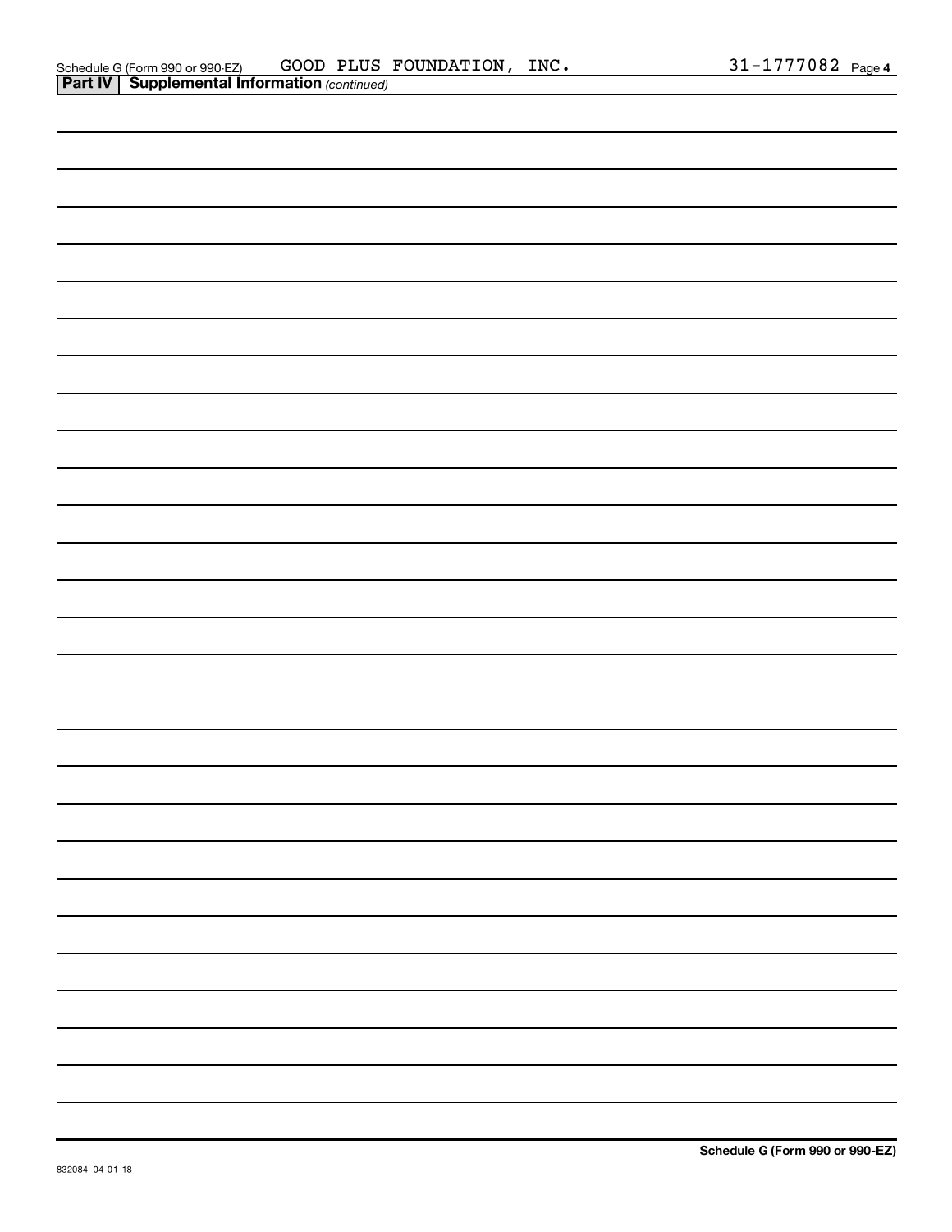Schedule G (Form 990 or 990-EZ) GOOD PLUS FOUNDATION, INC. 31-1777082 Page 4

**Part IV | Supplemental Information** *(continued)*

832084 04-01-18

**Schedule G (Form 990 or 990-EZ)**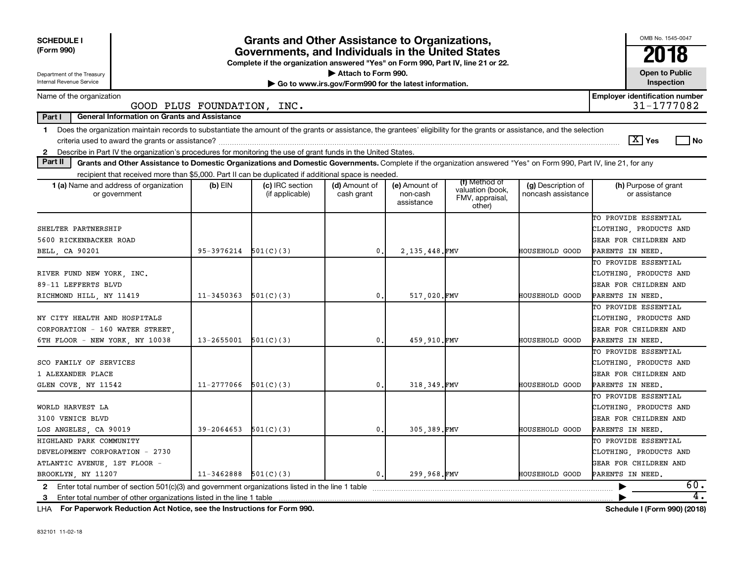**SCHEDULE I (Form 990)**

Department of the Treasury
Internal Revenue Service

# Grants and Other Assistance to Organizations, Governments, and Individuals in the United States

**Complete if the organization answered "Yes" on Form 990, Part IV, line 21 or 22.**
**▶ Attach to Form 990.**
**▶ Go to www.irs.gov/Form990 for the latest information.**

OMB No. 1545-0047

**2018**

**Open to Public Inspection**

Name of the organization: GOOD PLUS FOUNDATION, INC.

**Employer identification number** 31-1777082

**Part I — General Information on Grants and Assistance**

1 Does the organization maintain records to substantiate the amount of the grants or assistance, the grantees' eligibility for the grants or assistance, and the selection criteria used to award the grants or assistance? [X] Yes [ ] No

2 Describe in Part IV the organization's procedures for monitoring the use of grant funds in the United States.

**Part II — Grants and Other Assistance to Domestic Organizations and Domestic Governments.** Complete if the organization answered "Yes" on Form 990, Part IV, line 21, for any recipient that received more than $5,000. Part II can be duplicated if additional space is needed.

| 1 (a) Name and address of organization or government | (b) EIN | (c) IRC section (if applicable) | (d) Amount of cash grant | (e) Amount of non-cash assistance | (f) Method of valuation (book, FMV, appraisal, other) | (g) Description of noncash assistance | (h) Purpose of grant or assistance |
|---|---|---|---|---|---|---|---|
| SHELTER PARTNERSHIP 5600 RICKENBACKER ROAD BELL, CA 90201 | 95-3976214 | 501(C)(3) | 0. | 2,135,448. | FMV | HOUSEHOLD GOOD | TO PROVIDE ESSENTIAL CLOTHING, PRODUCTS AND GEAR FOR CHILDREN AND PARENTS IN NEED. |
| RIVER FUND NEW YORK, INC. 89-11 LEFFERTS BLVD RICHMOND HILL, NY 11419 | 11-3450363 | 501(C)(3) | 0. | 517,020. | FMV | HOUSEHOLD GOOD | TO PROVIDE ESSENTIAL CLOTHING, PRODUCTS AND GEAR FOR CHILDREN AND PARENTS IN NEED. |
| NY CITY HEALTH AND HOSPITALS CORPORATION - 160 WATER STREET, 6TH FLOOR - NEW YORK, NY 10038 | 13-2655001 | 501(C)(3) | 0. | 459,910. | FMV | HOUSEHOLD GOOD | TO PROVIDE ESSENTIAL CLOTHING, PRODUCTS AND GEAR FOR CHILDREN AND PARENTS IN NEED. |
| SCO FAMILY OF SERVICES 1 ALEXANDER PLACE GLEN COVE, NY 11542 | 11-2777066 | 501(C)(3) | 0. | 318,349. | FMV | HOUSEHOLD GOOD | TO PROVIDE ESSENTIAL CLOTHING, PRODUCTS AND GEAR FOR CHILDREN AND PARENTS IN NEED. |
| WORLD HARVEST LA 3100 VENICE BLVD LOS ANGELES, CA 90019 | 39-2064653 | 501(C)(3) | 0. | 305,389. | FMV | HOUSEHOLD GOOD | TO PROVIDE ESSENTIAL CLOTHING, PRODUCTS AND GEAR FOR CHILDREN AND PARENTS IN NEED. |
| HIGHLAND PARK COMMUNITY DEVELOPMENT CORPORATION - 2730 ATLANTIC AVENUE, 1ST FLOOR - BROOKLYN, NY 11207 | 11-3462888 | 501(C)(3) | 0. | 299,968. | FMV | HOUSEHOLD GOOD | TO PROVIDE ESSENTIAL CLOTHING, PRODUCTS AND GEAR FOR CHILDREN AND PARENTS IN NEED. |

2 Enter total number of section 501(c)(3) and government organizations listed in the line 1 table ▶ 60.

3 Enter total number of other organizations listed in the line 1 table ▶ 4.

LHA For Paperwork Reduction Act Notice, see the Instructions for Form 990. **Schedule I (Form 990) (2018)**

832101 11-02-18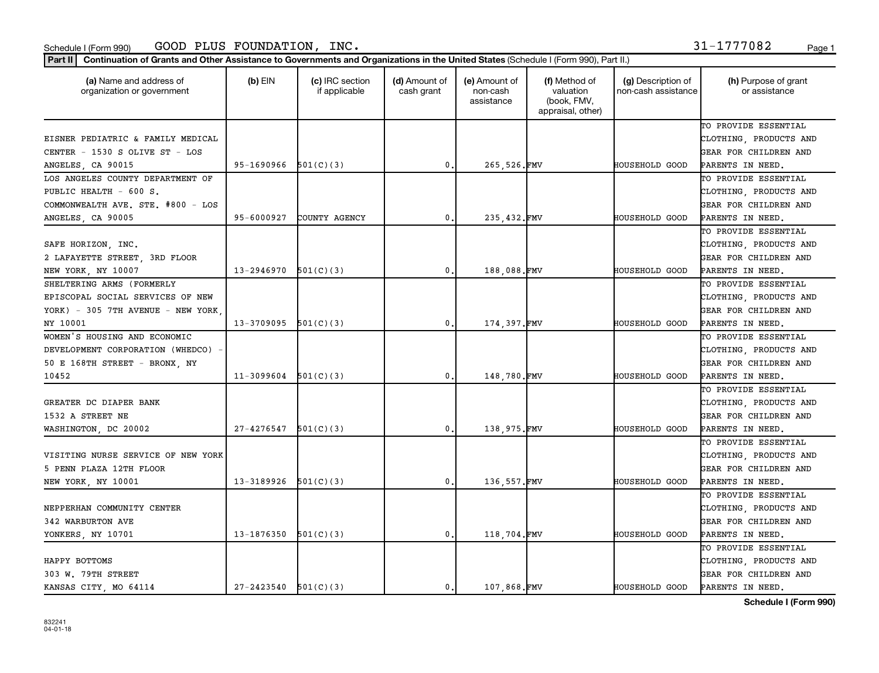Schedule I (Form 990) GOOD PLUS FOUNDATION, INC. 31-1777082

**Part II** **Continuation of Grants and Other Assistance to Governments and Organizations in the United States** (Schedule I (Form 990), Part II.)

| (a) Name and address of organization or government | (b) EIN | (c) IRC section if applicable | (d) Amount of cash grant | (e) Amount of non-cash assistance | (f) Method of valuation (book, FMV, appraisal, other) | (g) Description of non-cash assistance | (h) Purpose of grant or assistance |
|---|---|---|---|---|---|---|---|
| EISNER PEDIATRIC & FAMILY MEDICAL CENTER - 1530 S OLIVE ST - LOS ANGELES, CA 90015 | 95-1690966 | 501(C)(3) | 0. | 265,526. | FMV | HOUSEHOLD GOOD | TO PROVIDE ESSENTIAL CLOTHING, PRODUCTS AND GEAR FOR CHILDREN AND PARENTS IN NEED. |
| LOS ANGELES COUNTY DEPARTMENT OF PUBLIC HEALTH - 600 S. COMMONWEALTH AVE. STE. #800 - LOS ANGELES, CA 90005 | 95-6000927 | COUNTY AGENCY | 0. | 235,432. | FMV | HOUSEHOLD GOOD | TO PROVIDE ESSENTIAL CLOTHING, PRODUCTS AND GEAR FOR CHILDREN AND PARENTS IN NEED. |
| SAFE HORIZON, INC. 2 LAFAYETTE STREET, 3RD FLOOR NEW YORK, NY 10007 | 13-2946970 | 501(C)(3) | 0. | 188,088. | FMV | HOUSEHOLD GOOD | TO PROVIDE ESSENTIAL CLOTHING, PRODUCTS AND GEAR FOR CHILDREN AND PARENTS IN NEED. |
| SHELTERING ARMS (FORMERLY EPISCOPAL SOCIAL SERVICES OF NEW YORK) - 305 7TH AVENUE - NEW YORK, NY 10001 | 13-3709095 | 501(C)(3) | 0. | 174,397. | FMV | HOUSEHOLD GOOD | TO PROVIDE ESSENTIAL CLOTHING, PRODUCTS AND GEAR FOR CHILDREN AND PARENTS IN NEED. |
| WOMEN'S HOUSING AND ECONOMIC DEVELOPMENT CORPORATION (WHEDCO) - 50 E 168TH STREET - BRONX, NY 10452 | 11-3099604 | 501(C)(3) | 0. | 148,780. | FMV | HOUSEHOLD GOOD | TO PROVIDE ESSENTIAL CLOTHING, PRODUCTS AND GEAR FOR CHILDREN AND PARENTS IN NEED. |
| GREATER DC DIAPER BANK 1532 A STREET NE WASHINGTON, DC 20002 | 27-4276547 | 501(C)(3) | 0. | 138,975. | FMV | HOUSEHOLD GOOD | TO PROVIDE ESSENTIAL CLOTHING, PRODUCTS AND GEAR FOR CHILDREN AND PARENTS IN NEED. |
| VISITING NURSE SERVICE OF NEW YORK 5 PENN PLAZA 12TH FLOOR NEW YORK, NY 10001 | 13-3189926 | 501(C)(3) | 0. | 136,557. | FMV | HOUSEHOLD GOOD | TO PROVIDE ESSENTIAL CLOTHING, PRODUCTS AND GEAR FOR CHILDREN AND PARENTS IN NEED. |
| NEPPERHAN COMMUNITY CENTER 342 WARBURTON AVE YONKERS, NY 10701 | 13-1876350 | 501(C)(3) | 0. | 118,704. | FMV | HOUSEHOLD GOOD | TO PROVIDE ESSENTIAL CLOTHING, PRODUCTS AND GEAR FOR CHILDREN AND PARENTS IN NEED. |
| HAPPY BOTTOMS 303 W. 79TH STREET KANSAS CITY, MO 64114 | 27-2423540 | 501(C)(3) | 0. | 107,868. | FMV | HOUSEHOLD GOOD | TO PROVIDE ESSENTIAL CLOTHING, PRODUCTS AND GEAR FOR CHILDREN AND PARENTS IN NEED. |

**Schedule I (Form 990)**

832241
04-01-18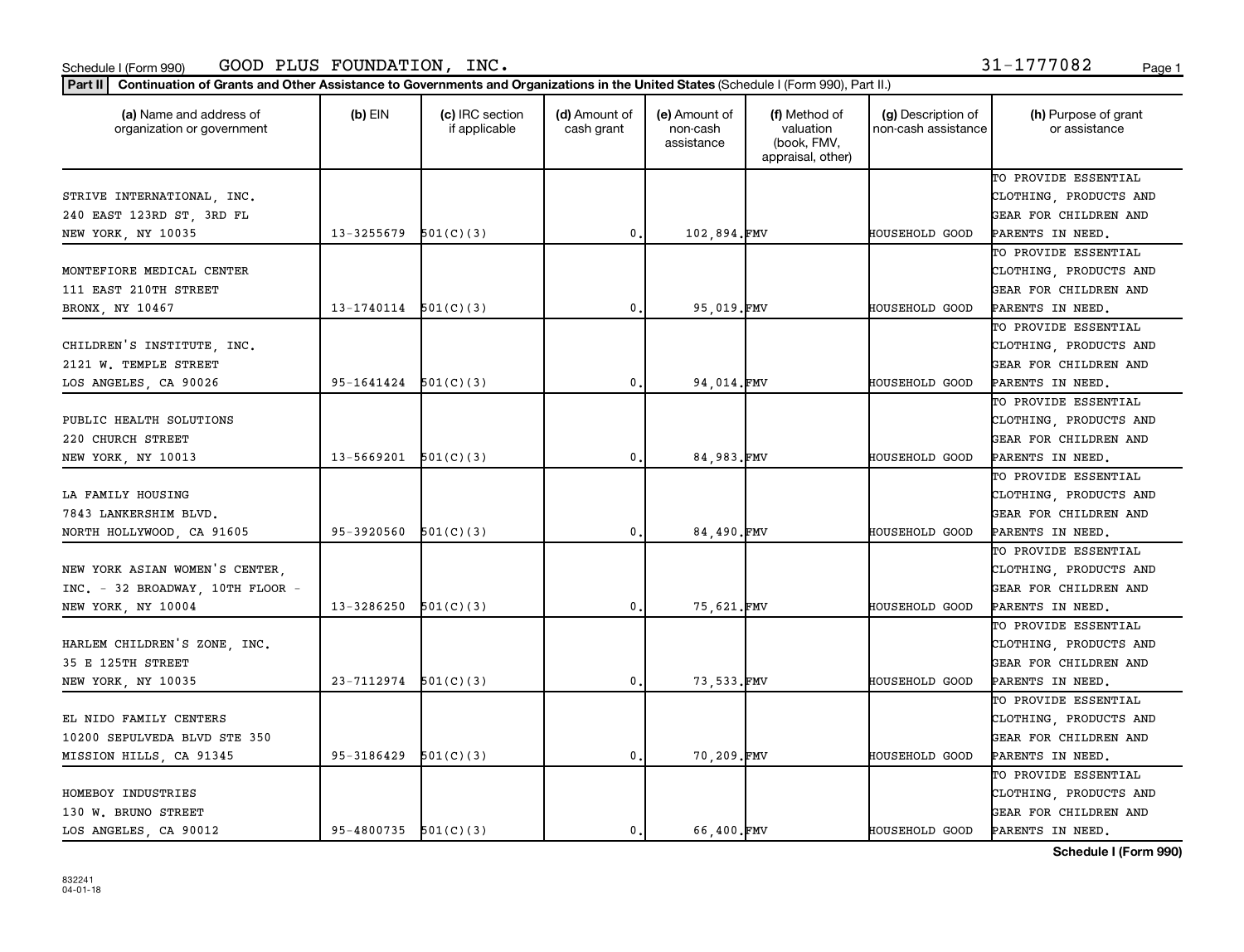Schedule I (Form 990) GOOD PLUS FOUNDATION, INC. 31-1777082

**Part II** **Continuation of Grants and Other Assistance to Governments and Organizations in the United States** (Schedule I (Form 990), Part II.)

| (a) Name and address of organization or government | (b) EIN | (c) IRC section if applicable | (d) Amount of cash grant | (e) Amount of non-cash assistance | (f) Method of valuation (book, FMV, appraisal, other) | (g) Description of non-cash assistance | (h) Purpose of grant or assistance |
|---|---|---|---|---|---|---|---|
| STRIVE INTERNATIONAL, INC. 240 EAST 123RD ST, 3RD FL NEW YORK, NY 10035 | 13-3255679 | 501(C)(3) | 0. | 102,894. | FMV | HOUSEHOLD GOOD | TO PROVIDE ESSENTIAL CLOTHING, PRODUCTS AND GEAR FOR CHILDREN AND PARENTS IN NEED. |
| MONTEFIORE MEDICAL CENTER 111 EAST 210TH STREET BRONX, NY 10467 | 13-1740114 | 501(C)(3) | 0. | 95,019. | FMV | HOUSEHOLD GOOD | TO PROVIDE ESSENTIAL CLOTHING, PRODUCTS AND GEAR FOR CHILDREN AND PARENTS IN NEED. |
| CHILDREN'S INSTITUTE, INC. 2121 W. TEMPLE STREET LOS ANGELES, CA 90026 | 95-1641424 | 501(C)(3) | 0. | 94,014. | FMV | HOUSEHOLD GOOD | TO PROVIDE ESSENTIAL CLOTHING, PRODUCTS AND GEAR FOR CHILDREN AND PARENTS IN NEED. |
| PUBLIC HEALTH SOLUTIONS 220 CHURCH STREET NEW YORK, NY 10013 | 13-5669201 | 501(C)(3) | 0. | 84,983. | FMV | HOUSEHOLD GOOD | TO PROVIDE ESSENTIAL CLOTHING, PRODUCTS AND GEAR FOR CHILDREN AND PARENTS IN NEED. |
| LA FAMILY HOUSING 7843 LANKERSHIM BLVD. NORTH HOLLYWOOD, CA 91605 | 95-3920560 | 501(C)(3) | 0. | 84,490. | FMV | HOUSEHOLD GOOD | TO PROVIDE ESSENTIAL CLOTHING, PRODUCTS AND GEAR FOR CHILDREN AND PARENTS IN NEED. |
| NEW YORK ASIAN WOMEN'S CENTER, INC. - 32 BROADWAY, 10TH FLOOR - NEW YORK, NY 10004 | 13-3286250 | 501(C)(3) | 0. | 75,621. | FMV | HOUSEHOLD GOOD | TO PROVIDE ESSENTIAL CLOTHING, PRODUCTS AND GEAR FOR CHILDREN AND PARENTS IN NEED. |
| HARLEM CHILDREN'S ZONE, INC. 35 E 125TH STREET NEW YORK, NY 10035 | 23-7112974 | 501(C)(3) | 0. | 73,533. | FMV | HOUSEHOLD GOOD | TO PROVIDE ESSENTIAL CLOTHING, PRODUCTS AND GEAR FOR CHILDREN AND PARENTS IN NEED. |
| EL NIDO FAMILY CENTERS 10200 SEPULVEDA BLVD STE 350 MISSION HILLS, CA 91345 | 95-3186429 | 501(C)(3) | 0. | 70,209. | FMV | HOUSEHOLD GOOD | TO PROVIDE ESSENTIAL CLOTHING, PRODUCTS AND GEAR FOR CHILDREN AND PARENTS IN NEED. |
| HOMEBOY INDUSTRIES 130 W. BRUNO STREET LOS ANGELES, CA 90012 | 95-4800735 | 501(C)(3) | 0. | 66,400. | FMV | HOUSEHOLD GOOD | TO PROVIDE ESSENTIAL CLOTHING, PRODUCTS AND GEAR FOR CHILDREN AND PARENTS IN NEED. |

832241 04-01-18

**Schedule I (Form 990)**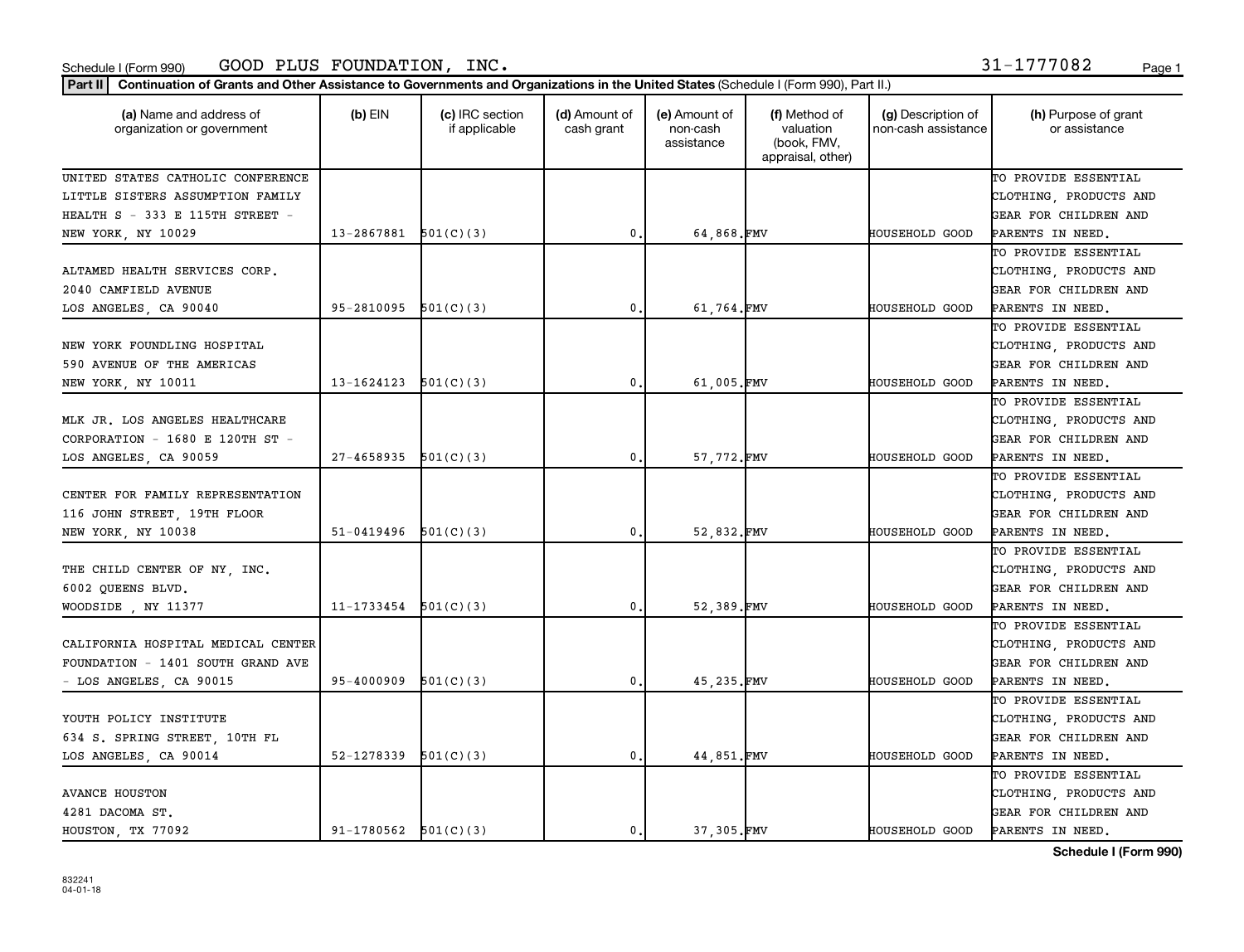Schedule I (Form 990) GOOD PLUS FOUNDATION, INC. 31-1777082

**Part II** **Continuation of Grants and Other Assistance to Governments and Organizations in the United States** (Schedule I (Form 990), Part II.)

| (a) Name and address of organization or government | (b) EIN | (c) IRC section if applicable | (d) Amount of cash grant | (e) Amount of non-cash assistance | (f) Method of valuation (book, FMV, appraisal, other) | (g) Description of non-cash assistance | (h) Purpose of grant or assistance |
|---|---|---|---|---|---|---|---|
| UNITED STATES CATHOLIC CONFERENCE LITTLE SISTERS ASSUMPTION FAMILY HEALTH S - 333 E 115TH STREET - NEW YORK, NY 10029 | 13-2867881 | 501(C)(3) | 0. | 64,868. | FMV | HOUSEHOLD GOOD | TO PROVIDE ESSENTIAL CLOTHING, PRODUCTS AND GEAR FOR CHILDREN AND PARENTS IN NEED. |
| ALTAMED HEALTH SERVICES CORP. 2040 CAMFIELD AVENUE LOS ANGELES, CA 90040 | 95-2810095 | 501(C)(3) | 0. | 61,764. | FMV | HOUSEHOLD GOOD | TO PROVIDE ESSENTIAL CLOTHING, PRODUCTS AND GEAR FOR CHILDREN AND PARENTS IN NEED. |
| NEW YORK FOUNDLING HOSPITAL 590 AVENUE OF THE AMERICAS NEW YORK, NY 10011 | 13-1624123 | 501(C)(3) | 0. | 61,005. | FMV | HOUSEHOLD GOOD | TO PROVIDE ESSENTIAL CLOTHING, PRODUCTS AND GEAR FOR CHILDREN AND PARENTS IN NEED. |
| MLK JR. LOS ANGELES HEALTHCARE CORPORATION - 1680 E 120TH ST - LOS ANGELES, CA 90059 | 27-4658935 | 501(C)(3) | 0. | 57,772. | FMV | HOUSEHOLD GOOD | TO PROVIDE ESSENTIAL CLOTHING, PRODUCTS AND GEAR FOR CHILDREN AND PARENTS IN NEED. |
| CENTER FOR FAMILY REPRESENTATION 116 JOHN STREET, 19TH FLOOR NEW YORK, NY 10038 | 51-0419496 | 501(C)(3) | 0. | 52,832. | FMV | HOUSEHOLD GOOD | TO PROVIDE ESSENTIAL CLOTHING, PRODUCTS AND GEAR FOR CHILDREN AND PARENTS IN NEED. |
| THE CHILD CENTER OF NY, INC. 6002 QUEENS BLVD. WOODSIDE , NY 11377 | 11-1733454 | 501(C)(3) | 0. | 52,389. | FMV | HOUSEHOLD GOOD | TO PROVIDE ESSENTIAL CLOTHING, PRODUCTS AND GEAR FOR CHILDREN AND PARENTS IN NEED. |
| CALIFORNIA HOSPITAL MEDICAL CENTER FOUNDATION - 1401 SOUTH GRAND AVE - LOS ANGELES, CA 90015 | 95-4000909 | 501(C)(3) | 0. | 45,235. | FMV | HOUSEHOLD GOOD | TO PROVIDE ESSENTIAL CLOTHING, PRODUCTS AND GEAR FOR CHILDREN AND PARENTS IN NEED. |
| YOUTH POLICY INSTITUTE 634 S. SPRING STREET, 10TH FL LOS ANGELES, CA 90014 | 52-1278339 | 501(C)(3) | 0. | 44,851. | FMV | HOUSEHOLD GOOD | TO PROVIDE ESSENTIAL CLOTHING, PRODUCTS AND GEAR FOR CHILDREN AND PARENTS IN NEED. |
| AVANCE HOUSTON 4281 DACOMA ST. HOUSTON, TX 77092 | 91-1780562 | 501(C)(3) | 0. | 37,305. | FMV | HOUSEHOLD GOOD | TO PROVIDE ESSENTIAL CLOTHING, PRODUCTS AND GEAR FOR CHILDREN AND PARENTS IN NEED. |

832241
04-01-18

**Schedule I (Form 990)**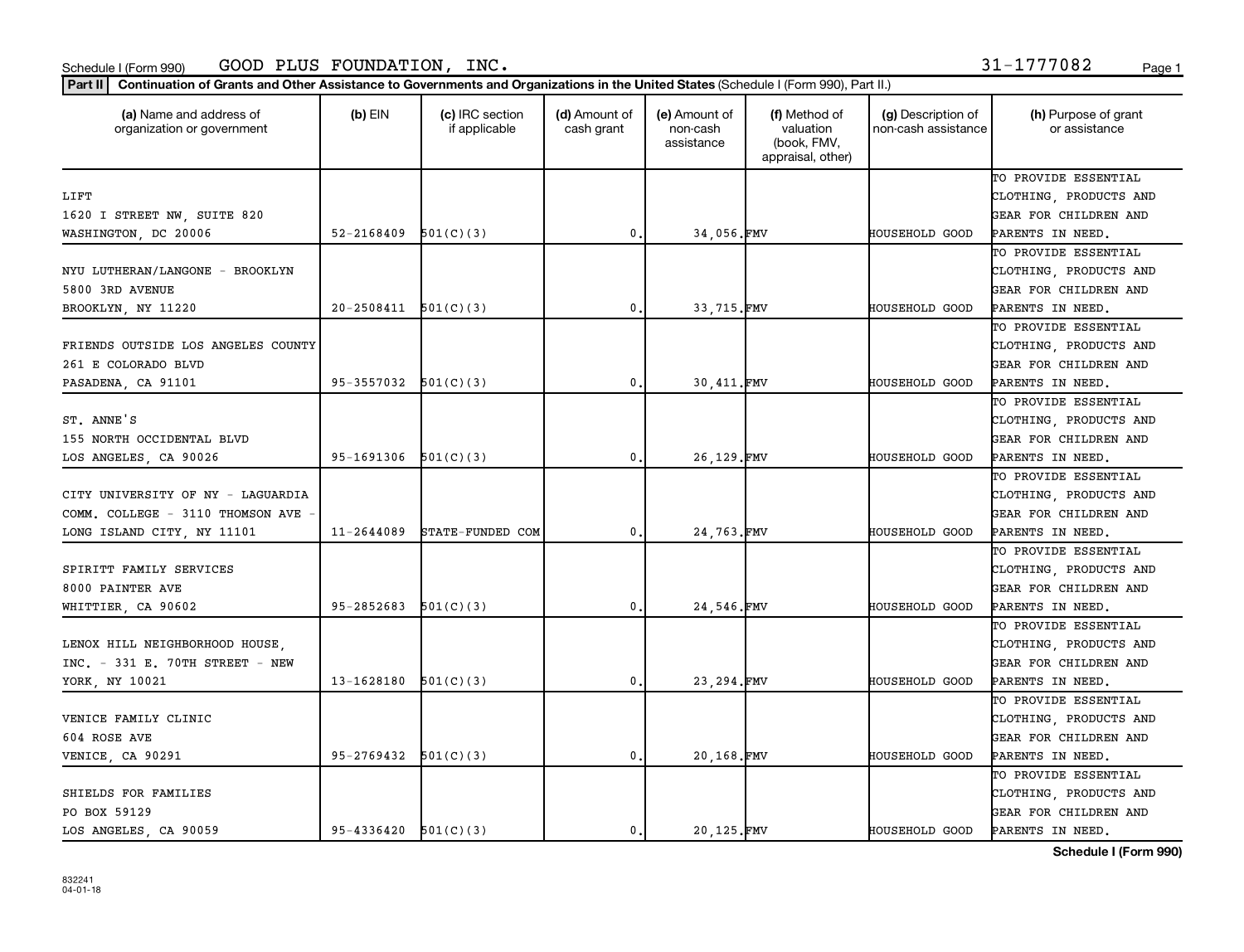Schedule I (Form 990) GOOD PLUS FOUNDATION, INC. 31-1777082

**Part II** **Continuation of Grants and Other Assistance to Governments and Organizations in the United States** (Schedule I (Form 990), Part II.)

| (a) Name and address of organization or government | (b) EIN | (c) IRC section if applicable | (d) Amount of cash grant | (e) Amount of non-cash assistance | (f) Method of valuation (book, FMV, appraisal, other) | (g) Description of non-cash assistance | (h) Purpose of grant or assistance |
|---|---|---|---|---|---|---|---|
| LIFT<br>1620 I STREET NW, SUITE 820<br>WASHINGTON, DC 20006 | 52-2168409 | 501(C)(3) | 0. | 34,056. | FMV | HOUSEHOLD GOOD | TO PROVIDE ESSENTIAL CLOTHING, PRODUCTS AND GEAR FOR CHILDREN AND PARENTS IN NEED. |
| NYU LUTHERAN/LANGONE - BROOKLYN<br>5800 3RD AVENUE<br>BROOKLYN, NY 11220 | 20-2508411 | 501(C)(3) | 0. | 33,715. | FMV | HOUSEHOLD GOOD | TO PROVIDE ESSENTIAL CLOTHING, PRODUCTS AND GEAR FOR CHILDREN AND PARENTS IN NEED. |
| FRIENDS OUTSIDE LOS ANGELES COUNTY<br>261 E COLORADO BLVD<br>PASADENA, CA 91101 | 95-3557032 | 501(C)(3) | 0. | 30,411. | FMV | HOUSEHOLD GOOD | TO PROVIDE ESSENTIAL CLOTHING, PRODUCTS AND GEAR FOR CHILDREN AND PARENTS IN NEED. |
| ST. ANNE'S<br>155 NORTH OCCIDENTAL BLVD<br>LOS ANGELES, CA 90026 | 95-1691306 | 501(C)(3) | 0. | 26,129. | FMV | HOUSEHOLD GOOD | TO PROVIDE ESSENTIAL CLOTHING, PRODUCTS AND GEAR FOR CHILDREN AND PARENTS IN NEED. |
| CITY UNIVERSITY OF NY - LAGUARDIA COMM. COLLEGE - 3110 THOMSON AVE - LONG ISLAND CITY, NY 11101 | 11-2644089 | STATE-FUNDED COM | 0. | 24,763. | FMV | HOUSEHOLD GOOD | TO PROVIDE ESSENTIAL CLOTHING, PRODUCTS AND GEAR FOR CHILDREN AND PARENTS IN NEED. |
| SPIRITT FAMILY SERVICES<br>8000 PAINTER AVE<br>WHITTIER, CA 90602 | 95-2852683 | 501(C)(3) | 0. | 24,546. | FMV | HOUSEHOLD GOOD | TO PROVIDE ESSENTIAL CLOTHING, PRODUCTS AND GEAR FOR CHILDREN AND PARENTS IN NEED. |
| LENOX HILL NEIGHBORHOOD HOUSE, INC. - 331 E. 70TH STREET - NEW YORK, NY 10021 | 13-1628180 | 501(C)(3) | 0. | 23,294. | FMV | HOUSEHOLD GOOD | TO PROVIDE ESSENTIAL CLOTHING, PRODUCTS AND GEAR FOR CHILDREN AND PARENTS IN NEED. |
| VENICE FAMILY CLINIC<br>604 ROSE AVE<br>VENICE, CA 90291 | 95-2769432 | 501(C)(3) | 0. | 20,168. | FMV | HOUSEHOLD GOOD | TO PROVIDE ESSENTIAL CLOTHING, PRODUCTS AND GEAR FOR CHILDREN AND PARENTS IN NEED. |
| SHIELDS FOR FAMILIES<br>PO BOX 59129<br>LOS ANGELES, CA 90059 | 95-4336420 | 501(C)(3) | 0. | 20,125. | FMV | HOUSEHOLD GOOD | TO PROVIDE ESSENTIAL CLOTHING, PRODUCTS AND GEAR FOR CHILDREN AND PARENTS IN NEED. |

832241
04-01-18

**Schedule I (Form 990)**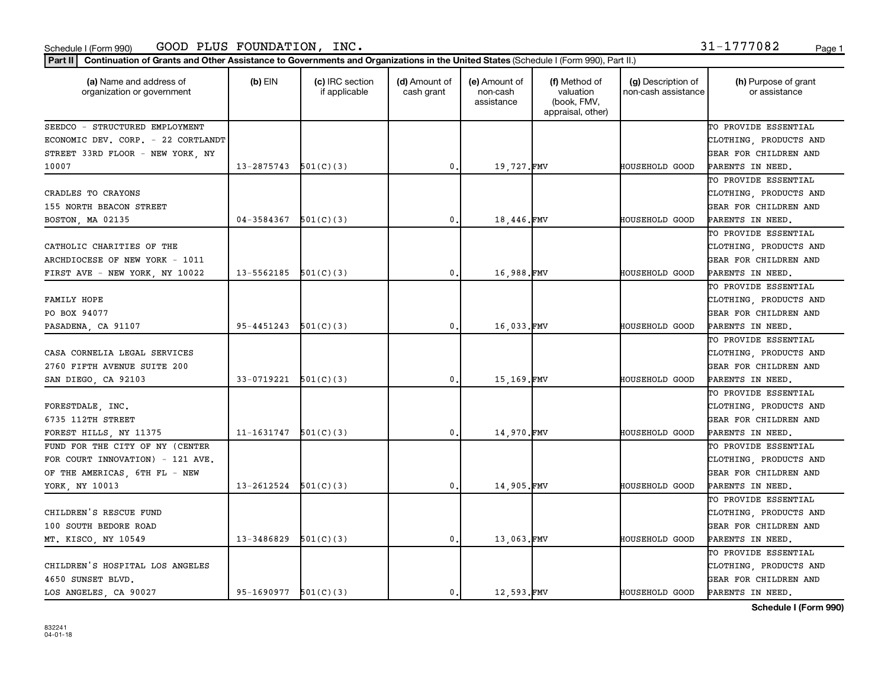Schedule I (Form 990) GOOD PLUS FOUNDATION, INC. 31-1777082

**Part II** **Continuation of Grants and Other Assistance to Governments and Organizations in the United States** (Schedule I (Form 990), Part II.)

| (a) Name and address of organization or government | (b) EIN | (c) IRC section if applicable | (d) Amount of cash grant | (e) Amount of non-cash assistance | (f) Method of valuation (book, FMV, appraisal, other) | (g) Description of non-cash assistance | (h) Purpose of grant or assistance |
|---|---|---|---|---|---|---|---|
| SEEDCO - STRUCTURED EMPLOYMENT ECONOMIC DEV. CORP. - 22 CORTLANDT STREET 33RD FLOOR - NEW YORK, NY 10007 | 13-2875743 | 501(C)(3) | 0. | 19,727. | FMV | HOUSEHOLD GOOD | TO PROVIDE ESSENTIAL CLOTHING, PRODUCTS AND GEAR FOR CHILDREN AND PARENTS IN NEED. |
| CRADLES TO CRAYONS 155 NORTH BEACON STREET BOSTON, MA 02135 | 04-3584367 | 501(C)(3) | 0. | 18,446. | FMV | HOUSEHOLD GOOD | TO PROVIDE ESSENTIAL CLOTHING, PRODUCTS AND GEAR FOR CHILDREN AND PARENTS IN NEED. |
| CATHOLIC CHARITIES OF THE ARCHDIOCESE OF NEW YORK - 1011 FIRST AVE - NEW YORK, NY 10022 | 13-5562185 | 501(C)(3) | 0. | 16,988. | FMV | HOUSEHOLD GOOD | TO PROVIDE ESSENTIAL CLOTHING, PRODUCTS AND GEAR FOR CHILDREN AND PARENTS IN NEED. |
| FAMILY HOPE PO BOX 94077 PASADENA, CA 91107 | 95-4451243 | 501(C)(3) | 0. | 16,033. | FMV | HOUSEHOLD GOOD | TO PROVIDE ESSENTIAL CLOTHING, PRODUCTS AND GEAR FOR CHILDREN AND PARENTS IN NEED. |
| CASA CORNELIA LEGAL SERVICES 2760 FIFTH AVENUE SUITE 200 SAN DIEGO, CA 92103 | 33-0719221 | 501(C)(3) | 0. | 15,169. | FMV | HOUSEHOLD GOOD | TO PROVIDE ESSENTIAL CLOTHING, PRODUCTS AND GEAR FOR CHILDREN AND PARENTS IN NEED. |
| FORESTDALE, INC. 6735 112TH STREET FOREST HILLS, NY 11375 | 11-1631747 | 501(C)(3) | 0. | 14,970. | FMV | HOUSEHOLD GOOD | TO PROVIDE ESSENTIAL CLOTHING, PRODUCTS AND GEAR FOR CHILDREN AND PARENTS IN NEED. |
| FUND FOR THE CITY OF NY (CENTER FOR COURT INNOVATION) - 121 AVE. OF THE AMERICAS, 6TH FL - NEW YORK, NY 10013 | 13-2612524 | 501(C)(3) | 0. | 14,905. | FMV | HOUSEHOLD GOOD | TO PROVIDE ESSENTIAL CLOTHING, PRODUCTS AND GEAR FOR CHILDREN AND PARENTS IN NEED. |
| CHILDREN'S RESCUE FUND 100 SOUTH BEDORE ROAD MT. KISCO, NY 10549 | 13-3486829 | 501(C)(3) | 0. | 13,063. | FMV | HOUSEHOLD GOOD | TO PROVIDE ESSENTIAL CLOTHING, PRODUCTS AND GEAR FOR CHILDREN AND PARENTS IN NEED. |
| CHILDREN'S HOSPITAL LOS ANGELES 4650 SUNSET BLVD. LOS ANGELES, CA 90027 | 95-1690977 | 501(C)(3) | 0. | 12,593. | FMV | HOUSEHOLD GOOD | TO PROVIDE ESSENTIAL CLOTHING, PRODUCTS AND GEAR FOR CHILDREN AND PARENTS IN NEED. |

832241
04-01-18

**Schedule I (Form 990)**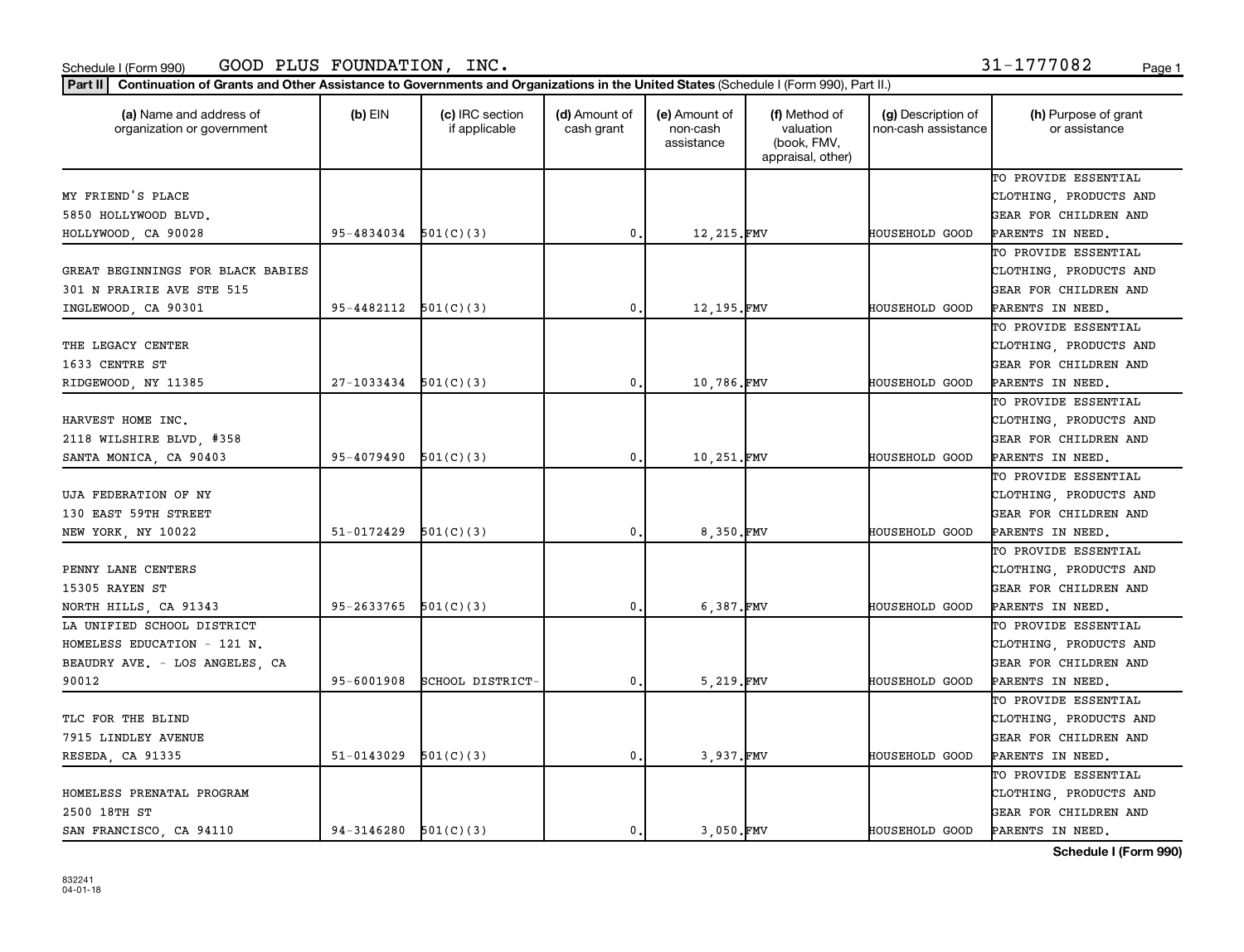Schedule I (Form 990) GOOD PLUS FOUNDATION, INC. 31-1777082

**Part II** **Continuation of Grants and Other Assistance to Governments and Organizations in the United States** (Schedule I (Form 990), Part II.)

| (a) Name and address of organization or government | (b) EIN | (c) IRC section if applicable | (d) Amount of cash grant | (e) Amount of non-cash assistance | (f) Method of valuation (book, FMV, appraisal, other) | (g) Description of non-cash assistance | (h) Purpose of grant or assistance |
|---|---|---|---|---|---|---|---|
| MY FRIEND'S PLACE 5850 HOLLYWOOD BLVD. HOLLYWOOD, CA 90028 | 95-4834034 | 501(C)(3) | 0. | 12,215. | FMV | HOUSEHOLD GOOD | TO PROVIDE ESSENTIAL CLOTHING, PRODUCTS AND GEAR FOR CHILDREN AND PARENTS IN NEED. |
| GREAT BEGINNINGS FOR BLACK BABIES 301 N PRAIRIE AVE STE 515 INGLEWOOD, CA 90301 | 95-4482112 | 501(C)(3) | 0. | 12,195. | FMV | HOUSEHOLD GOOD | TO PROVIDE ESSENTIAL CLOTHING, PRODUCTS AND GEAR FOR CHILDREN AND PARENTS IN NEED. |
| THE LEGACY CENTER 1633 CENTRE ST RIDGEWOOD, NY 11385 | 27-1033434 | 501(C)(3) | 0. | 10,786. | FMV | HOUSEHOLD GOOD | TO PROVIDE ESSENTIAL CLOTHING, PRODUCTS AND GEAR FOR CHILDREN AND PARENTS IN NEED. |
| HARVEST HOME INC. 2118 WILSHIRE BLVD, #358 SANTA MONICA, CA 90403 | 95-4079490 | 501(C)(3) | 0. | 10,251. | FMV | HOUSEHOLD GOOD | TO PROVIDE ESSENTIAL CLOTHING, PRODUCTS AND GEAR FOR CHILDREN AND PARENTS IN NEED. |
| UJA FEDERATION OF NY 130 EAST 59TH STREET NEW YORK, NY 10022 | 51-0172429 | 501(C)(3) | 0. | 8,350. | FMV | HOUSEHOLD GOOD | TO PROVIDE ESSENTIAL CLOTHING, PRODUCTS AND GEAR FOR CHILDREN AND PARENTS IN NEED. |
| PENNY LANE CENTERS 15305 RAYEN ST NORTH HILLS, CA 91343 | 95-2633765 | 501(C)(3) | 0. | 6,387. | FMV | HOUSEHOLD GOOD | TO PROVIDE ESSENTIAL CLOTHING, PRODUCTS AND GEAR FOR CHILDREN AND PARENTS IN NEED. |
| LA UNIFIED SCHOOL DISTRICT HOMELESS EDUCATION - 121 N. BEAUDRY AVE. - LOS ANGELES, CA 90012 | 95-6001908 | SCHOOL DISTRICT- | 0. | 5,219. | FMV | HOUSEHOLD GOOD | TO PROVIDE ESSENTIAL CLOTHING, PRODUCTS AND GEAR FOR CHILDREN AND PARENTS IN NEED. |
| TLC FOR THE BLIND 7915 LINDLEY AVENUE RESEDA, CA 91335 | 51-0143029 | 501(C)(3) | 0. | 3,937. | FMV | HOUSEHOLD GOOD | TO PROVIDE ESSENTIAL CLOTHING, PRODUCTS AND GEAR FOR CHILDREN AND PARENTS IN NEED. |
| HOMELESS PRENATAL PROGRAM 2500 18TH ST SAN FRANCISCO, CA 94110 | 94-3146280 | 501(C)(3) | 0. | 3,050. | FMV | HOUSEHOLD GOOD | TO PROVIDE ESSENTIAL CLOTHING, PRODUCTS AND GEAR FOR CHILDREN AND PARENTS IN NEED. |

**Schedule I (Form 990)**

832241
04-01-18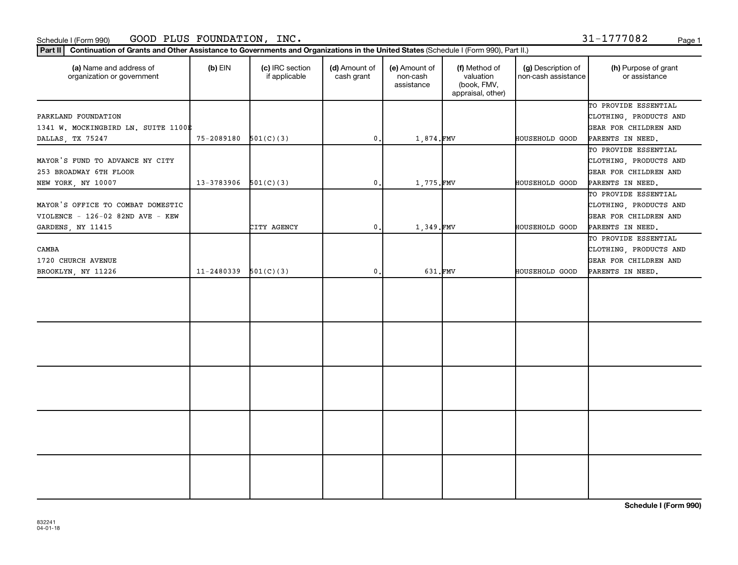Schedule I (Form 990) GOOD PLUS FOUNDATION, INC. 31-1777082

**Part II** **Continuation of Grants and Other Assistance to Governments and Organizations in the United States** (Schedule I (Form 990), Part II.)

| (a) Name and address of organization or government | (b) EIN | (c) IRC section if applicable | (d) Amount of cash grant | (e) Amount of non-cash assistance | (f) Method of valuation (book, FMV, appraisal, other) | (g) Description of non-cash assistance | (h) Purpose of grant or assistance |
|---|---|---|---|---|---|---|---|
| PARKLAND FOUNDATION 1341 W. MOCKINGBIRD LN. SUITE 1100E DALLAS, TX 75247 | 75-2089180 | 501(C)(3) | 0. | 1,874. | FMV | HOUSEHOLD GOOD | TO PROVIDE ESSENTIAL CLOTHING, PRODUCTS AND GEAR FOR CHILDREN AND PARENTS IN NEED. |
| MAYOR'S FUND TO ADVANCE NY CITY 253 BROADWAY 6TH FLOOR NEW YORK, NY 10007 | 13-3783906 | 501(C)(3) | 0. | 1,775. | FMV | HOUSEHOLD GOOD | TO PROVIDE ESSENTIAL CLOTHING, PRODUCTS AND GEAR FOR CHILDREN AND PARENTS IN NEED. |
| MAYOR'S OFFICE TO COMBAT DOMESTIC VIOLENCE - 126-02 82ND AVE - KEW GARDENS, NY 11415 | | CITY AGENCY | 0. | 1,349. | FMV | HOUSEHOLD GOOD | TO PROVIDE ESSENTIAL CLOTHING, PRODUCTS AND GEAR FOR CHILDREN AND PARENTS IN NEED. |
| CAMBA 1720 CHURCH AVENUE BROOKLYN, NY 11226 | 11-2480339 | 501(C)(3) | 0. | 631. | FMV | HOUSEHOLD GOOD | TO PROVIDE ESSENTIAL CLOTHING, PRODUCTS AND GEAR FOR CHILDREN AND PARENTS IN NEED. |
| | | | | | | | |
| | | | | | | | |
| | | | | | | | |
| | | | | | | | |
| | | | | | | | |

**Schedule I (Form 990)**

832241
04-01-18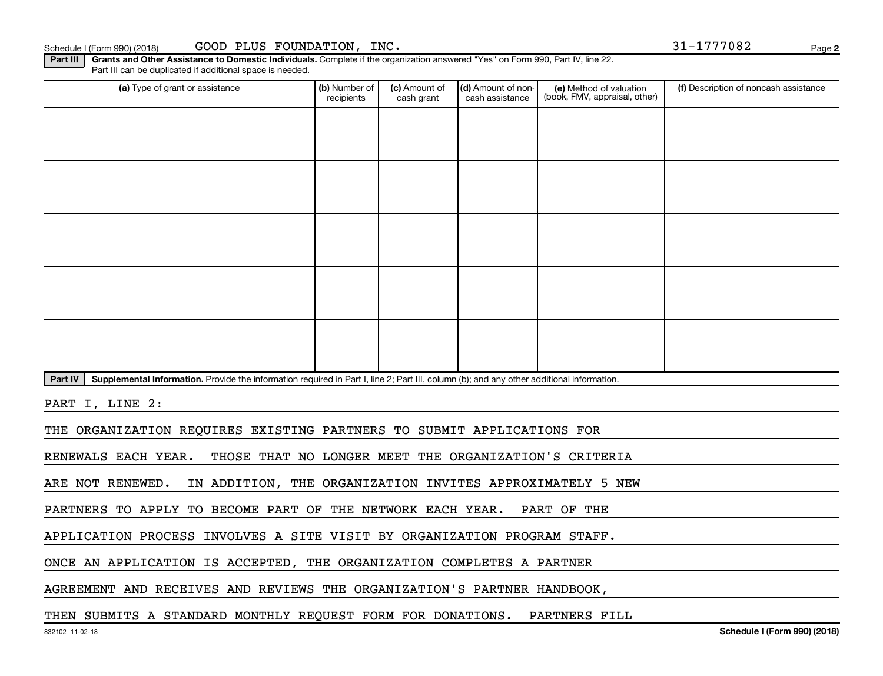Schedule I (Form 990) (2018) GOOD PLUS FOUNDATION, INC. 31-1777082

**Part III** **Grants and Other Assistance to Domestic Individuals.** Complete if the organization answered "Yes" on Form 990, Part IV, line 22. Part III can be duplicated if additional space is needed.

| (a) Type of grant or assistance | (b) Number of recipients | (c) Amount of cash grant | (d) Amount of non-cash assistance | (e) Method of valuation (book, FMV, appraisal, other) | (f) Description of noncash assistance |
|---|---|---|---|---|---|
| | | | | | |
| | | | | | |
| | | | | | |
| | | | | | |
| | | | | | |

**Part IV** **Supplemental Information.** Provide the information required in Part I, line 2; Part III, column (b); and any other additional information.

PART I, LINE 2:

THE ORGANIZATION REQUIRES EXISTING PARTNERS TO SUBMIT APPLICATIONS FOR RENEWALS EACH YEAR. THOSE THAT NO LONGER MEET THE ORGANIZATION'S CRITERIA ARE NOT RENEWED. IN ADDITION, THE ORGANIZATION INVITES APPROXIMATELY 5 NEW PARTNERS TO APPLY TO BECOME PART OF THE NETWORK EACH YEAR. PART OF THE APPLICATION PROCESS INVOLVES A SITE VISIT BY ORGANIZATION PROGRAM STAFF. ONCE AN APPLICATION IS ACCEPTED, THE ORGANIZATION COMPLETES A PARTNER AGREEMENT AND RECEIVES AND REVIEWS THE ORGANIZATION'S PARTNER HANDBOOK, THEN SUBMITS A STANDARD MONTHLY REQUEST FORM FOR DONATIONS. PARTNERS FILL

832102 11-02-18 Schedule I (Form 990) (2018)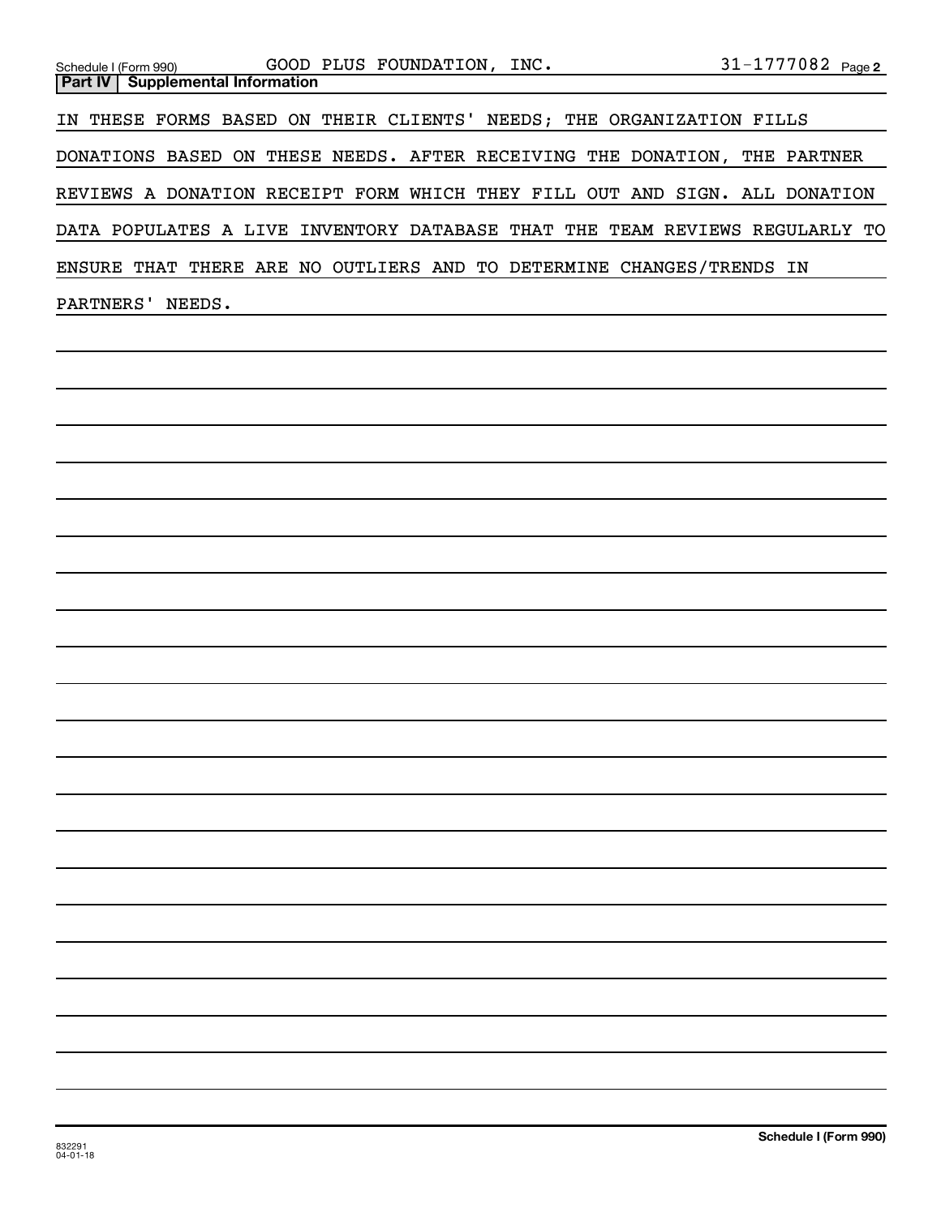Schedule I (Form 990) GOOD PLUS FOUNDATION, INC. 31-1777082 Page 2

**Part IV | Supplemental Information**

IN THESE FORMS BASED ON THEIR CLIENTS' NEEDS; THE ORGANIZATION FILLS DONATIONS BASED ON THESE NEEDS. AFTER RECEIVING THE DONATION, THE PARTNER REVIEWS A DONATION RECEIPT FORM WHICH THEY FILL OUT AND SIGN. ALL DONATION DATA POPULATES A LIVE INVENTORY DATABASE THAT THE TEAM REVIEWS REGULARLY TO ENSURE THAT THERE ARE NO OUTLIERS AND TO DETERMINE CHANGES/TRENDS IN PARTNERS' NEEDS.

832291
04-01-18

**Schedule I (Form 990)**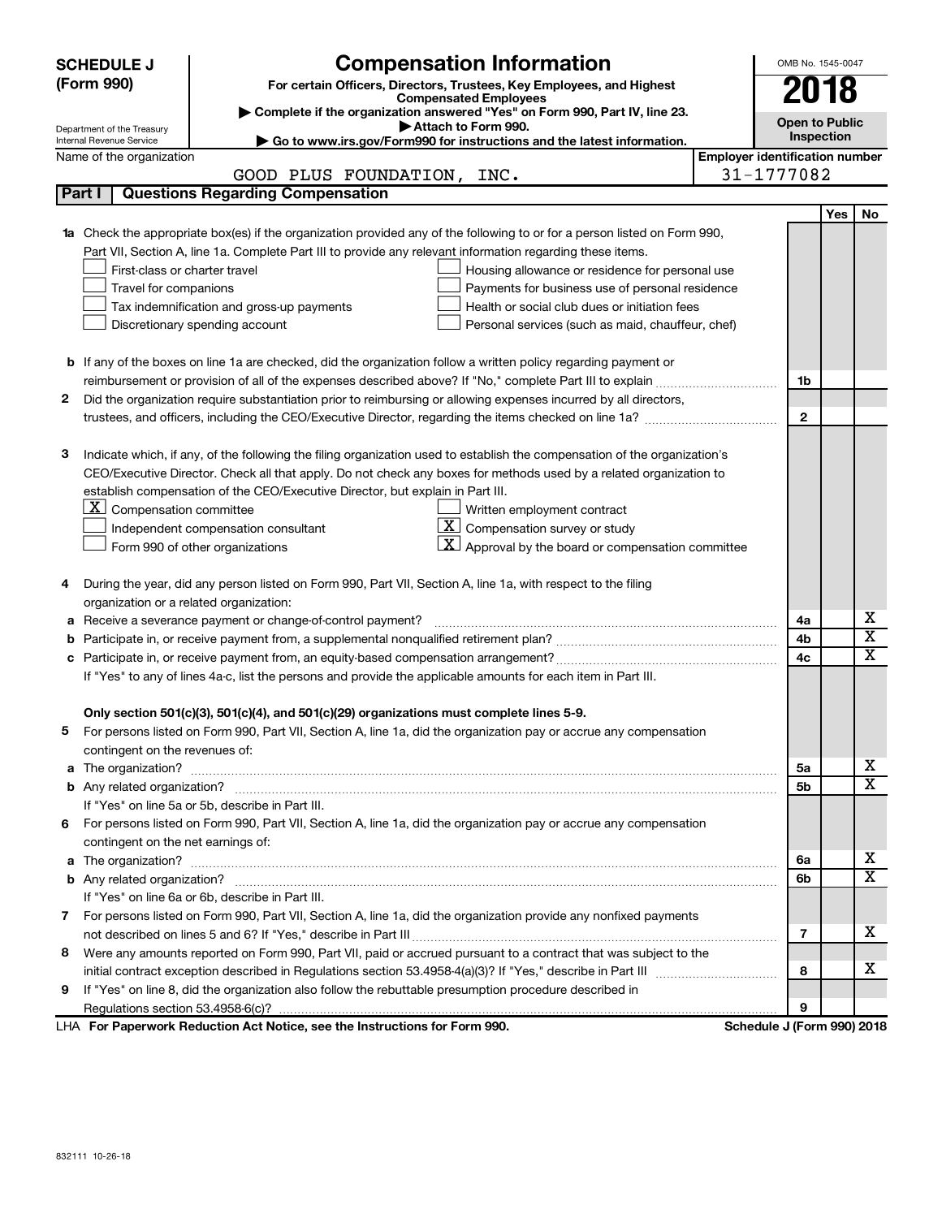**SCHEDULE J (Form 990)**

Department of the Treasury
Internal Revenue Service

# Compensation Information

**For certain Officers, Directors, Trustees, Key Employees, and Highest Compensated Employees**

▶ **Complete if the organization answered "Yes" on Form 990, Part IV, line 23.**

▶ **Attach to Form 990.**

▶ **Go to www.irs.gov/Form990 for instructions and the latest information.**

OMB No. 1545-0047

**2018**

**Open to Public Inspection**

Name of the organization: GOOD PLUS FOUNDATION, INC.

Employer identification number: 31-1777082

## Part I | Questions Regarding Compensation

| | | | Yes | No |
|---|---|---|---|---|
| **1a** | Check the appropriate box(es) if the organization provided any of the following to or for a person listed on Form 990, Part VII, Section A, line 1a. Complete Part III to provide any relevant information regarding these items.<br>☐ First-class or charter travel ☐ Housing allowance or residence for personal use<br>☐ Travel for companions ☐ Payments for business use of personal residence<br>☐ Tax indemnification and gross-up payments ☐ Health or social club dues or initiation fees<br>☐ Discretionary spending account ☐ Personal services (such as maid, chauffeur, chef) | | | |
| **b** | If any of the boxes on line 1a are checked, did the organization follow a written policy regarding payment or reimbursement or provision of all of the expenses described above? If "No," complete Part III to explain | 1b | | |
| **2** | Did the organization require substantiation prior to reimbursing or allowing expenses incurred by all directors, trustees, and officers, including the CEO/Executive Director, regarding the items checked on line 1a? | 2 | | |
| **3** | Indicate which, if any, of the following the filing organization used to establish the compensation of the organization's CEO/Executive Director. Check all that apply. Do not check any boxes for methods used by a related organization to establish compensation of the CEO/Executive Director, but explain in Part III.<br>☒ Compensation committee ☐ Written employment contract<br>☐ Independent compensation consultant ☒ Compensation survey or study<br>☐ Form 990 of other organizations ☒ Approval by the board or compensation committee | | | |
| **4** | During the year, did any person listed on Form 990, Part VII, Section A, line 1a, with respect to the filing organization or a related organization: | | | |
| **a** | Receive a severance payment or change-of-control payment? | 4a | | X |
| **b** | Participate in, or receive payment from, a supplemental nonqualified retirement plan? | 4b | | X |
| **c** | Participate in, or receive payment from, an equity-based compensation arrangement? | 4c | | X |
| | If "Yes" to any of lines 4a-c, list the persons and provide the applicable amounts for each item in Part III. | | | |
| | **Only section 501(c)(3), 501(c)(4), and 501(c)(29) organizations must complete lines 5-9.** | | | |
| **5** | For persons listed on Form 990, Part VII, Section A, line 1a, did the organization pay or accrue any compensation contingent on the revenues of: | | | |
| **a** | The organization? | 5a | | X |
| **b** | Any related organization? | 5b | | X |
| | If "Yes" on line 5a or 5b, describe in Part III. | | | |
| **6** | For persons listed on Form 990, Part VII, Section A, line 1a, did the organization pay or accrue any compensation contingent on the net earnings of: | | | |
| **a** | The organization? | 6a | | X |
| **b** | Any related organization? | 6b | | X |
| | If "Yes" on line 6a or 6b, describe in Part III. | | | |
| **7** | For persons listed on Form 990, Part VII, Section A, line 1a, did the organization provide any nonfixed payments not described on lines 5 and 6? If "Yes," describe in Part III | 7 | | X |
| **8** | Were any amounts reported on Form 990, Part VII, paid or accrued pursuant to a contract that was subject to the initial contract exception described in Regulations section 53.4958-4(a)(3)? If "Yes," describe in Part III | 8 | | X |
| **9** | If "Yes" on line 8, did the organization also follow the rebuttable presumption procedure described in Regulations section 53.4958-6(c)? | 9 | | |

LHA **For Paperwork Reduction Act Notice, see the Instructions for Form 990.** **Schedule J (Form 990) 2018**

832111 10-26-18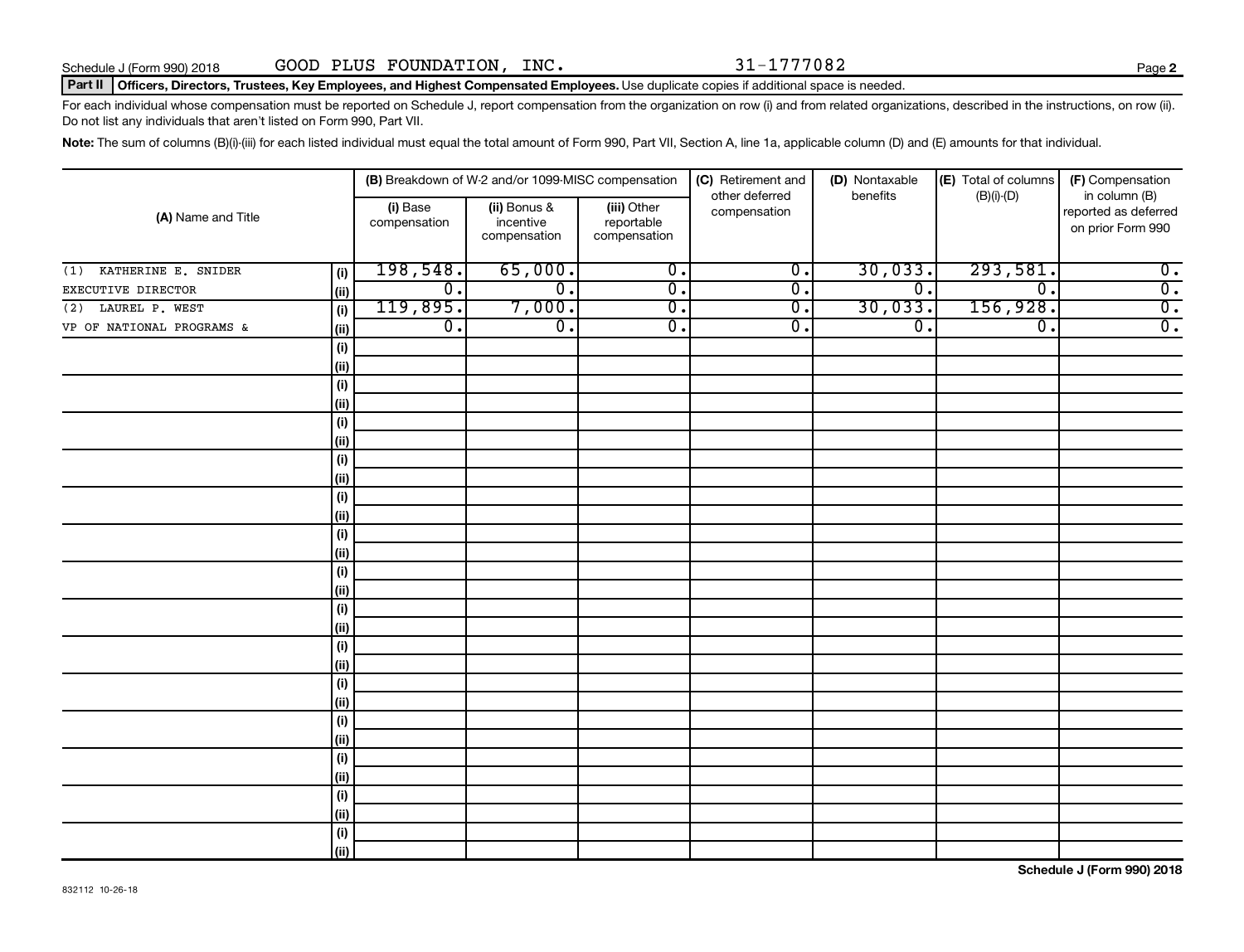Schedule J (Form 990) 2018 GOOD PLUS FOUNDATION, INC. 31-1777082 Page **2**

**Part II Officers, Directors, Trustees, Key Employees, and Highest Compensated Employees.** Use duplicate copies if additional space is needed.

For each individual whose compensation must be reported on Schedule J, report compensation from the organization on row (i) and from related organizations, described in the instructions, on row (ii). Do not list any individuals that aren't listed on Form 990, Part VII.

**Note:** The sum of columns (B)(i)-(iii) for each listed individual must equal the total amount of Form 990, Part VII, Section A, line 1a, applicable column (D) and (E) amounts for that individual.

| (A) Name and Title | | (B) Breakdown of W-2 and/or 1099-MISC compensation | | | (C) Retirement and other deferred compensation | (D) Nontaxable benefits | (E) Total of columns (B)(i)-(D) | (F) Compensation in column (B) reported as deferred on prior Form 990 |
|---|---|---|---|---|---|---|---|---|
| | | (i) Base compensation | (ii) Bonus & incentive compensation | (iii) Other reportable compensation | | | | |
| (1) KATHERINE E. SNIDER | (i) | 198,548. | 65,000. | 0. | 0. | 30,033. | 293,581. | 0. |
| EXECUTIVE DIRECTOR | (ii) | 0. | 0. | 0. | 0. | 0. | 0. | 0. |
| (2) LAUREL P. WEST | (i) | 119,895. | 7,000. | 0. | 0. | 30,033. | 156,928. | 0. |
| VP OF NATIONAL PROGRAMS & | (ii) | 0. | 0. | 0. | 0. | 0. | 0. | 0. |
| | (i) | | | | | | | |
| | (ii) | | | | | | | |
| | (i) | | | | | | | |
| | (ii) | | | | | | | |
| | (i) | | | | | | | |
| | (ii) | | | | | | | |
| | (i) | | | | | | | |
| | (ii) | | | | | | | |
| | (i) | | | | | | | |
| | (ii) | | | | | | | |
| | (i) | | | | | | | |
| | (ii) | | | | | | | |
| | (i) | | | | | | | |
| | (ii) | | | | | | | |
| | (i) | | | | | | | |
| | (ii) | | | | | | | |
| | (i) | | | | | | | |
| | (ii) | | | | | | | |
| | (i) | | | | | | | |
| | (ii) | | | | | | | |
| | (i) | | | | | | | |
| | (ii) | | | | | | | |
| | (i) | | | | | | | |
| | (ii) | | | | | | | |
| | (i) | | | | | | | |
| | (ii) | | | | | | | |
| | (i) | | | | | | | |
| | (ii) | | | | | | | |

832112 10-26-18 **Schedule J (Form 990) 2018**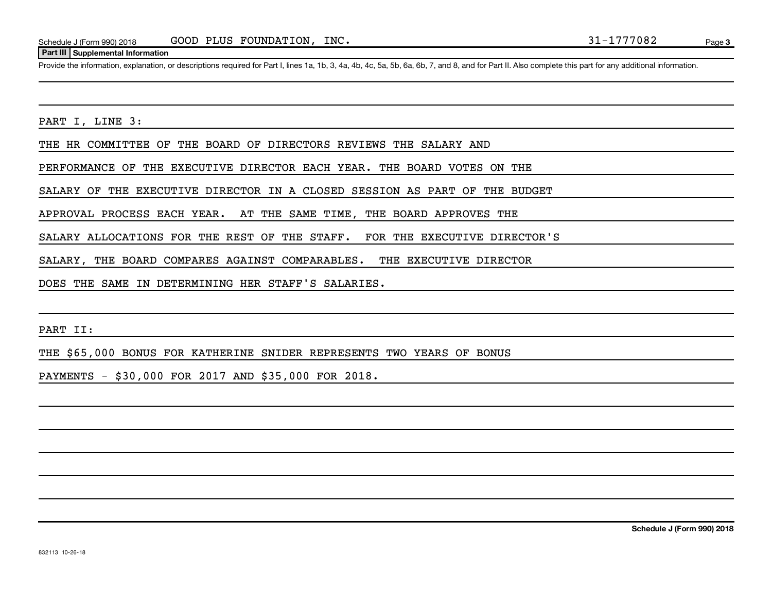**Part III Supplemental Information**

Provide the information, explanation, or descriptions required for Part I, lines 1a, 1b, 3, 4a, 4b, 4c, 5a, 5b, 6a, 6b, 7, and 8, and for Part II. Also complete this part for any additional information.

PART I, LINE 3:

THE HR COMMITTEE OF THE BOARD OF DIRECTORS REVIEWS THE SALARY AND PERFORMANCE OF THE EXECUTIVE DIRECTOR EACH YEAR. THE BOARD VOTES ON THE SALARY OF THE EXECUTIVE DIRECTOR IN A CLOSED SESSION AS PART OF THE BUDGET APPROVAL PROCESS EACH YEAR. AT THE SAME TIME, THE BOARD APPROVES THE SALARY ALLOCATIONS FOR THE REST OF THE STAFF. FOR THE EXECUTIVE DIRECTOR'S SALARY, THE BOARD COMPARES AGAINST COMPARABLES. THE EXECUTIVE DIRECTOR DOES THE SAME IN DETERMINING HER STAFF'S SALARIES.

PART II:

THE $65,000 BONUS FOR KATHERINE SNIDER REPRESENTS TWO YEARS OF BONUS PAYMENTS - $30,000 FOR 2017 AND $35,000 FOR 2018.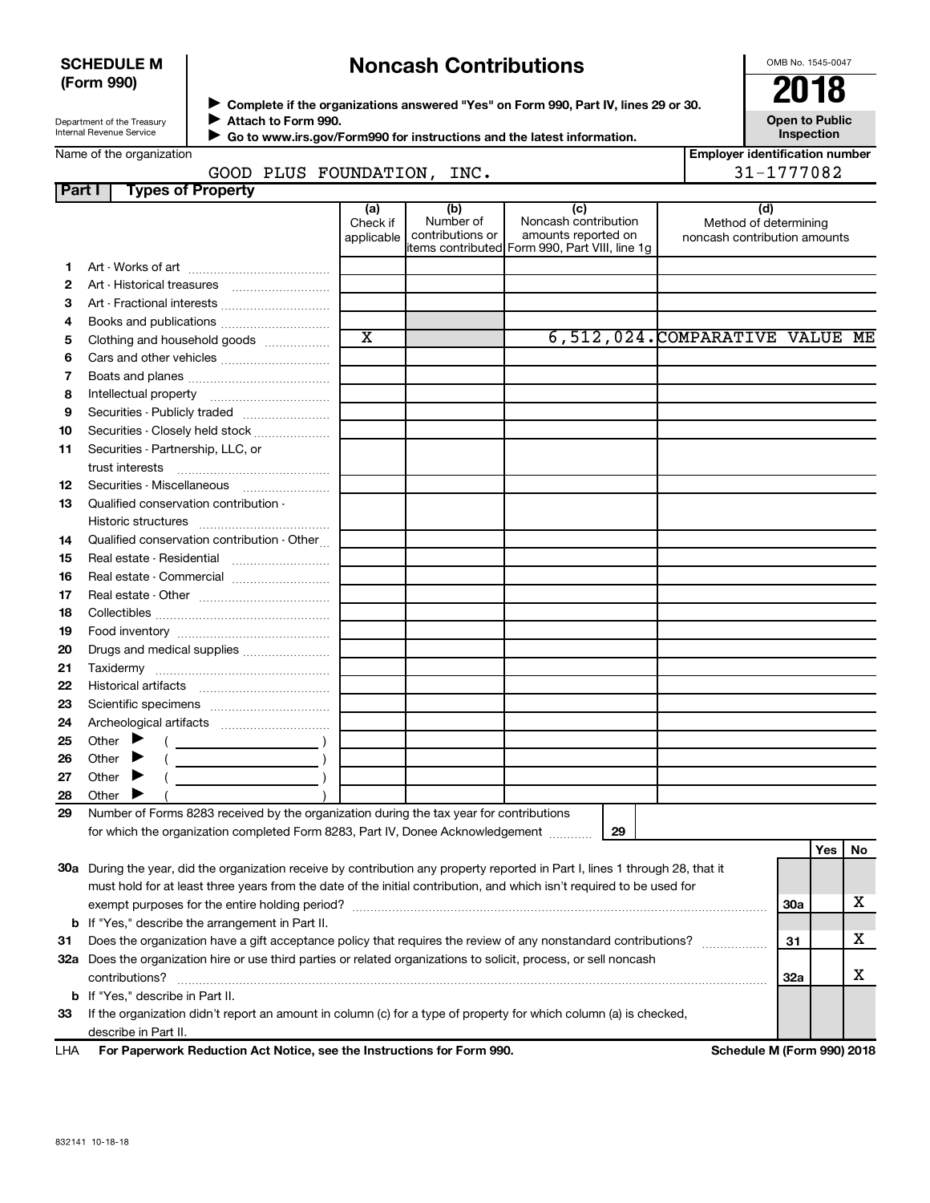**SCHEDULE M (Form 990)**

Department of the Treasury
Internal Revenue Service

# Noncash Contributions

▶ Complete if the organizations answered "Yes" on Form 990, Part IV, lines 29 or 30.
▶ Attach to Form 990.
▶ Go to www.irs.gov/Form990 for instructions and the latest information.

OMB No. 1545-0047

**2018**

**Open to Public Inspection**

Name of the organization: GOOD PLUS FOUNDATION, INC.

Employer identification number: 31-1777082

## Part I Types of Property

| | | (a) Check if applicable | (b) Number of contributions or items contributed | (c) Noncash contribution amounts reported on Form 990, Part VIII, line 1g | (d) Method of determining noncash contribution amounts |
|---|---|---|---|---|---|
| 1 | Art - Works of art | | | | |
| 2 | Art - Historical treasures | | | | |
| 3 | Art - Fractional interests | | | | |
| 4 | Books and publications | | | | |
| 5 | Clothing and household goods | X | | 6,512,024. | COMPARATIVE VALUE ME |
| 6 | Cars and other vehicles | | | | |
| 7 | Boats and planes | | | | |
| 8 | Intellectual property | | | | |
| 9 | Securities - Publicly traded | | | | |
| 10 | Securities - Closely held stock | | | | |
| 11 | Securities - Partnership, LLC, or trust interests | | | | |
| 12 | Securities - Miscellaneous | | | | |
| 13 | Qualified conservation contribution - Historic structures | | | | |
| 14 | Qualified conservation contribution - Other | | | | |
| 15 | Real estate - Residential | | | | |
| 16 | Real estate - Commercial | | | | |
| 17 | Real estate - Other | | | | |
| 18 | Collectibles | | | | |
| 19 | Food inventory | | | | |
| 20 | Drugs and medical supplies | | | | |
| 21 | Taxidermy | | | | |
| 22 | Historical artifacts | | | | |
| 23 | Scientific specimens | | | | |
| 24 | Archeological artifacts | | | | |
| 25 | Other ▶ ( ) | | | | |
| 26 | Other ▶ ( ) | | | | |
| 27 | Other ▶ ( ) | | | | |
| 28 | Other ▶ ( ) | | | | |

29 Number of Forms 8283 received by the organization during the tax year for contributions for which the organization completed Form 8283, Part IV, Donee Acknowledgement ..... **29**

| | | | Yes | No |
|---|---|---|---|---|
| 30a | During the year, did the organization receive by contribution any property reported in Part I, lines 1 through 28, that it must hold for at least three years from the date of the initial contribution, and which isn't required to be used for exempt purposes for the entire holding period? | 30a | | X |
| b | If "Yes," describe the arrangement in Part II. | | | |
| 31 | Does the organization have a gift acceptance policy that requires the review of any nonstandard contributions? | 31 | | X |
| 32a | Does the organization hire or use third parties or related organizations to solicit, process, or sell noncash contributions? | 32a | | X |
| b | If "Yes," describe in Part II. | | | |
| 33 | If the organization didn't report an amount in column (c) for a type of property for which column (a) is checked, describe in Part II. | | | |

LHA **For Paperwork Reduction Act Notice, see the Instructions for Form 990.** **Schedule M (Form 990) 2018**

832141 10-18-18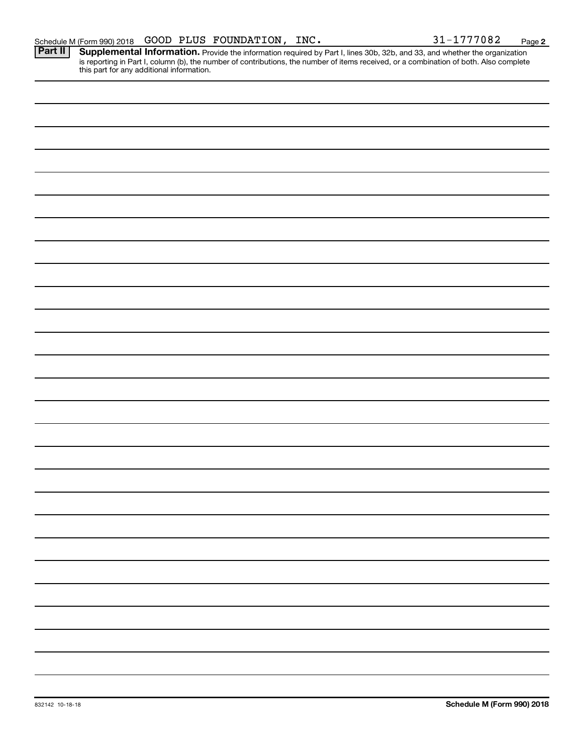Schedule M (Form 990) 2018 GOOD PLUS FOUNDATION, INC. 31-1777082

**Part II** **Supplemental Information.** Provide the information required by Part I, lines 30b, 32b, and 33, and whether the organization is reporting in Part I, column (b), the number of contributions, the number of items received, or a combination of both. Also complete this part for any additional information.

832142 10-18-18

**Schedule M (Form 990) 2018**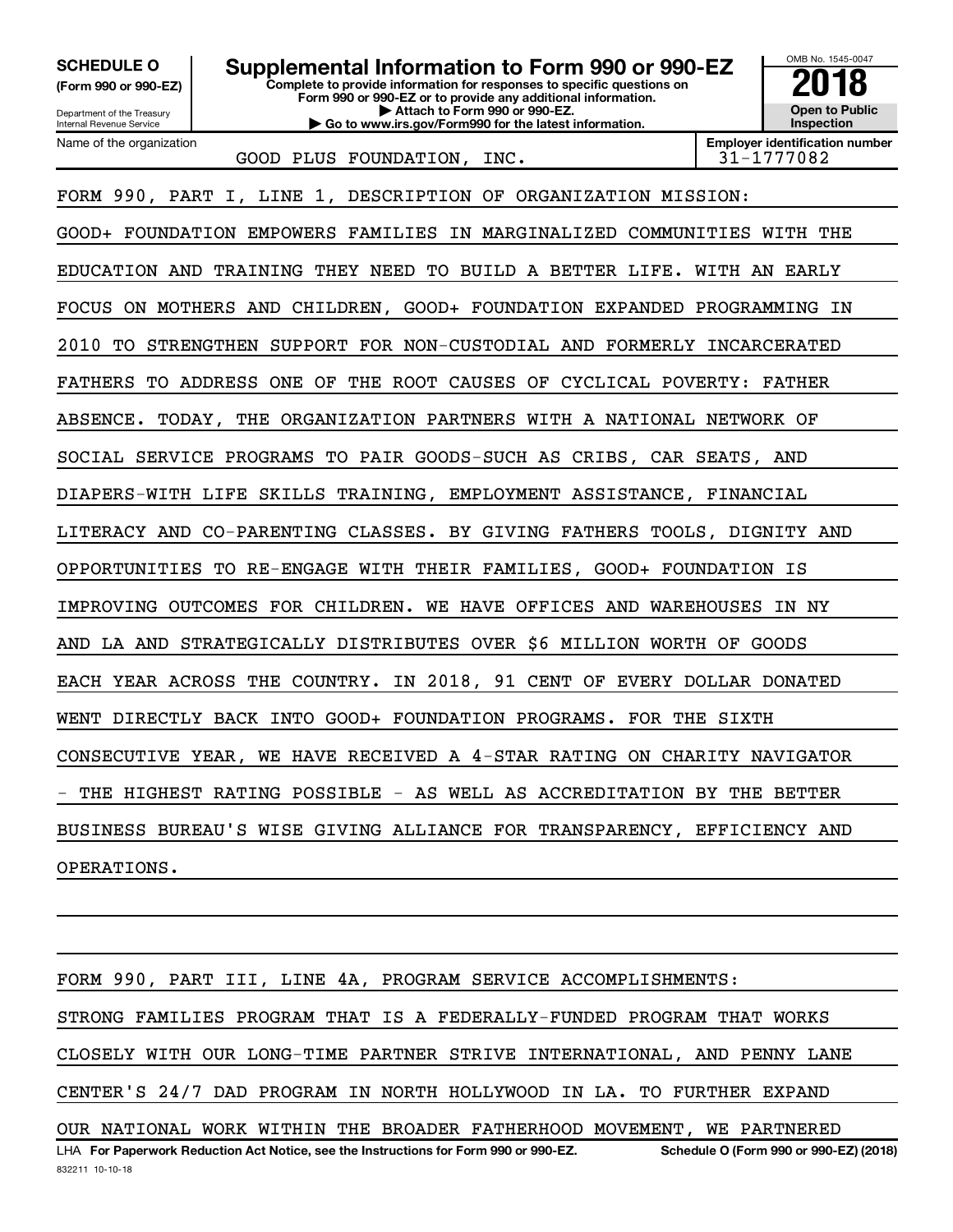**SCHEDULE O** (Form 990 or 990-EZ)

Department of the Treasury
Internal Revenue Service

# Supplemental Information to Form 990 or 990-EZ

**Complete to provide information for responses to specific questions on Form 990 or 990-EZ or to provide any additional information.**
**▶ Attach to Form 990 or 990-EZ.**
**▶ Go to www.irs.gov/Form990 for the latest information.**

OMB No. 1545-0047
**2018**
**Open to Public Inspection**

Name of the organization: GOOD PLUS FOUNDATION, INC.
Employer identification number: 31-1777082

FORM 990, PART I, LINE 1, DESCRIPTION OF ORGANIZATION MISSION:

GOOD+ FOUNDATION EMPOWERS FAMILIES IN MARGINALIZED COMMUNITIES WITH THE EDUCATION AND TRAINING THEY NEED TO BUILD A BETTER LIFE. WITH AN EARLY FOCUS ON MOTHERS AND CHILDREN, GOOD+ FOUNDATION EXPANDED PROGRAMMING IN 2010 TO STRENGTHEN SUPPORT FOR NON-CUSTODIAL AND FORMERLY INCARCERATED FATHERS TO ADDRESS ONE OF THE ROOT CAUSES OF CYCLICAL POVERTY: FATHER ABSENCE. TODAY, THE ORGANIZATION PARTNERS WITH A NATIONAL NETWORK OF SOCIAL SERVICE PROGRAMS TO PAIR GOODS-SUCH AS CRIBS, CAR SEATS, AND DIAPERS-WITH LIFE SKILLS TRAINING, EMPLOYMENT ASSISTANCE, FINANCIAL LITERACY AND CO-PARENTING CLASSES. BY GIVING FATHERS TOOLS, DIGNITY AND OPPORTUNITIES TO RE-ENGAGE WITH THEIR FAMILIES, GOOD+ FOUNDATION IS IMPROVING OUTCOMES FOR CHILDREN. WE HAVE OFFICES AND WAREHOUSES IN NY AND LA AND STRATEGICALLY DISTRIBUTES OVER $6 MILLION WORTH OF GOODS EACH YEAR ACROSS THE COUNTRY. IN 2018, 91 CENT OF EVERY DOLLAR DONATED WENT DIRECTLY BACK INTO GOOD+ FOUNDATION PROGRAMS. FOR THE SIXTH CONSECUTIVE YEAR, WE HAVE RECEIVED A 4-STAR RATING ON CHARITY NAVIGATOR - THE HIGHEST RATING POSSIBLE - AS WELL AS ACCREDITATION BY THE BETTER BUSINESS BUREAU'S WISE GIVING ALLIANCE FOR TRANSPARENCY, EFFICIENCY AND OPERATIONS.

FORM 990, PART III, LINE 4A, PROGRAM SERVICE ACCOMPLISHMENTS:

STRONG FAMILIES PROGRAM THAT IS A FEDERALLY-FUNDED PROGRAM THAT WORKS CLOSELY WITH OUR LONG-TIME PARTNER STRIVE INTERNATIONAL, AND PENNY LANE CENTER'S 24/7 DAD PROGRAM IN NORTH HOLLYWOOD IN LA. TO FURTHER EXPAND OUR NATIONAL WORK WITHIN THE BROADER FATHERHOOD MOVEMENT, WE PARTNERED

LHA **For Paperwork Reduction Act Notice, see the Instructions for Form 990 or 990-EZ.** **Schedule O (Form 990 or 990-EZ) (2018)**

832211 10-10-18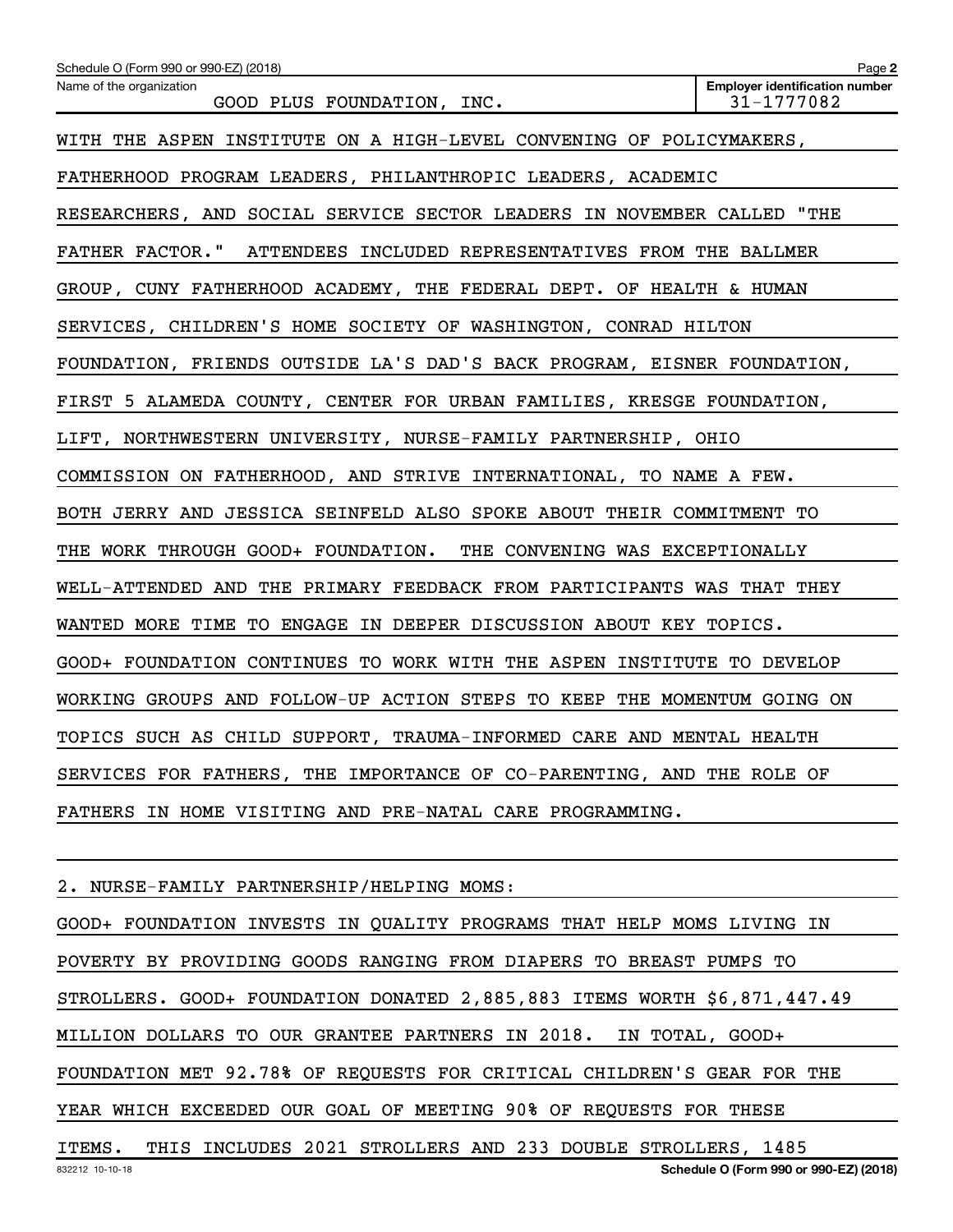Name of the organization: GOOD PLUS FOUNDATION, INC.

Employer identification number: 31-1777082

WITH THE ASPEN INSTITUTE ON A HIGH-LEVEL CONVENING OF POLICYMAKERS, FATHERHOOD PROGRAM LEADERS, PHILANTHROPIC LEADERS, ACADEMIC RESEARCHERS, AND SOCIAL SERVICE SECTOR LEADERS IN NOVEMBER CALLED "THE FATHER FACTOR." ATTENDEES INCLUDED REPRESENTATIVES FROM THE BALLMER GROUP, CUNY FATHERHOOD ACADEMY, THE FEDERAL DEPT. OF HEALTH & HUMAN SERVICES, CHILDREN'S HOME SOCIETY OF WASHINGTON, CONRAD HILTON FOUNDATION, FRIENDS OUTSIDE LA'S DAD'S BACK PROGRAM, EISNER FOUNDATION, FIRST 5 ALAMEDA COUNTY, CENTER FOR URBAN FAMILIES, KRESGE FOUNDATION, LIFT, NORTHWESTERN UNIVERSITY, NURSE-FAMILY PARTNERSHIP, OHIO COMMISSION ON FATHERHOOD, AND STRIVE INTERNATIONAL, TO NAME A FEW. BOTH JERRY AND JESSICA SEINFELD ALSO SPOKE ABOUT THEIR COMMITMENT TO THE WORK THROUGH GOOD+ FOUNDATION. THE CONVENING WAS EXCEPTIONALLY WELL-ATTENDED AND THE PRIMARY FEEDBACK FROM PARTICIPANTS WAS THAT THEY WANTED MORE TIME TO ENGAGE IN DEEPER DISCUSSION ABOUT KEY TOPICS. GOOD+ FOUNDATION CONTINUES TO WORK WITH THE ASPEN INSTITUTE TO DEVELOP WORKING GROUPS AND FOLLOW-UP ACTION STEPS TO KEEP THE MOMENTUM GOING ON TOPICS SUCH AS CHILD SUPPORT, TRAUMA-INFORMED CARE AND MENTAL HEALTH SERVICES FOR FATHERS, THE IMPORTANCE OF CO-PARENTING, AND THE ROLE OF FATHERS IN HOME VISITING AND PRE-NATAL CARE PROGRAMMING.

2. NURSE-FAMILY PARTNERSHIP/HELPING MOMS:

GOOD+ FOUNDATION INVESTS IN QUALITY PROGRAMS THAT HELP MOMS LIVING IN POVERTY BY PROVIDING GOODS RANGING FROM DIAPERS TO BREAST PUMPS TO STROLLERS. GOOD+ FOUNDATION DONATED 2,885,883 ITEMS WORTH $6,871,447.49 MILLION DOLLARS TO OUR GRANTEE PARTNERS IN 2018. IN TOTAL, GOOD+ FOUNDATION MET 92.78% OF REQUESTS FOR CRITICAL CHILDREN'S GEAR FOR THE YEAR WHICH EXCEEDED OUR GOAL OF MEETING 90% OF REQUESTS FOR THESE ITEMS. THIS INCLUDES 2021 STROLLERS AND 233 DOUBLE STROLLERS, 1485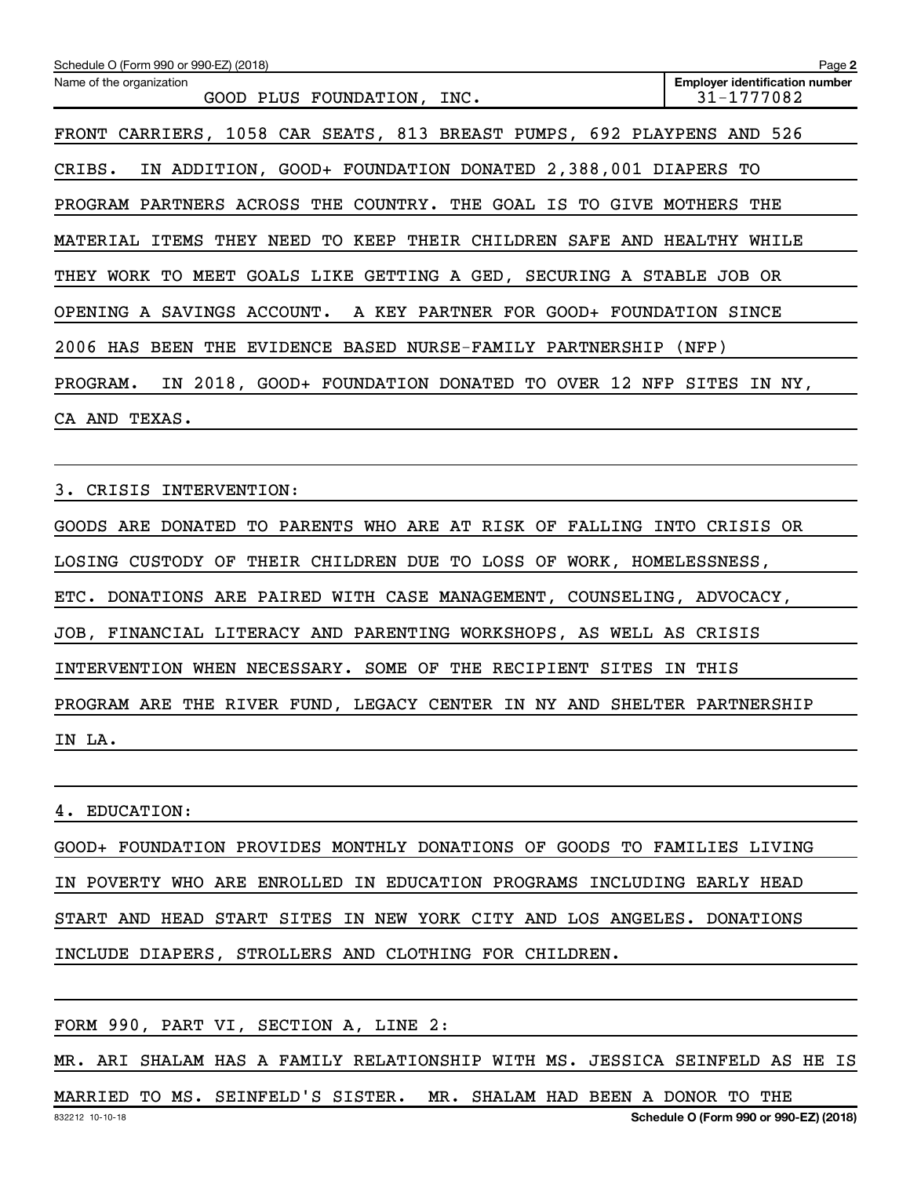Schedule O (Form 990 or 990-EZ) (2018) Page **2**

| Name of the organization | Employer identification number |
|---|---|
| GOOD PLUS FOUNDATION, INC. | 31-1777082 |

FRONT CARRIERS, 1058 CAR SEATS, 813 BREAST PUMPS, 692 PLAYPENS AND 526 CRIBS. IN ADDITION, GOOD+ FOUNDATION DONATED 2,388,001 DIAPERS TO PROGRAM PARTNERS ACROSS THE COUNTRY. THE GOAL IS TO GIVE MOTHERS THE MATERIAL ITEMS THEY NEED TO KEEP THEIR CHILDREN SAFE AND HEALTHY WHILE THEY WORK TO MEET GOALS LIKE GETTING A GED, SECURING A STABLE JOB OR OPENING A SAVINGS ACCOUNT. A KEY PARTNER FOR GOOD+ FOUNDATION SINCE 2006 HAS BEEN THE EVIDENCE BASED NURSE-FAMILY PARTNERSHIP (NFP) PROGRAM. IN 2018, GOOD+ FOUNDATION DONATED TO OVER 12 NFP SITES IN NY, CA AND TEXAS.

3. CRISIS INTERVENTION:

GOODS ARE DONATED TO PARENTS WHO ARE AT RISK OF FALLING INTO CRISIS OR LOSING CUSTODY OF THEIR CHILDREN DUE TO LOSS OF WORK, HOMELESSNESS, ETC. DONATIONS ARE PAIRED WITH CASE MANAGEMENT, COUNSELING, ADVOCACY, JOB, FINANCIAL LITERACY AND PARENTING WORKSHOPS, AS WELL AS CRISIS INTERVENTION WHEN NECESSARY. SOME OF THE RECIPIENT SITES IN THIS PROGRAM ARE THE RIVER FUND, LEGACY CENTER IN NY AND SHELTER PARTNERSHIP IN LA.

4. EDUCATION:

GOOD+ FOUNDATION PROVIDES MONTHLY DONATIONS OF GOODS TO FAMILIES LIVING IN POVERTY WHO ARE ENROLLED IN EDUCATION PROGRAMS INCLUDING EARLY HEAD START AND HEAD START SITES IN NEW YORK CITY AND LOS ANGELES. DONATIONS INCLUDE DIAPERS, STROLLERS AND CLOTHING FOR CHILDREN.

FORM 990, PART VI, SECTION A, LINE 2:

MR. ARI SHALAM HAS A FAMILY RELATIONSHIP WITH MS. JESSICA SEINFELD AS HE IS MARRIED TO MS. SEINFELD'S SISTER. MR. SHALAM HAD BEEN A DONOR TO THE

832212 10-10-18 **Schedule O (Form 990 or 990-EZ) (2018)**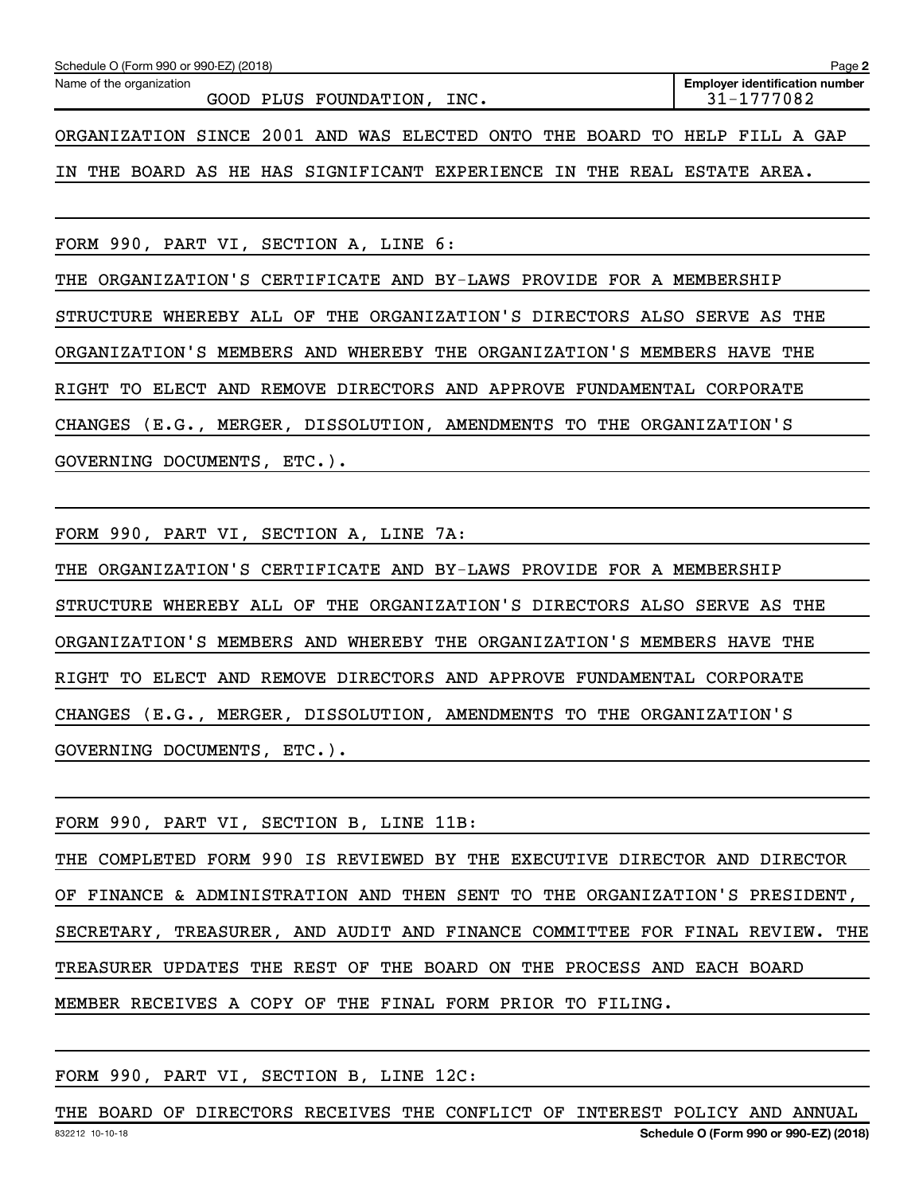Name of the organization: GOOD PLUS FOUNDATION, INC.

Employer identification number: 31-1777082

ORGANIZATION SINCE 2001 AND WAS ELECTED ONTO THE BOARD TO HELP FILL A GAP IN THE BOARD AS HE HAS SIGNIFICANT EXPERIENCE IN THE REAL ESTATE AREA.

FORM 990, PART VI, SECTION A, LINE 6:

THE ORGANIZATION'S CERTIFICATE AND BY-LAWS PROVIDE FOR A MEMBERSHIP STRUCTURE WHEREBY ALL OF THE ORGANIZATION'S DIRECTORS ALSO SERVE AS THE ORGANIZATION'S MEMBERS AND WHEREBY THE ORGANIZATION'S MEMBERS HAVE THE RIGHT TO ELECT AND REMOVE DIRECTORS AND APPROVE FUNDAMENTAL CORPORATE CHANGES (E.G., MERGER, DISSOLUTION, AMENDMENTS TO THE ORGANIZATION'S GOVERNING DOCUMENTS, ETC.).

FORM 990, PART VI, SECTION A, LINE 7A:

THE ORGANIZATION'S CERTIFICATE AND BY-LAWS PROVIDE FOR A MEMBERSHIP STRUCTURE WHEREBY ALL OF THE ORGANIZATION'S DIRECTORS ALSO SERVE AS THE ORGANIZATION'S MEMBERS AND WHEREBY THE ORGANIZATION'S MEMBERS HAVE THE RIGHT TO ELECT AND REMOVE DIRECTORS AND APPROVE FUNDAMENTAL CORPORATE CHANGES (E.G., MERGER, DISSOLUTION, AMENDMENTS TO THE ORGANIZATION'S GOVERNING DOCUMENTS, ETC.).

FORM 990, PART VI, SECTION B, LINE 11B:

THE COMPLETED FORM 990 IS REVIEWED BY THE EXECUTIVE DIRECTOR AND DIRECTOR OF FINANCE & ADMINISTRATION AND THEN SENT TO THE ORGANIZATION'S PRESIDENT, SECRETARY, TREASURER, AND AUDIT AND FINANCE COMMITTEE FOR FINAL REVIEW. THE TREASURER UPDATES THE REST OF THE BOARD ON THE PROCESS AND EACH BOARD MEMBER RECEIVES A COPY OF THE FINAL FORM PRIOR TO FILING.

FORM 990, PART VI, SECTION B, LINE 12C:

THE BOARD OF DIRECTORS RECEIVES THE CONFLICT OF INTEREST POLICY AND ANNUAL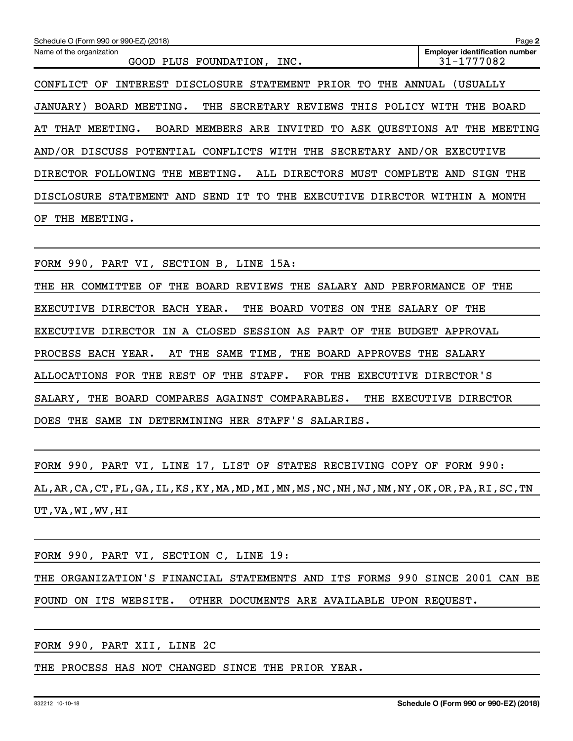Schedule O (Form 990 or 990-EZ) (2018)

Name of the organization: GOOD PLUS FOUNDATION, INC.

Employer identification number: 31-1777082

CONFLICT OF INTEREST DISCLOSURE STATEMENT PRIOR TO THE ANNUAL (USUALLY JANUARY) BOARD MEETING. THE SECRETARY REVIEWS THIS POLICY WITH THE BOARD AT THAT MEETING. BOARD MEMBERS ARE INVITED TO ASK QUESTIONS AT THE MEETING AND/OR DISCUSS POTENTIAL CONFLICTS WITH THE SECRETARY AND/OR EXECUTIVE DIRECTOR FOLLOWING THE MEETING. ALL DIRECTORS MUST COMPLETE AND SIGN THE DISCLOSURE STATEMENT AND SEND IT TO THE EXECUTIVE DIRECTOR WITHIN A MONTH OF THE MEETING.

FORM 990, PART VI, SECTION B, LINE 15A:

THE HR COMMITTEE OF THE BOARD REVIEWS THE SALARY AND PERFORMANCE OF THE EXECUTIVE DIRECTOR EACH YEAR. THE BOARD VOTES ON THE SALARY OF THE EXECUTIVE DIRECTOR IN A CLOSED SESSION AS PART OF THE BUDGET APPROVAL PROCESS EACH YEAR. AT THE SAME TIME, THE BOARD APPROVES THE SALARY ALLOCATIONS FOR THE REST OF THE STAFF. FOR THE EXECUTIVE DIRECTOR'S SALARY, THE BOARD COMPARES AGAINST COMPARABLES. THE EXECUTIVE DIRECTOR DOES THE SAME IN DETERMINING HER STAFF'S SALARIES.

FORM 990, PART VI, LINE 17, LIST OF STATES RECEIVING COPY OF FORM 990:

AL,AR,CA,CT,FL,GA,IL,KS,KY,MA,MD,MI,MN,MS,NC,NH,NJ,NM,NY,OK,OR,PA,RI,SC,TN UT,VA,WI,WV,HI

FORM 990, PART VI, SECTION C, LINE 19:

THE ORGANIZATION'S FINANCIAL STATEMENTS AND ITS FORMS 990 SINCE 2001 CAN BE FOUND ON ITS WEBSITE. OTHER DOCUMENTS ARE AVAILABLE UPON REQUEST.

FORM 990, PART XII, LINE 2C

THE PROCESS HAS NOT CHANGED SINCE THE PRIOR YEAR.